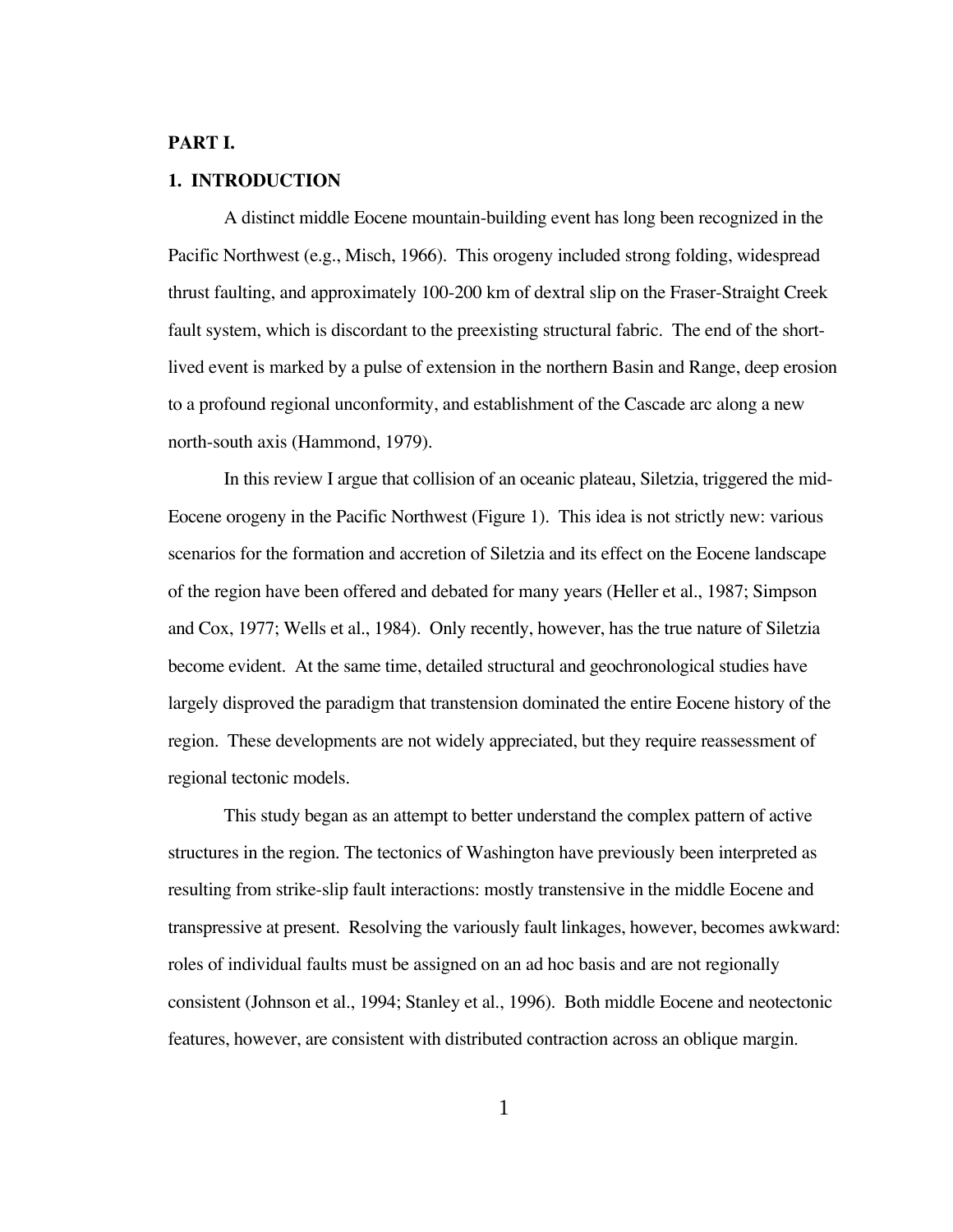**PART I.**

## 1. INTRODUCTION

A distinct middle Eocene mountain-building event has long been recognized in the Pacific Northwest (e.g., Misch, 1966). This orogeny included strong folding, widespread thrust faulting, and approximately 100-200 km of dextral slip on the Fraser-Straight Creek fault system, which is discordant to the preexisting structural fabric. The end of the short-lived event is marked by a pulse of extension in the northern Basin and Range, deep erosion to a profound regional unconformity, and establishment of the Cascade arc along a new north-south axis (Hammond, 1979).

In this review I argue that collision of an oceanic plateau, Siletzia, triggered the mid-Eocene orogeny in the Pacific Northwest (Figure 1). This idea is not strictly new: various scenarios for the formation and accretion of Siletzia and its effect on the Eocene landscape of the region have been offered and debated for many years (Heller et al., 1987; Simpson and Cox, 1977; Wells et al., 1984). Only recently, however, has the true nature of Siletzia become evident. At the same time, detailed structural and geochronological studies have largely disproved the paradigm that transtension dominated the entire Eocene history of the region. These developments are not widely appreciated, but they require reassessment of regional tectonic models.

This study began as an attempt to better understand the complex pattern of active structures in the region. The tectonics of Washington have previously been interpreted as resulting from strike-slip fault interactions: mostly transtensive in the middle Eocene and transpressive at present. Resolving the variously fault linkages, however, becomes awkward: roles of individual faults must be assigned on an ad hoc basis and are not regionally consistent (Johnson et al., 1994; Stanley et al., 1996). Both middle Eocene and neotectonic features, however, are consistent with distributed contraction across an oblique margin.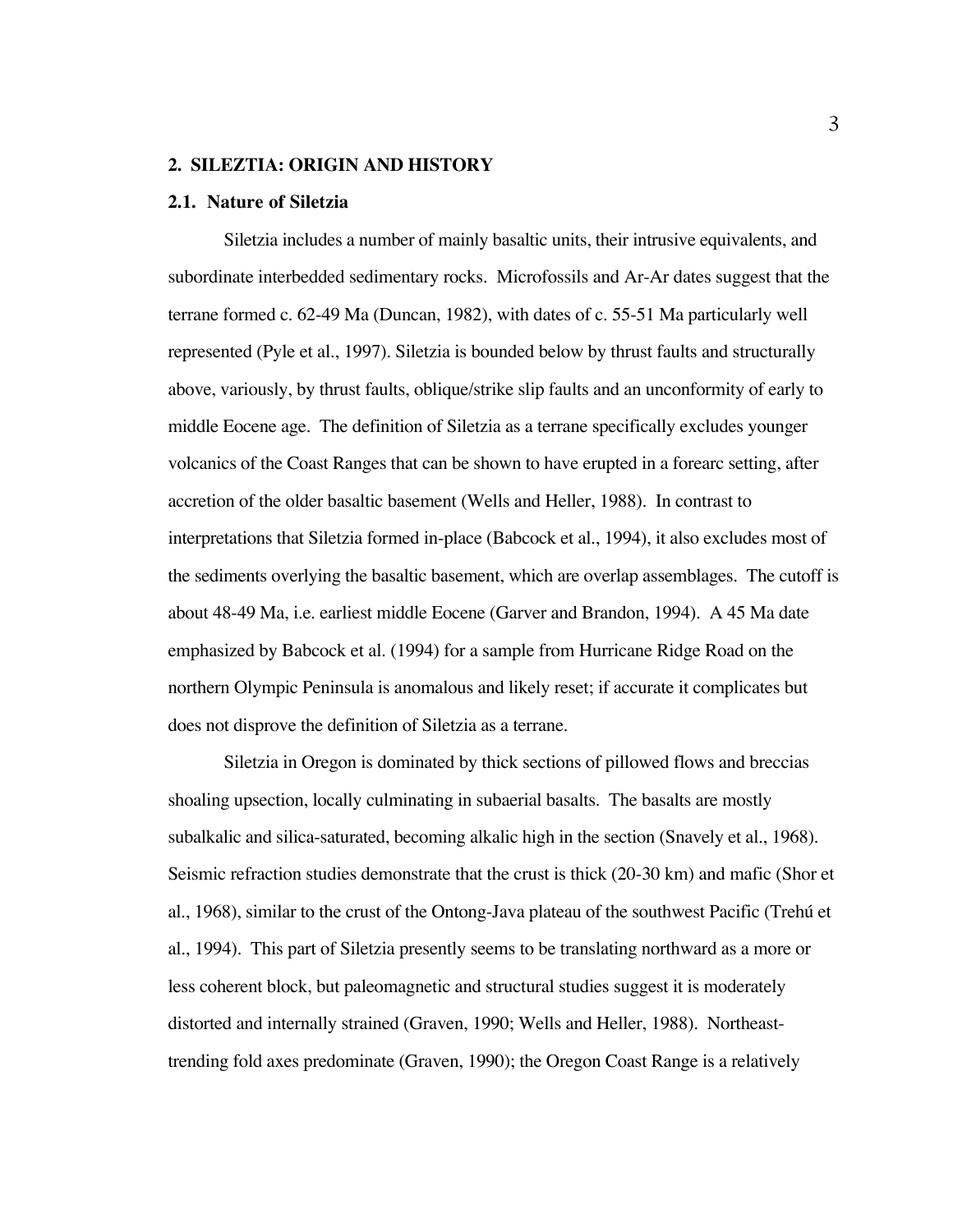## 2. SILEZTIA: ORIGIN AND HISTORY

### 2.1. Nature of Siletzia

Siletzia includes a number of mainly basaltic units, their intrusive equivalents, and subordinate interbedded sedimentary rocks. Microfossils and Ar-Ar dates suggest that the terrane formed c. 62-49 Ma (Duncan, 1982), with dates of c. 55-51 Ma particularly well represented (Pyle et al., 1997). Siletzia is bounded below by thrust faults and structurally above, variously, by thrust faults, oblique/strike slip faults and an unconformity of early to middle Eocene age. The definition of Siletzia as a terrane specifically excludes younger volcanics of the Coast Ranges that can be shown to have erupted in a forearc setting, after accretion of the older basaltic basement (Wells and Heller, 1988). In contrast to interpretations that Siletzia formed in-place (Babcock et al., 1994), it also excludes most of the sediments overlying the basaltic basement, which are overlap assemblages. The cutoff is about 48-49 Ma, i.e. earliest middle Eocene (Garver and Brandon, 1994). A 45 Ma date emphasized by Babcock et al. (1994) for a sample from Hurricane Ridge Road on the northern Olympic Peninsula is anomalous and likely reset; if accurate it complicates but does not disprove the definition of Siletzia as a terrane.

Siletzia in Oregon is dominated by thick sections of pillowed flows and breccias shoaling upsection, locally culminating in subaerial basalts. The basalts are mostly subalkalic and silica-saturated, becoming alkalic high in the section (Snavely et al., 1968). Seismic refraction studies demonstrate that the crust is thick (20-30 km) and mafic (Shor et al., 1968), similar to the crust of the Ontong-Java plateau of the southwest Pacific (Trehú et al., 1994). This part of Siletzia presently seems to be translating northward as a more or less coherent block, but paleomagnetic and structural studies suggest it is moderately distorted and internally strained (Graven, 1990; Wells and Heller, 1988). Northeast-trending fold axes predominate (Graven, 1990); the Oregon Coast Range is a relatively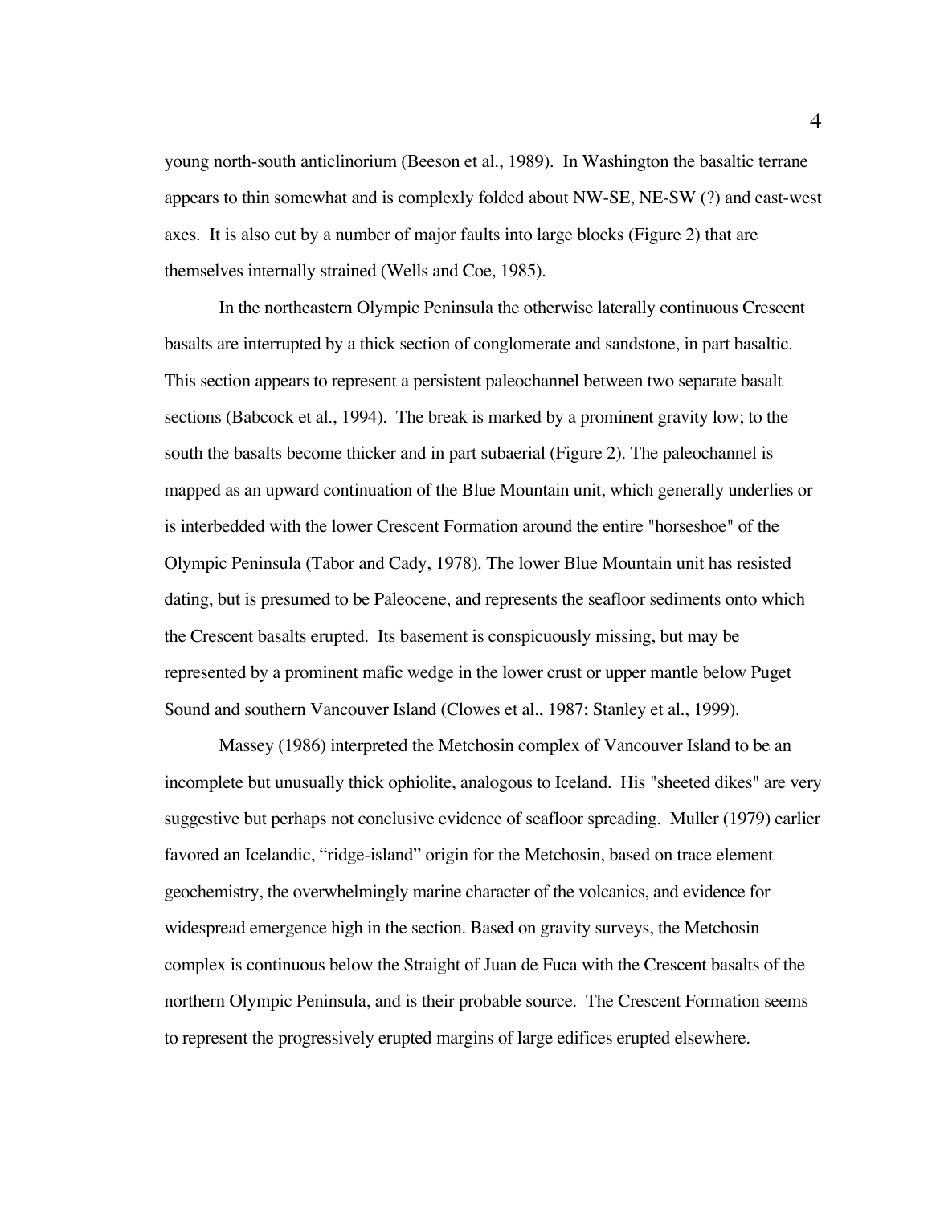young north-south anticlinorium (Beeson et al., 1989). In Washington the basaltic terrane appears to thin somewhat and is complexly folded about NW-SE, NE-SW (?) and east-west axes. It is also cut by a number of major faults into large blocks (Figure 2) that are themselves internally strained (Wells and Coe, 1985).

In the northeastern Olympic Peninsula the otherwise laterally continuous Crescent basalts are interrupted by a thick section of conglomerate and sandstone, in part basaltic. This section appears to represent a persistent paleochannel between two separate basalt sections (Babcock et al., 1994). The break is marked by a prominent gravity low; to the south the basalts become thicker and in part subaerial (Figure 2). The paleochannel is mapped as an upward continuation of the Blue Mountain unit, which generally underlies or is interbedded with the lower Crescent Formation around the entire "horseshoe" of the Olympic Peninsula (Tabor and Cady, 1978). The lower Blue Mountain unit has resisted dating, but is presumed to be Paleocene, and represents the seafloor sediments onto which the Crescent basalts erupted. Its basement is conspicuously missing, but may be represented by a prominent mafic wedge in the lower crust or upper mantle below Puget Sound and southern Vancouver Island (Clowes et al., 1987; Stanley et al., 1999).

Massey (1986) interpreted the Metchosin complex of Vancouver Island to be an incomplete but unusually thick ophiolite, analogous to Iceland. His "sheeted dikes" are very suggestive but perhaps not conclusive evidence of seafloor spreading. Muller (1979) earlier favored an Icelandic, “ridge-island” origin for the Metchosin, based on trace element geochemistry, the overwhelmingly marine character of the volcanics, and evidence for widespread emergence high in the section. Based on gravity surveys, the Metchosin complex is continuous below the Straight of Juan de Fuca with the Crescent basalts of the northern Olympic Peninsula, and is their probable source. The Crescent Formation seems to represent the progressively erupted margins of large edifices erupted elsewhere.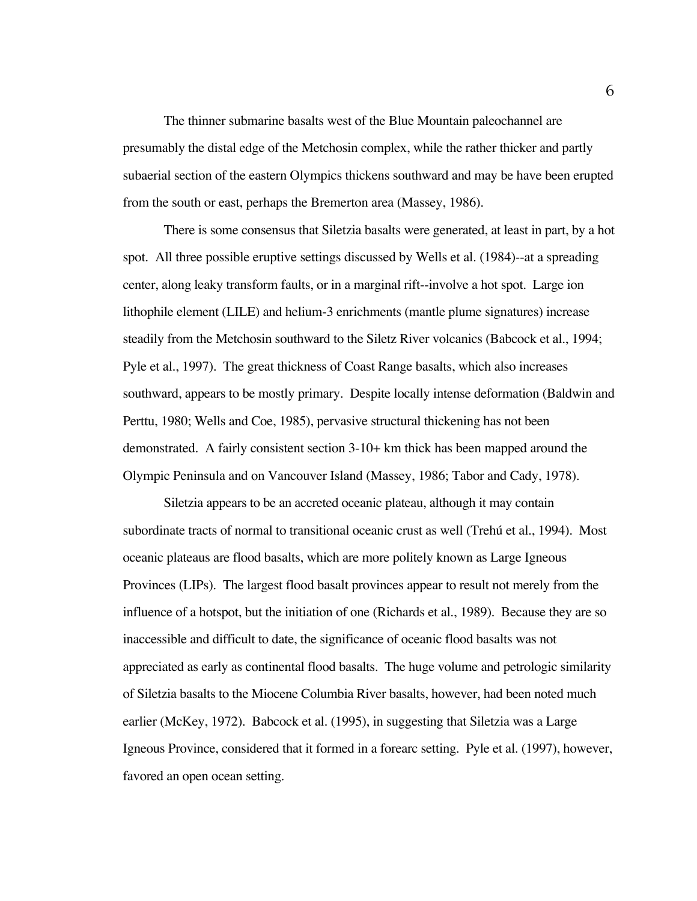The thinner submarine basalts west of the Blue Mountain paleochannel are presumably the distal edge of the Metchosin complex, while the rather thicker and partly subaerial section of the eastern Olympics thickens southward and may be have been erupted from the south or east, perhaps the Bremerton area (Massey, 1986).

There is some consensus that Siletzia basalts were generated, at least in part, by a hot spot. All three possible eruptive settings discussed by Wells et al. (1984)--at a spreading center, along leaky transform faults, or in a marginal rift--involve a hot spot. Large ion lithophile element (LILE) and helium-3 enrichments (mantle plume signatures) increase steadily from the Metchosin southward to the Siletz River volcanics (Babcock et al., 1994; Pyle et al., 1997). The great thickness of Coast Range basalts, which also increases southward, appears to be mostly primary. Despite locally intense deformation (Baldwin and Perttu, 1980; Wells and Coe, 1985), pervasive structural thickening has not been demonstrated. A fairly consistent section 3-10+ km thick has been mapped around the Olympic Peninsula and on Vancouver Island (Massey, 1986; Tabor and Cady, 1978).

Siletzia appears to be an accreted oceanic plateau, although it may contain subordinate tracts of normal to transitional oceanic crust as well (Trehú et al., 1994). Most oceanic plateaus are flood basalts, which are more politely known as Large Igneous Provinces (LIPs). The largest flood basalt provinces appear to result not merely from the influence of a hotspot, but the initiation of one (Richards et al., 1989). Because they are so inaccessible and difficult to date, the significance of oceanic flood basalts was not appreciated as early as continental flood basalts. The huge volume and petrologic similarity of Siletzia basalts to the Miocene Columbia River basalts, however, had been noted much earlier (McKey, 1972). Babcock et al. (1995), in suggesting that Siletzia was a Large Igneous Province, considered that it formed in a forearc setting. Pyle et al. (1997), however, favored an open ocean setting.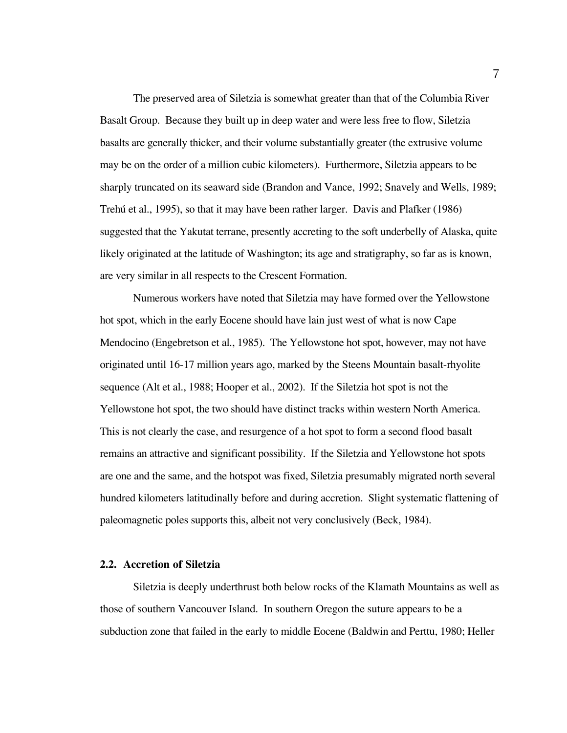The preserved area of Siletzia is somewhat greater than that of the Columbia River Basalt Group. Because they built up in deep water and were less free to flow, Siletzia basalts are generally thicker, and their volume substantially greater (the extrusive volume may be on the order of a million cubic kilometers). Furthermore, Siletzia appears to be sharply truncated on its seaward side (Brandon and Vance, 1992; Snavely and Wells, 1989; Trehú et al., 1995), so that it may have been rather larger. Davis and Plafker (1986) suggested that the Yakutat terrane, presently accreting to the soft underbelly of Alaska, quite likely originated at the latitude of Washington; its age and stratigraphy, so far as is known, are very similar in all respects to the Crescent Formation.

Numerous workers have noted that Siletzia may have formed over the Yellowstone hot spot, which in the early Eocene should have lain just west of what is now Cape Mendocino (Engebretson et al., 1985). The Yellowstone hot spot, however, may not have originated until 16-17 million years ago, marked by the Steens Mountain basalt-rhyolite sequence (Alt et al., 1988; Hooper et al., 2002). If the Siletzia hot spot is not the Yellowstone hot spot, the two should have distinct tracks within western North America. This is not clearly the case, and resurgence of a hot spot to form a second flood basalt remains an attractive and significant possibility. If the Siletzia and Yellowstone hot spots are one and the same, and the hotspot was fixed, Siletzia presumably migrated north several hundred kilometers latitudinally before and during accretion. Slight systematic flattening of paleomagnetic poles supports this, albeit not very conclusively (Beck, 1984).

### 2.2. Accretion of Siletzia

Siletzia is deeply underthrust both below rocks of the Klamath Mountains as well as those of southern Vancouver Island. In southern Oregon the suture appears to be a subduction zone that failed in the early to middle Eocene (Baldwin and Perttu, 1980; Heller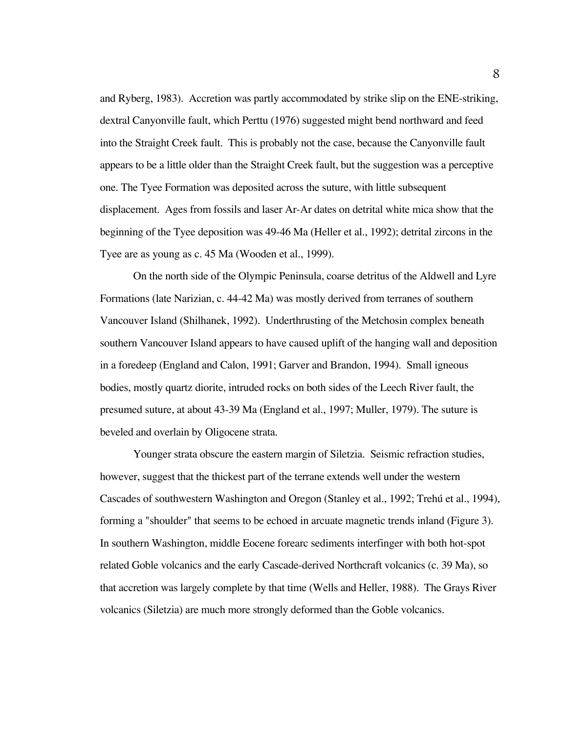and Ryberg, 1983). Accretion was partly accommodated by strike slip on the ENE-striking, dextral Canyonville fault, which Perttu (1976) suggested might bend northward and feed into the Straight Creek fault. This is probably not the case, because the Canyonville fault appears to be a little older than the Straight Creek fault, but the suggestion was a perceptive one. The Tyee Formation was deposited across the suture, with little subsequent displacement. Ages from fossils and laser Ar-Ar dates on detrital white mica show that the beginning of the Tyee deposition was 49-46 Ma (Heller et al., 1992); detrital zircons in the Tyee are as young as c. 45 Ma (Wooden et al., 1999).

On the north side of the Olympic Peninsula, coarse detritus of the Aldwell and Lyre Formations (late Narizian, c. 44-42 Ma) was mostly derived from terranes of southern Vancouver Island (Shilhanek, 1992). Underthrusting of the Metchosin complex beneath southern Vancouver Island appears to have caused uplift of the hanging wall and deposition in a foredeep (England and Calon, 1991; Garver and Brandon, 1994). Small igneous bodies, mostly quartz diorite, intruded rocks on both sides of the Leech River fault, the presumed suture, at about 43-39 Ma (England et al., 1997; Muller, 1979). The suture is beveled and overlain by Oligocene strata.

Younger strata obscure the eastern margin of Siletzia. Seismic refraction studies, however, suggest that the thickest part of the terrane extends well under the western Cascades of southwestern Washington and Oregon (Stanley et al., 1992; Trehú et al., 1994), forming a "shoulder" that seems to be echoed in arcuate magnetic trends inland (Figure 3). In southern Washington, middle Eocene forearc sediments interfinger with both hot-spot related Goble volcanics and the early Cascade-derived Northcraft volcanics (c. 39 Ma), so that accretion was largely complete by that time (Wells and Heller, 1988). The Grays River volcanics (Siletzia) are much more strongly deformed than the Goble volcanics.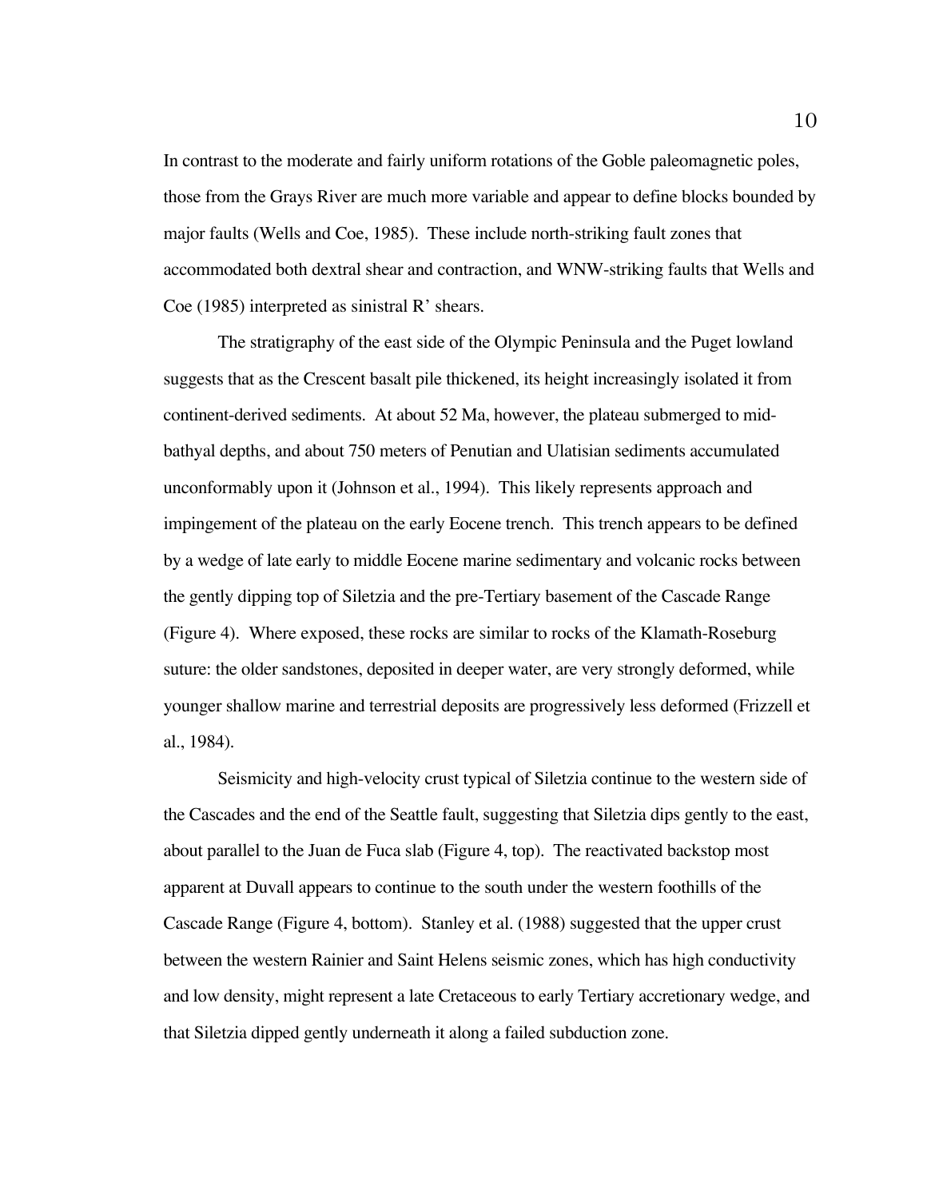In contrast to the moderate and fairly uniform rotations of the Goble paleomagnetic poles, those from the Grays River are much more variable and appear to define blocks bounded by major faults (Wells and Coe, 1985). These include north-striking fault zones that accommodated both dextral shear and contraction, and WNW-striking faults that Wells and Coe (1985) interpreted as sinistral R' shears.

The stratigraphy of the east side of the Olympic Peninsula and the Puget lowland suggests that as the Crescent basalt pile thickened, its height increasingly isolated it from continent-derived sediments. At about 52 Ma, however, the plateau submerged to mid-bathyal depths, and about 750 meters of Penutian and Ulatisian sediments accumulated unconformably upon it (Johnson et al., 1994). This likely represents approach and impingement of the plateau on the early Eocene trench. This trench appears to be defined by a wedge of late early to middle Eocene marine sedimentary and volcanic rocks between the gently dipping top of Siletzia and the pre-Tertiary basement of the Cascade Range (Figure 4). Where exposed, these rocks are similar to rocks of the Klamath-Roseburg suture: the older sandstones, deposited in deeper water, are very strongly deformed, while younger shallow marine and terrestrial deposits are progressively less deformed (Frizzell et al., 1984).

Seismicity and high-velocity crust typical of Siletzia continue to the western side of the Cascades and the end of the Seattle fault, suggesting that Siletzia dips gently to the east, about parallel to the Juan de Fuca slab (Figure 4, top). The reactivated backstop most apparent at Duvall appears to continue to the south under the western foothills of the Cascade Range (Figure 4, bottom). Stanley et al. (1988) suggested that the upper crust between the western Rainier and Saint Helens seismic zones, which has high conductivity and low density, might represent a late Cretaceous to early Tertiary accretionary wedge, and that Siletzia dipped gently underneath it along a failed subduction zone.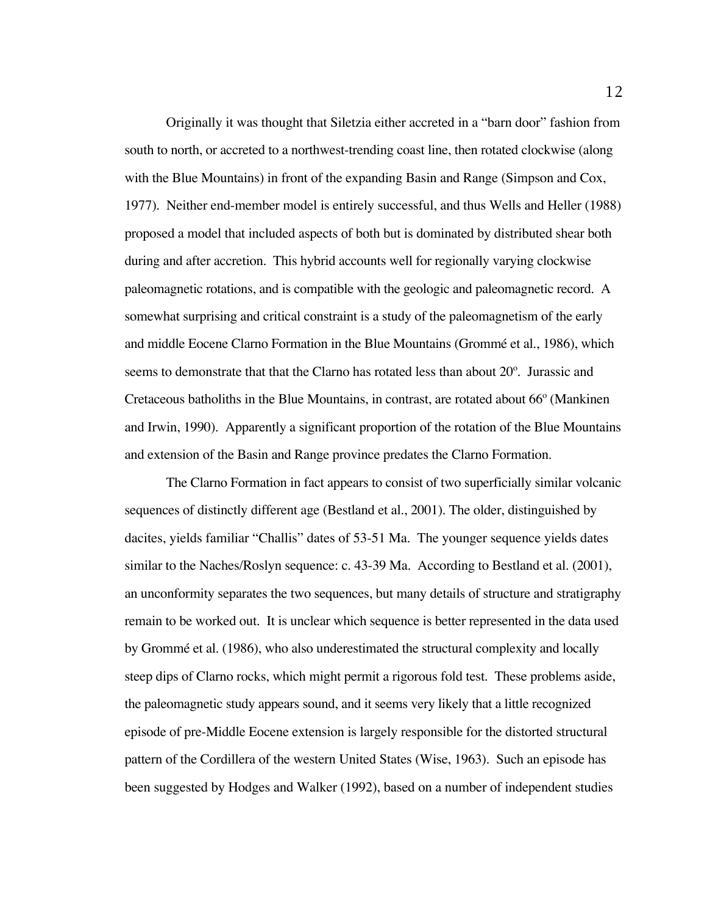Originally it was thought that Siletzia either accreted in a "barn door" fashion from south to north, or accreted to a northwest-trending coast line, then rotated clockwise (along with the Blue Mountains) in front of the expanding Basin and Range (Simpson and Cox, 1977). Neither end-member model is entirely successful, and thus Wells and Heller (1988) proposed a model that included aspects of both but is dominated by distributed shear both during and after accretion. This hybrid accounts well for regionally varying clockwise paleomagnetic rotations, and is compatible with the geologic and paleomagnetic record. A somewhat surprising and critical constraint is a study of the paleomagnetism of the early and middle Eocene Clarno Formation in the Blue Mountains (Grommé et al., 1986), which seems to demonstrate that that the Clarno has rotated less than about 20º. Jurassic and Cretaceous batholiths in the Blue Mountains, in contrast, are rotated about 66º (Mankinen and Irwin, 1990). Apparently a significant proportion of the rotation of the Blue Mountains and extension of the Basin and Range province predates the Clarno Formation.

The Clarno Formation in fact appears to consist of two superficially similar volcanic sequences of distinctly different age (Bestland et al., 2001). The older, distinguished by dacites, yields familiar "Challis" dates of 53-51 Ma. The younger sequence yields dates similar to the Naches/Roslyn sequence: c. 43-39 Ma. According to Bestland et al. (2001), an unconformity separates the two sequences, but many details of structure and stratigraphy remain to be worked out. It is unclear which sequence is better represented in the data used by Grommé et al. (1986), who also underestimated the structural complexity and locally steep dips of Clarno rocks, which might permit a rigorous fold test. These problems aside, the paleomagnetic study appears sound, and it seems very likely that a little recognized episode of pre-Middle Eocene extension is largely responsible for the distorted structural pattern of the Cordillera of the western United States (Wise, 1963). Such an episode has been suggested by Hodges and Walker (1992), based on a number of independent studies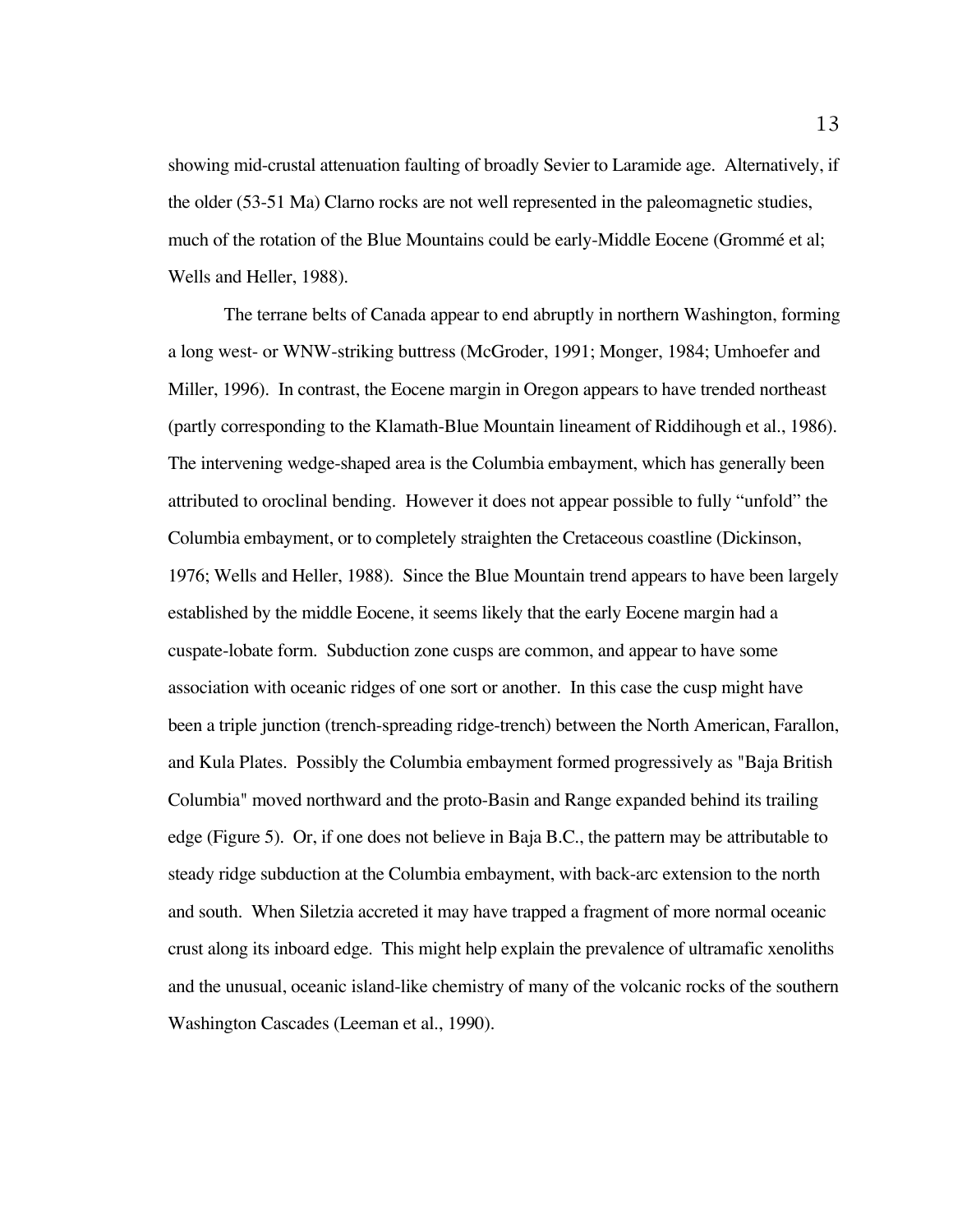showing mid-crustal attenuation faulting of broadly Sevier to Laramide age. Alternatively, if the older (53-51 Ma) Clarno rocks are not well represented in the paleomagnetic studies, much of the rotation of the Blue Mountains could be early-Middle Eocene (Grommé et al; Wells and Heller, 1988).

The terrane belts of Canada appear to end abruptly in northern Washington, forming a long west- or WNW-striking buttress (McGroder, 1991; Monger, 1984; Umhoefer and Miller, 1996). In contrast, the Eocene margin in Oregon appears to have trended northeast (partly corresponding to the Klamath-Blue Mountain lineament of Riddihough et al., 1986). The intervening wedge-shaped area is the Columbia embayment, which has generally been attributed to oroclinal bending. However it does not appear possible to fully "unfold" the Columbia embayment, or to completely straighten the Cretaceous coastline (Dickinson, 1976; Wells and Heller, 1988). Since the Blue Mountain trend appears to have been largely established by the middle Eocene, it seems likely that the early Eocene margin had a cuspate-lobate form. Subduction zone cusps are common, and appear to have some association with oceanic ridges of one sort or another. In this case the cusp might have been a triple junction (trench-spreading ridge-trench) between the North American, Farallon, and Kula Plates. Possibly the Columbia embayment formed progressively as "Baja British Columbia" moved northward and the proto-Basin and Range expanded behind its trailing edge (Figure 5). Or, if one does not believe in Baja B.C., the pattern may be attributable to steady ridge subduction at the Columbia embayment, with back-arc extension to the north and south. When Siletzia accreted it may have trapped a fragment of more normal oceanic crust along its inboard edge. This might help explain the prevalence of ultramafic xenoliths and the unusual, oceanic island-like chemistry of many of the volcanic rocks of the southern Washington Cascades (Leeman et al., 1990).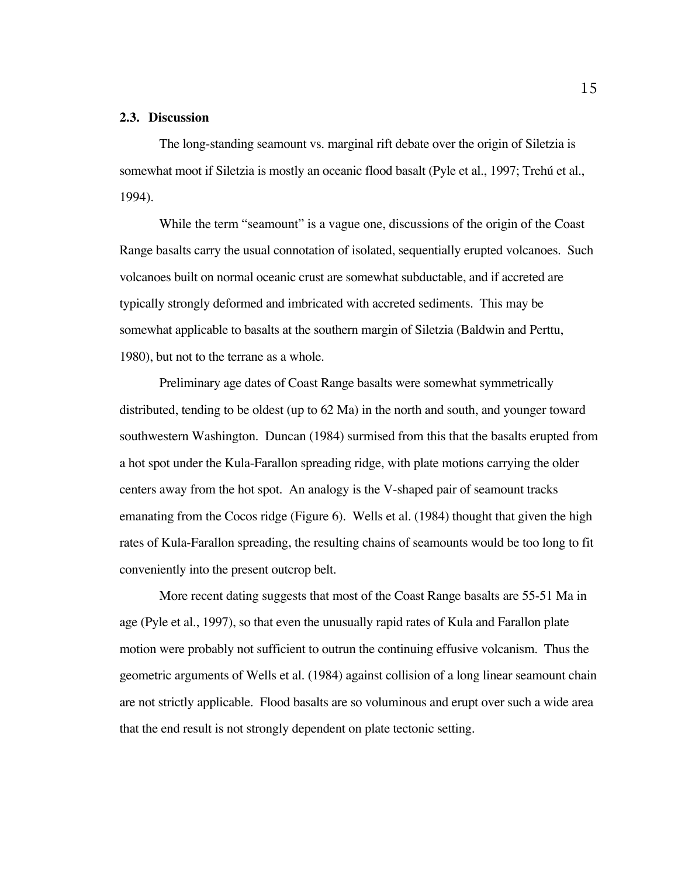### 2.3. Discussion

The long-standing seamount vs. marginal rift debate over the origin of Siletzia is somewhat moot if Siletzia is mostly an oceanic flood basalt (Pyle et al., 1997; Trehú et al., 1994).

While the term "seamount" is a vague one, discussions of the origin of the Coast Range basalts carry the usual connotation of isolated, sequentially erupted volcanoes. Such volcanoes built on normal oceanic crust are somewhat subductable, and if accreted are typically strongly deformed and imbricated with accreted sediments. This may be somewhat applicable to basalts at the southern margin of Siletzia (Baldwin and Perttu, 1980), but not to the terrane as a whole.

Preliminary age dates of Coast Range basalts were somewhat symmetrically distributed, tending to be oldest (up to 62 Ma) in the north and south, and younger toward southwestern Washington. Duncan (1984) surmised from this that the basalts erupted from a hot spot under the Kula-Farallon spreading ridge, with plate motions carrying the older centers away from the hot spot. An analogy is the V-shaped pair of seamount tracks emanating from the Cocos ridge (Figure 6). Wells et al. (1984) thought that given the high rates of Kula-Farallon spreading, the resulting chains of seamounts would be too long to fit conveniently into the present outcrop belt.

More recent dating suggests that most of the Coast Range basalts are 55-51 Ma in age (Pyle et al., 1997), so that even the unusually rapid rates of Kula and Farallon plate motion were probably not sufficient to outrun the continuing effusive volcanism. Thus the geometric arguments of Wells et al. (1984) against collision of a long linear seamount chain are not strictly applicable. Flood basalts are so voluminous and erupt over such a wide area that the end result is not strongly dependent on plate tectonic setting.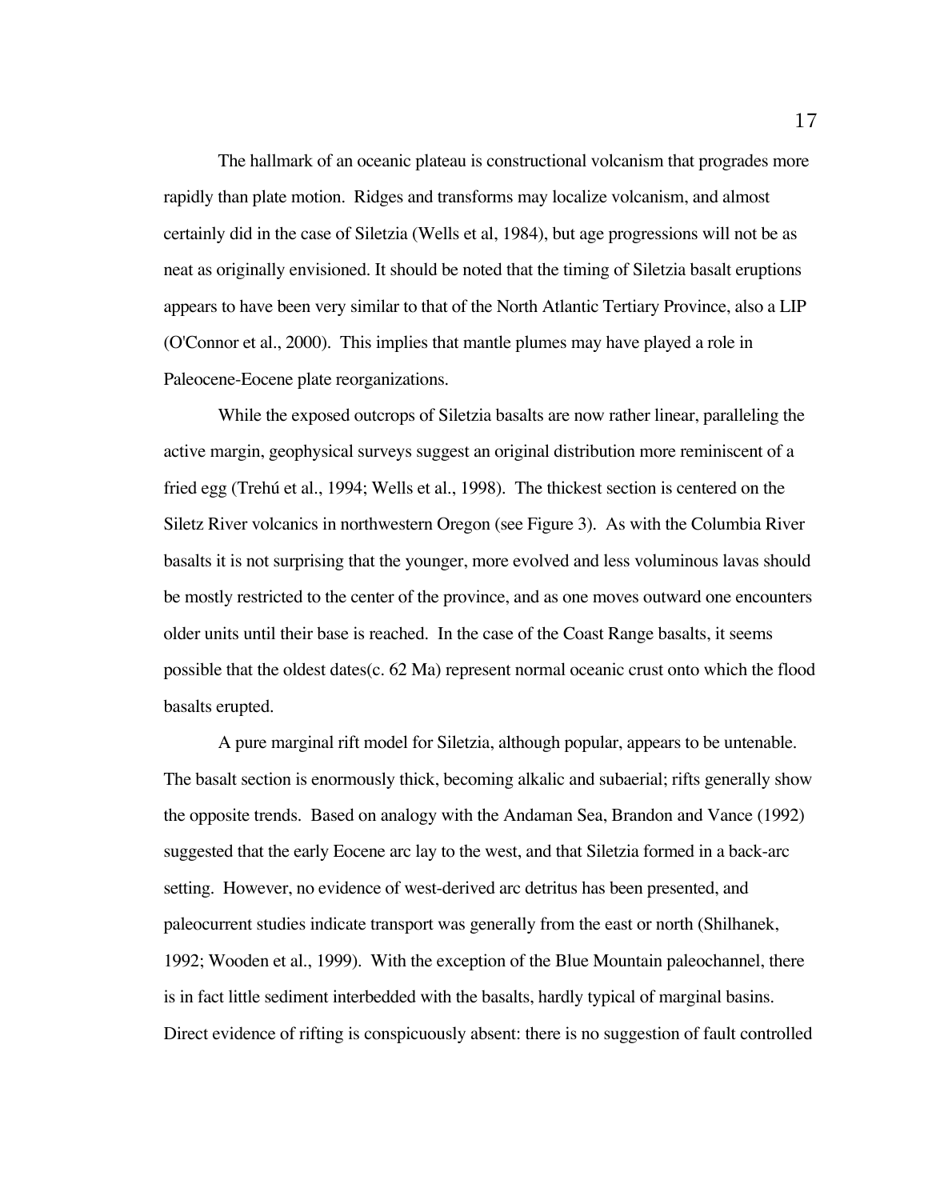The hallmark of an oceanic plateau is constructional volcanism that progrades more rapidly than plate motion. Ridges and transforms may localize volcanism, and almost certainly did in the case of Siletzia (Wells et al, 1984), but age progressions will not be as neat as originally envisioned. It should be noted that the timing of Siletzia basalt eruptions appears to have been very similar to that of the North Atlantic Tertiary Province, also a LIP (O'Connor et al., 2000). This implies that mantle plumes may have played a role in Paleocene-Eocene plate reorganizations.

While the exposed outcrops of Siletzia basalts are now rather linear, paralleling the active margin, geophysical surveys suggest an original distribution more reminiscent of a fried egg (Trehú et al., 1994; Wells et al., 1998). The thickest section is centered on the Siletz River volcanics in northwestern Oregon (see Figure 3). As with the Columbia River basalts it is not surprising that the younger, more evolved and less voluminous lavas should be mostly restricted to the center of the province, and as one moves outward one encounters older units until their base is reached. In the case of the Coast Range basalts, it seems possible that the oldest dates(c. 62 Ma) represent normal oceanic crust onto which the flood basalts erupted.

A pure marginal rift model for Siletzia, although popular, appears to be untenable. The basalt section is enormously thick, becoming alkalic and subaerial; rifts generally show the opposite trends. Based on analogy with the Andaman Sea, Brandon and Vance (1992) suggested that the early Eocene arc lay to the west, and that Siletzia formed in a back-arc setting. However, no evidence of west-derived arc detritus has been presented, and paleocurrent studies indicate transport was generally from the east or north (Shilhanek, 1992; Wooden et al., 1999). With the exception of the Blue Mountain paleochannel, there is in fact little sediment interbedded with the basalts, hardly typical of marginal basins. Direct evidence of rifting is conspicuously absent: there is no suggestion of fault controlled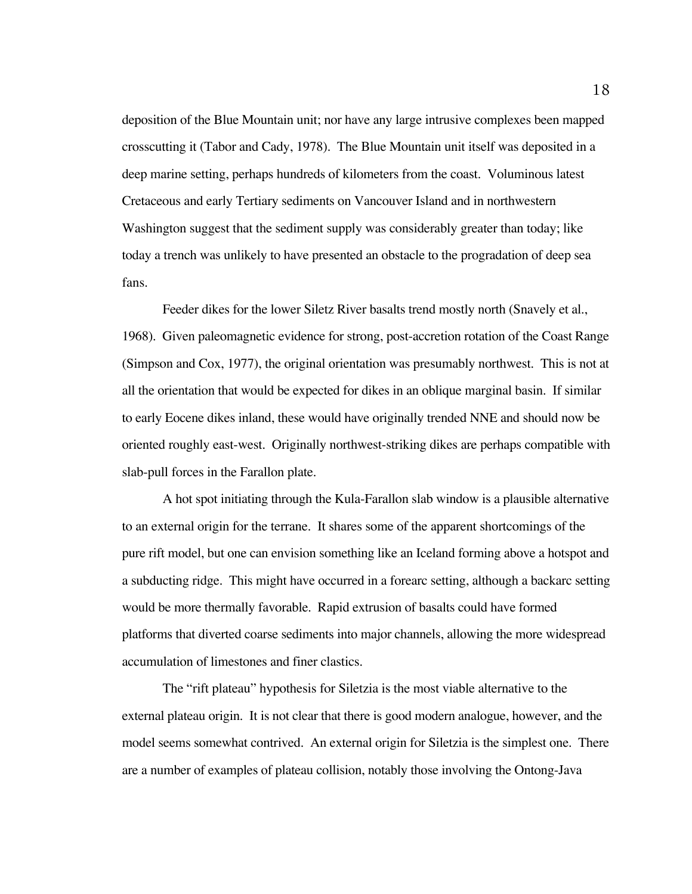deposition of the Blue Mountain unit; nor have any large intrusive complexes been mapped crosscutting it (Tabor and Cady, 1978). The Blue Mountain unit itself was deposited in a deep marine setting, perhaps hundreds of kilometers from the coast. Voluminous latest Cretaceous and early Tertiary sediments on Vancouver Island and in northwestern Washington suggest that the sediment supply was considerably greater than today; like today a trench was unlikely to have presented an obstacle to the progradation of deep sea fans.

Feeder dikes for the lower Siletz River basalts trend mostly north (Snavely et al., 1968). Given paleomagnetic evidence for strong, post-accretion rotation of the Coast Range (Simpson and Cox, 1977), the original orientation was presumably northwest. This is not at all the orientation that would be expected for dikes in an oblique marginal basin. If similar to early Eocene dikes inland, these would have originally trended NNE and should now be oriented roughly east-west. Originally northwest-striking dikes are perhaps compatible with slab-pull forces in the Farallon plate.

A hot spot initiating through the Kula-Farallon slab window is a plausible alternative to an external origin for the terrane. It shares some of the apparent shortcomings of the pure rift model, but one can envision something like an Iceland forming above a hotspot and a subducting ridge. This might have occurred in a forearc setting, although a backarc setting would be more thermally favorable. Rapid extrusion of basalts could have formed platforms that diverted coarse sediments into major channels, allowing the more widespread accumulation of limestones and finer clastics.

The "rift plateau" hypothesis for Siletzia is the most viable alternative to the external plateau origin. It is not clear that there is good modern analogue, however, and the model seems somewhat contrived. An external origin for Siletzia is the simplest one. There are a number of examples of plateau collision, notably those involving the Ontong-Java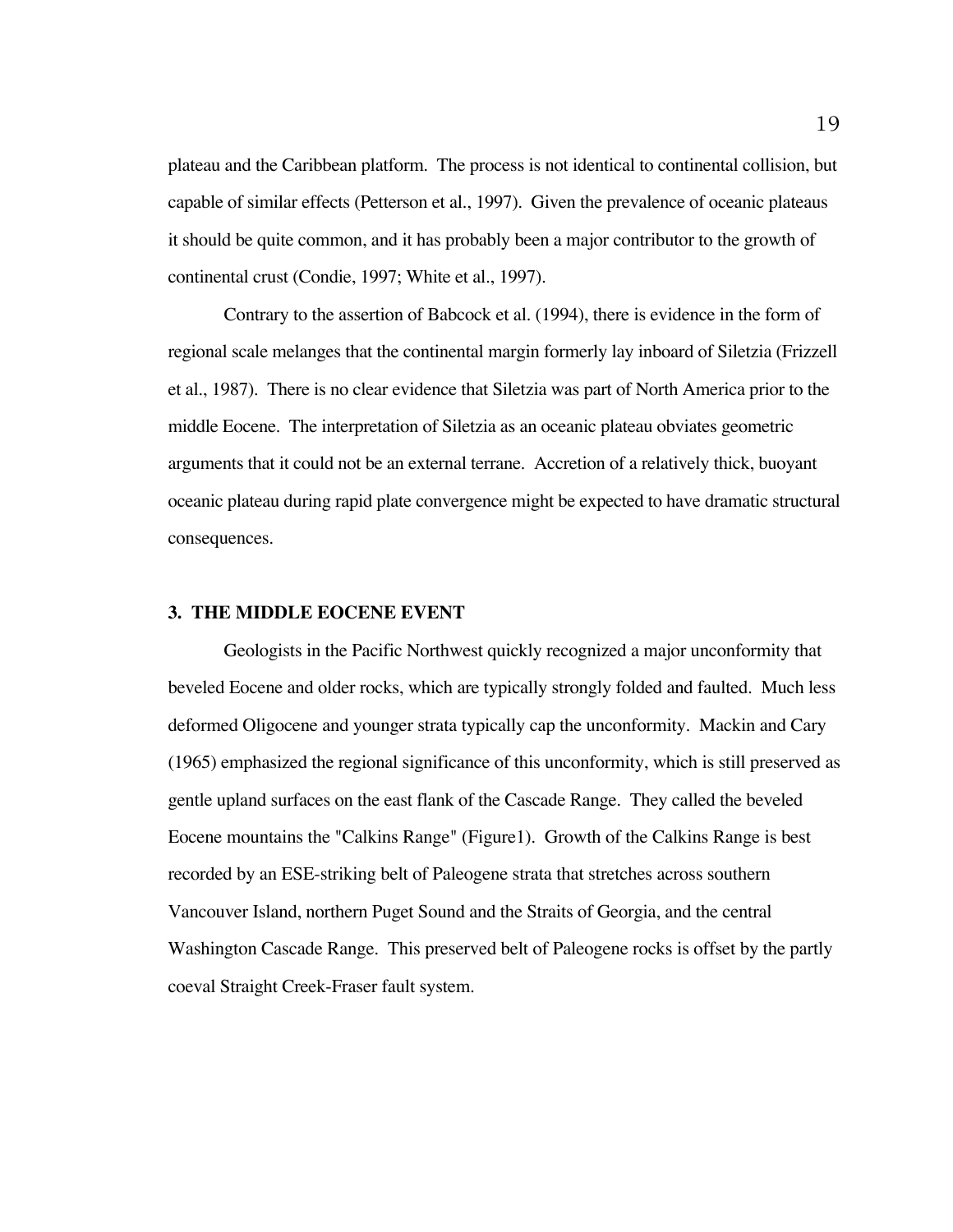plateau and the Caribbean platform. The process is not identical to continental collision, but capable of similar effects (Petterson et al., 1997). Given the prevalence of oceanic plateaus it should be quite common, and it has probably been a major contributor to the growth of continental crust (Condie, 1997; White et al., 1997).

Contrary to the assertion of Babcock et al. (1994), there is evidence in the form of regional scale melanges that the continental margin formerly lay inboard of Siletzia (Frizzell et al., 1987). There is no clear evidence that Siletzia was part of North America prior to the middle Eocene. The interpretation of Siletzia as an oceanic plateau obviates geometric arguments that it could not be an external terrane. Accretion of a relatively thick, buoyant oceanic plateau during rapid plate convergence might be expected to have dramatic structural consequences.

## 3. THE MIDDLE EOCENE EVENT

Geologists in the Pacific Northwest quickly recognized a major unconformity that beveled Eocene and older rocks, which are typically strongly folded and faulted. Much less deformed Oligocene and younger strata typically cap the unconformity. Mackin and Cary (1965) emphasized the regional significance of this unconformity, which is still preserved as gentle upland surfaces on the east flank of the Cascade Range. They called the beveled Eocene mountains the "Calkins Range" (Figure1). Growth of the Calkins Range is best recorded by an ESE-striking belt of Paleogene strata that stretches across southern Vancouver Island, northern Puget Sound and the Straits of Georgia, and the central Washington Cascade Range. This preserved belt of Paleogene rocks is offset by the partly coeval Straight Creek-Fraser fault system.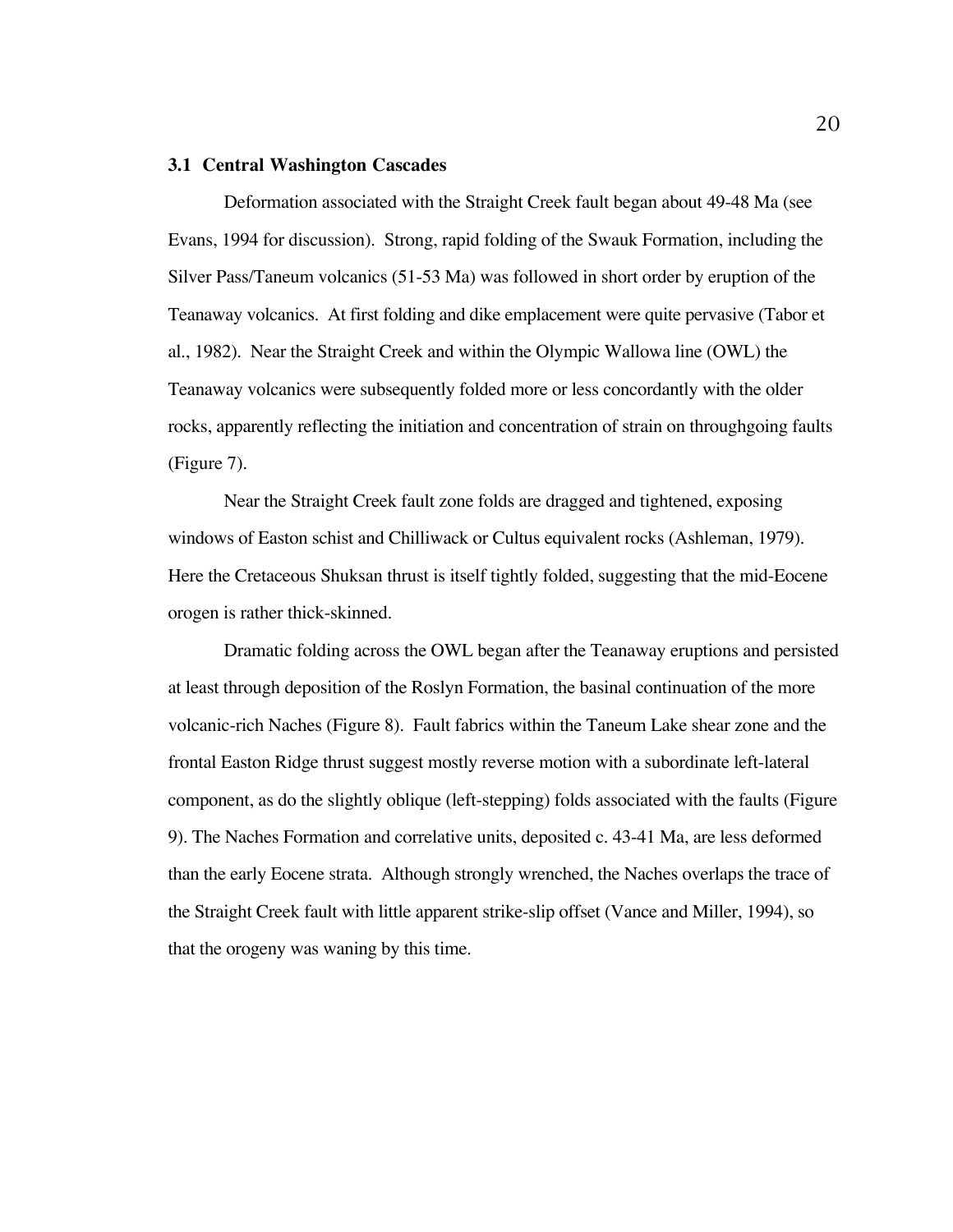### 3.1 Central Washington Cascades

Deformation associated with the Straight Creek fault began about 49-48 Ma (see Evans, 1994 for discussion). Strong, rapid folding of the Swauk Formation, including the Silver Pass/Taneum volcanics (51-53 Ma) was followed in short order by eruption of the Teanaway volcanics. At first folding and dike emplacement were quite pervasive (Tabor et al., 1982). Near the Straight Creek and within the Olympic Wallowa line (OWL) the Teanaway volcanics were subsequently folded more or less concordantly with the older rocks, apparently reflecting the initiation and concentration of strain on throughgoing faults (Figure 7).

Near the Straight Creek fault zone folds are dragged and tightened, exposing windows of Easton schist and Chilliwack or Cultus equivalent rocks (Ashleman, 1979). Here the Cretaceous Shuksan thrust is itself tightly folded, suggesting that the mid-Eocene orogen is rather thick-skinned.

Dramatic folding across the OWL began after the Teanaway eruptions and persisted at least through deposition of the Roslyn Formation, the basinal continuation of the more volcanic-rich Naches (Figure 8). Fault fabrics within the Taneum Lake shear zone and the frontal Easton Ridge thrust suggest mostly reverse motion with a subordinate left-lateral component, as do the slightly oblique (left-stepping) folds associated with the faults (Figure 9). The Naches Formation and correlative units, deposited c. 43-41 Ma, are less deformed than the early Eocene strata. Although strongly wrenched, the Naches overlaps the trace of the Straight Creek fault with little apparent strike-slip offset (Vance and Miller, 1994), so that the orogeny was waning by this time.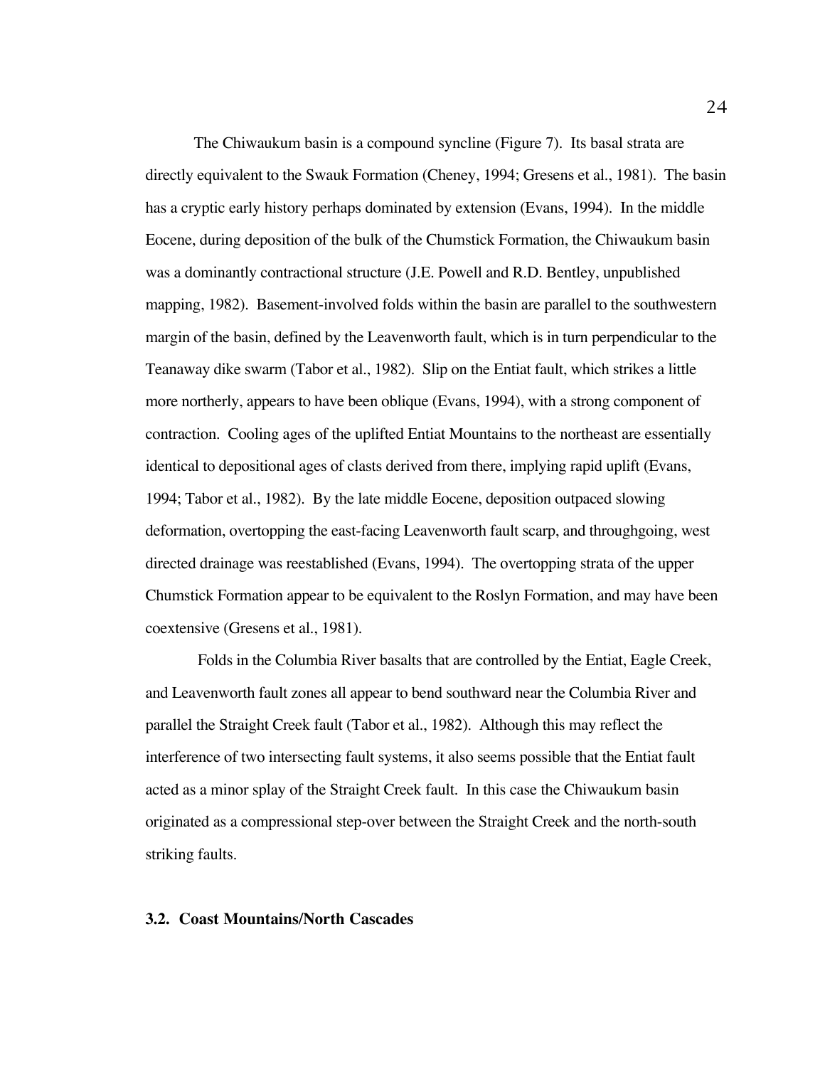The Chiwaukum basin is a compound syncline (Figure 7). Its basal strata are directly equivalent to the Swauk Formation (Cheney, 1994; Gresens et al., 1981). The basin has a cryptic early history perhaps dominated by extension (Evans, 1994). In the middle Eocene, during deposition of the bulk of the Chumstick Formation, the Chiwaukum basin was a dominantly contractional structure (J.E. Powell and R.D. Bentley, unpublished mapping, 1982). Basement-involved folds within the basin are parallel to the southwestern margin of the basin, defined by the Leavenworth fault, which is in turn perpendicular to the Teanaway dike swarm (Tabor et al., 1982). Slip on the Entiat fault, which strikes a little more northerly, appears to have been oblique (Evans, 1994), with a strong component of contraction. Cooling ages of the uplifted Entiat Mountains to the northeast are essentially identical to depositional ages of clasts derived from there, implying rapid uplift (Evans, 1994; Tabor et al., 1982). By the late middle Eocene, deposition outpaced slowing deformation, overtopping the east-facing Leavenworth fault scarp, and throughgoing, west directed drainage was reestablished (Evans, 1994). The overtopping strata of the upper Chumstick Formation appear to be equivalent to the Roslyn Formation, and may have been coextensive (Gresens et al., 1981).

Folds in the Columbia River basalts that are controlled by the Entiat, Eagle Creek, and Leavenworth fault zones all appear to bend southward near the Columbia River and parallel the Straight Creek fault (Tabor et al., 1982). Although this may reflect the interference of two intersecting fault systems, it also seems possible that the Entiat fault acted as a minor splay of the Straight Creek fault. In this case the Chiwaukum basin originated as a compressional step-over between the Straight Creek and the north-south striking faults.

### 3.2. Coast Mountains/North Cascades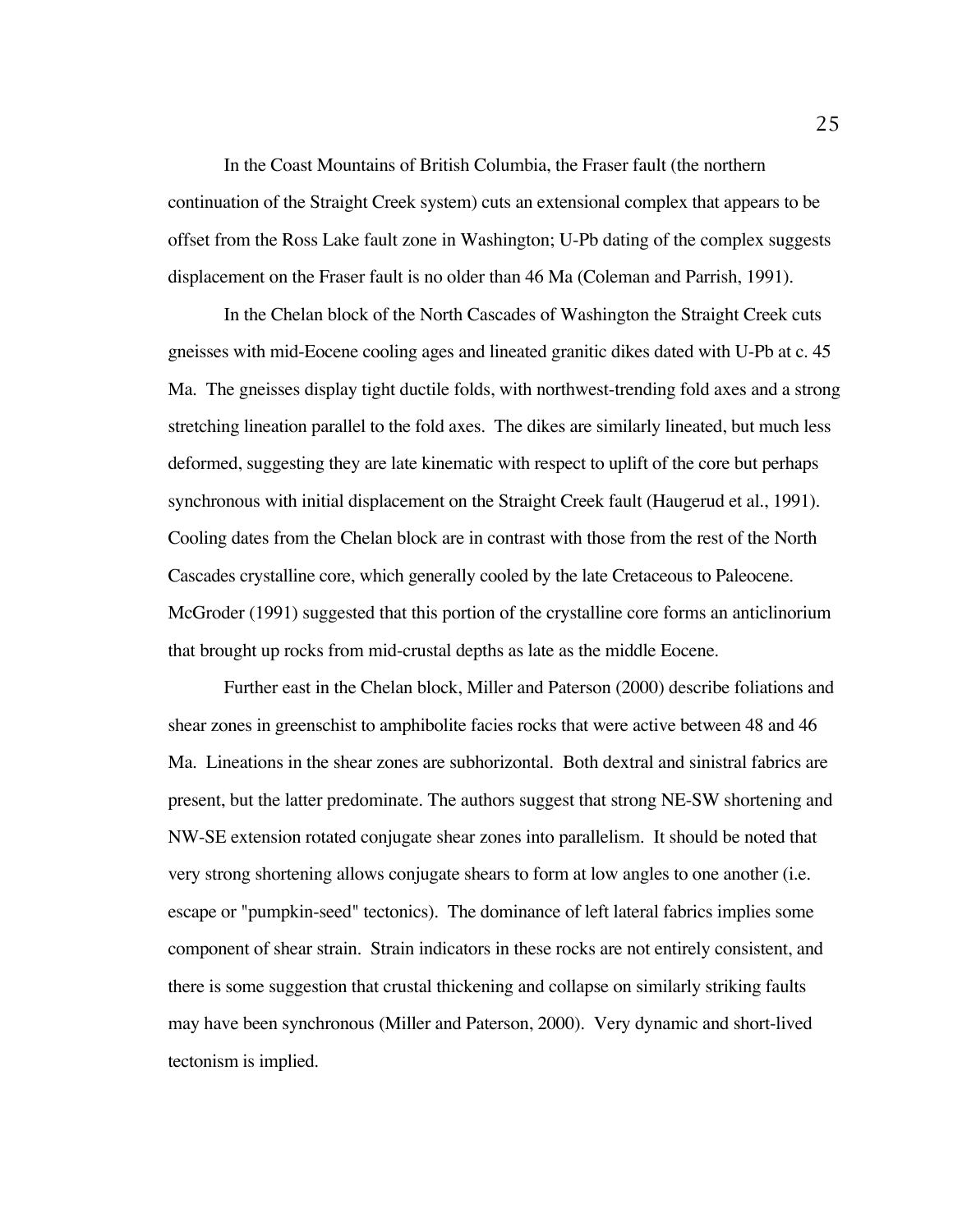In the Coast Mountains of British Columbia, the Fraser fault (the northern continuation of the Straight Creek system) cuts an extensional complex that appears to be offset from the Ross Lake fault zone in Washington; U-Pb dating of the complex suggests displacement on the Fraser fault is no older than 46 Ma (Coleman and Parrish, 1991).

In the Chelan block of the North Cascades of Washington the Straight Creek cuts gneisses with mid-Eocene cooling ages and lineated granitic dikes dated with U-Pb at c. 45 Ma. The gneisses display tight ductile folds, with northwest-trending fold axes and a strong stretching lineation parallel to the fold axes. The dikes are similarly lineated, but much less deformed, suggesting they are late kinematic with respect to uplift of the core but perhaps synchronous with initial displacement on the Straight Creek fault (Haugerud et al., 1991). Cooling dates from the Chelan block are in contrast with those from the rest of the North Cascades crystalline core, which generally cooled by the late Cretaceous to Paleocene. McGroder (1991) suggested that this portion of the crystalline core forms an anticlinorium that brought up rocks from mid-crustal depths as late as the middle Eocene.

Further east in the Chelan block, Miller and Paterson (2000) describe foliations and shear zones in greenschist to amphibolite facies rocks that were active between 48 and 46 Ma. Lineations in the shear zones are subhorizontal. Both dextral and sinistral fabrics are present, but the latter predominate. The authors suggest that strong NE-SW shortening and NW-SE extension rotated conjugate shear zones into parallelism. It should be noted that very strong shortening allows conjugate shears to form at low angles to one another (i.e. escape or "pumpkin-seed" tectonics). The dominance of left lateral fabrics implies some component of shear strain. Strain indicators in these rocks are not entirely consistent, and there is some suggestion that crustal thickening and collapse on similarly striking faults may have been synchronous (Miller and Paterson, 2000). Very dynamic and short-lived tectonism is implied.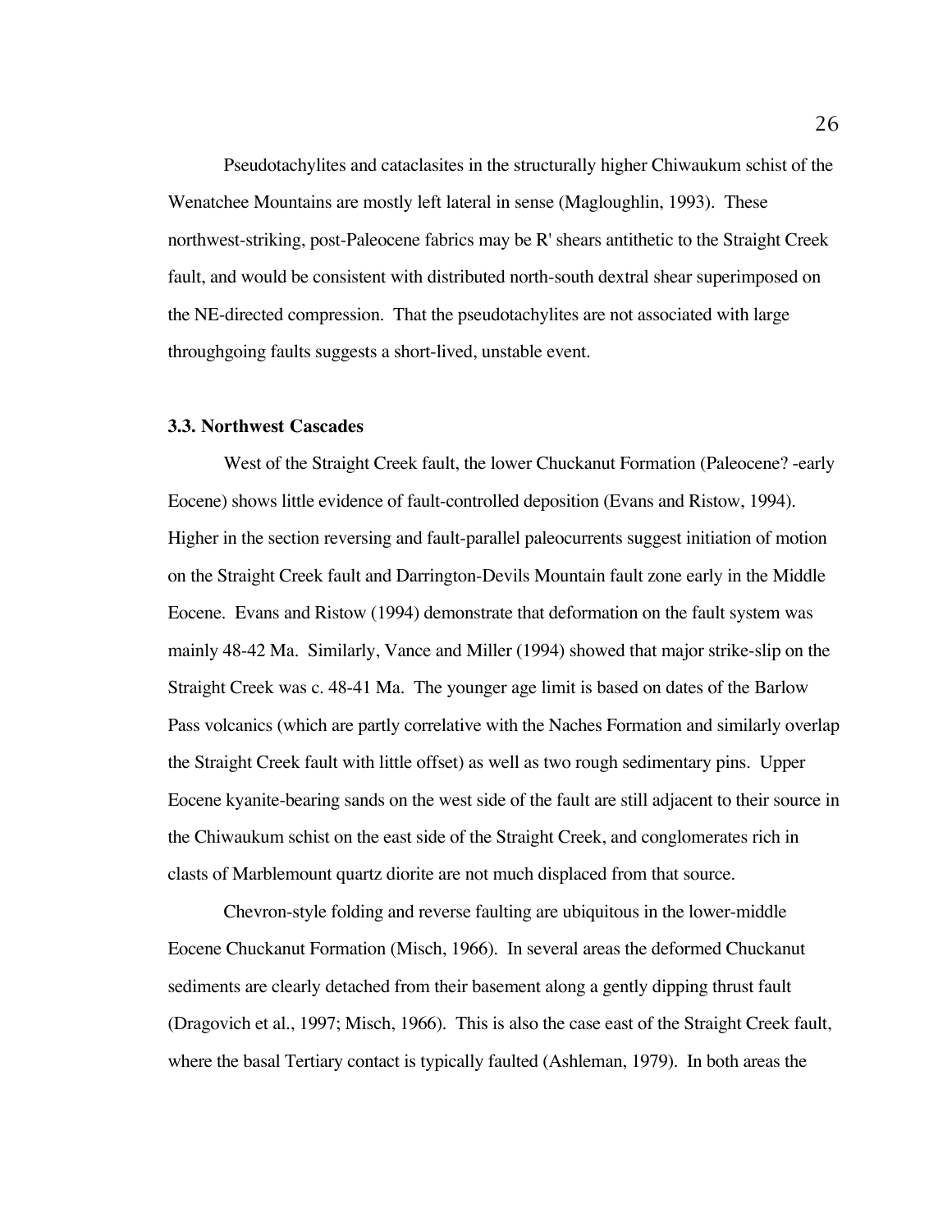Pseudotachylites and cataclasites in the structurally higher Chiwaukum schist of the Wenatchee Mountains are mostly left lateral in sense (Magloughlin, 1993). These northwest-striking, post-Paleocene fabrics may be R' shears antithetic to the Straight Creek fault, and would be consistent with distributed north-south dextral shear superimposed on the NE-directed compression. That the pseudotachylites are not associated with large throughgoing faults suggests a short-lived, unstable event.

### 3.3. Northwest Cascades

West of the Straight Creek fault, the lower Chuckanut Formation (Paleocene? -early Eocene) shows little evidence of fault-controlled deposition (Evans and Ristow, 1994). Higher in the section reversing and fault-parallel paleocurrents suggest initiation of motion on the Straight Creek fault and Darrington-Devils Mountain fault zone early in the Middle Eocene. Evans and Ristow (1994) demonstrate that deformation on the fault system was mainly 48-42 Ma. Similarly, Vance and Miller (1994) showed that major strike-slip on the Straight Creek was c. 48-41 Ma. The younger age limit is based on dates of the Barlow Pass volcanics (which are partly correlative with the Naches Formation and similarly overlap the Straight Creek fault with little offset) as well as two rough sedimentary pins. Upper Eocene kyanite-bearing sands on the west side of the fault are still adjacent to their source in the Chiwaukum schist on the east side of the Straight Creek, and conglomerates rich in clasts of Marblemount quartz diorite are not much displaced from that source.

Chevron-style folding and reverse faulting are ubiquitous in the lower-middle Eocene Chuckanut Formation (Misch, 1966). In several areas the deformed Chuckanut sediments are clearly detached from their basement along a gently dipping thrust fault (Dragovich et al., 1997; Misch, 1966). This is also the case east of the Straight Creek fault, where the basal Tertiary contact is typically faulted (Ashleman, 1979). In both areas the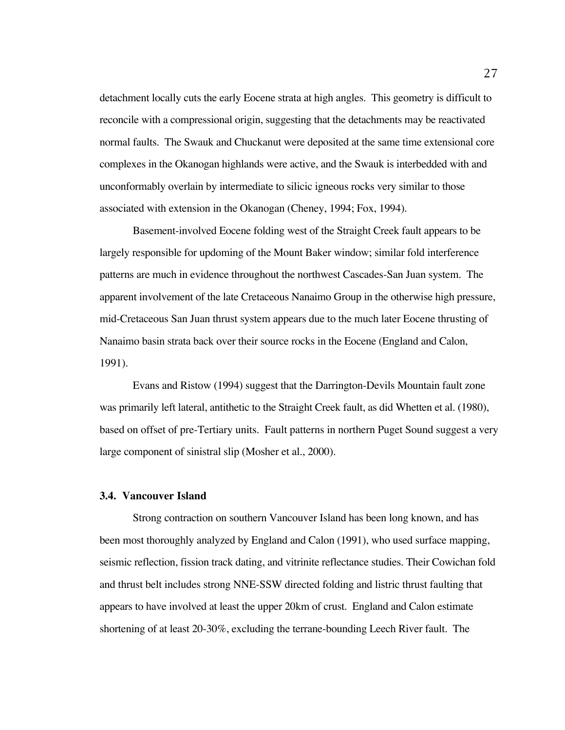detachment locally cuts the early Eocene strata at high angles. This geometry is difficult to reconcile with a compressional origin, suggesting that the detachments may be reactivated normal faults. The Swauk and Chuckanut were deposited at the same time extensional core complexes in the Okanogan highlands were active, and the Swauk is interbedded with and unconformably overlain by intermediate to silicic igneous rocks very similar to those associated with extension in the Okanogan (Cheney, 1994; Fox, 1994).

Basement-involved Eocene folding west of the Straight Creek fault appears to be largely responsible for updoming of the Mount Baker window; similar fold interference patterns are much in evidence throughout the northwest Cascades-San Juan system. The apparent involvement of the late Cretaceous Nanaimo Group in the otherwise high pressure, mid-Cretaceous San Juan thrust system appears due to the much later Eocene thrusting of Nanaimo basin strata back over their source rocks in the Eocene (England and Calon, 1991).

Evans and Ristow (1994) suggest that the Darrington-Devils Mountain fault zone was primarily left lateral, antithetic to the Straight Creek fault, as did Whetten et al. (1980), based on offset of pre-Tertiary units. Fault patterns in northern Puget Sound suggest a very large component of sinistral slip (Mosher et al., 2000).

### 3.4. Vancouver Island

Strong contraction on southern Vancouver Island has been long known, and has been most thoroughly analyzed by England and Calon (1991), who used surface mapping, seismic reflection, fission track dating, and vitrinite reflectance studies. Their Cowichan fold and thrust belt includes strong NNE-SSW directed folding and listric thrust faulting that appears to have involved at least the upper 20km of crust. England and Calon estimate shortening of at least 20-30%, excluding the terrane-bounding Leech River fault. The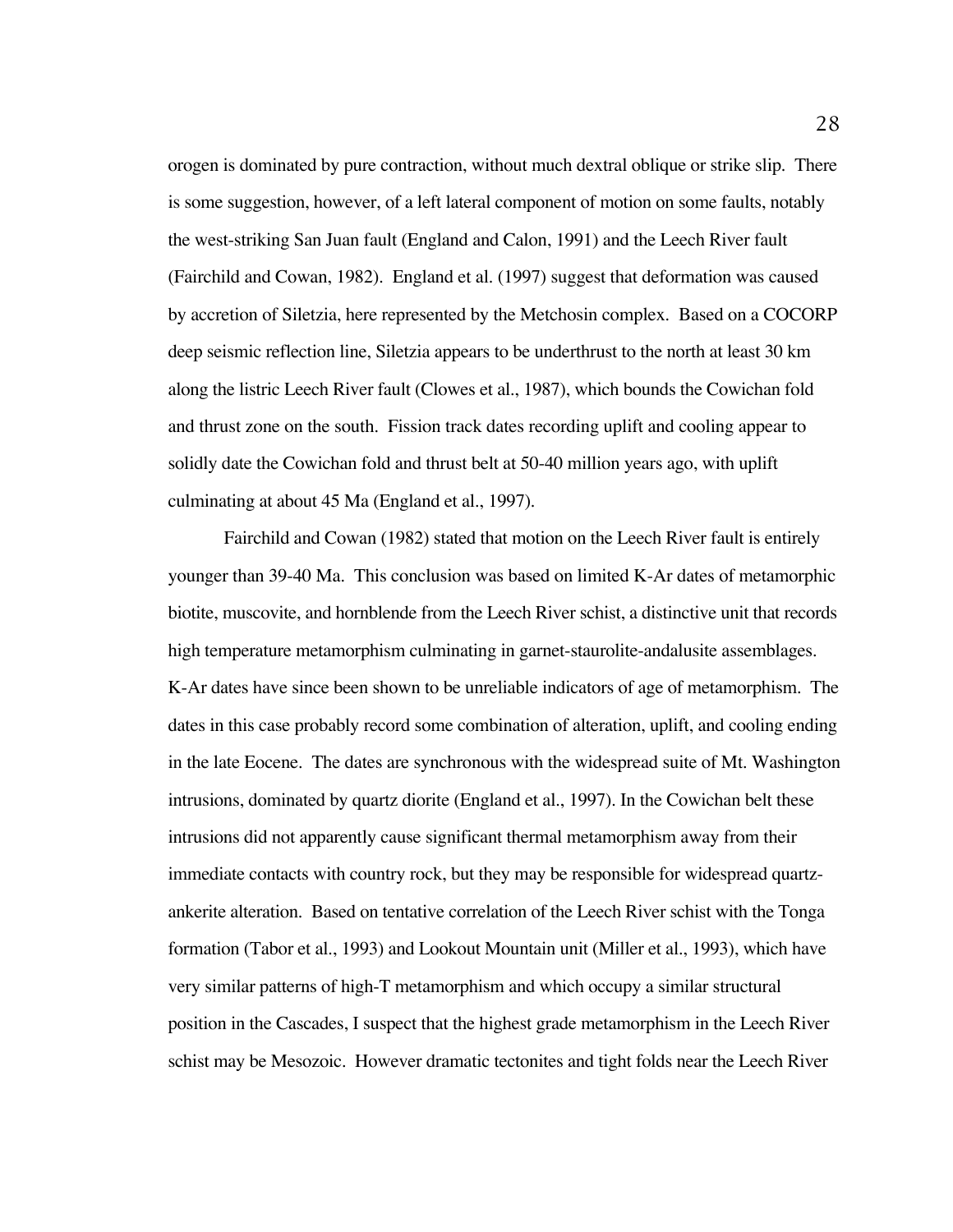orogen is dominated by pure contraction, without much dextral oblique or strike slip. There is some suggestion, however, of a left lateral component of motion on some faults, notably the west-striking San Juan fault (England and Calon, 1991) and the Leech River fault (Fairchild and Cowan, 1982). England et al. (1997) suggest that deformation was caused by accretion of Siletzia, here represented by the Metchosin complex. Based on a COCORP deep seismic reflection line, Siletzia appears to be underthrust to the north at least 30 km along the listric Leech River fault (Clowes et al., 1987), which bounds the Cowichan fold and thrust zone on the south. Fission track dates recording uplift and cooling appear to solidly date the Cowichan fold and thrust belt at 50-40 million years ago, with uplift culminating at about 45 Ma (England et al., 1997).

Fairchild and Cowan (1982) stated that motion on the Leech River fault is entirely younger than 39-40 Ma. This conclusion was based on limited K-Ar dates of metamorphic biotite, muscovite, and hornblende from the Leech River schist, a distinctive unit that records high temperature metamorphism culminating in garnet-staurolite-andalusite assemblages. K-Ar dates have since been shown to be unreliable indicators of age of metamorphism. The dates in this case probably record some combination of alteration, uplift, and cooling ending in the late Eocene. The dates are synchronous with the widespread suite of Mt. Washington intrusions, dominated by quartz diorite (England et al., 1997). In the Cowichan belt these intrusions did not apparently cause significant thermal metamorphism away from their immediate contacts with country rock, but they may be responsible for widespread quartz-ankerite alteration. Based on tentative correlation of the Leech River schist with the Tonga formation (Tabor et al., 1993) and Lookout Mountain unit (Miller et al., 1993), which have very similar patterns of high-T metamorphism and which occupy a similar structural position in the Cascades, I suspect that the highest grade metamorphism in the Leech River schist may be Mesozoic. However dramatic tectonites and tight folds near the Leech River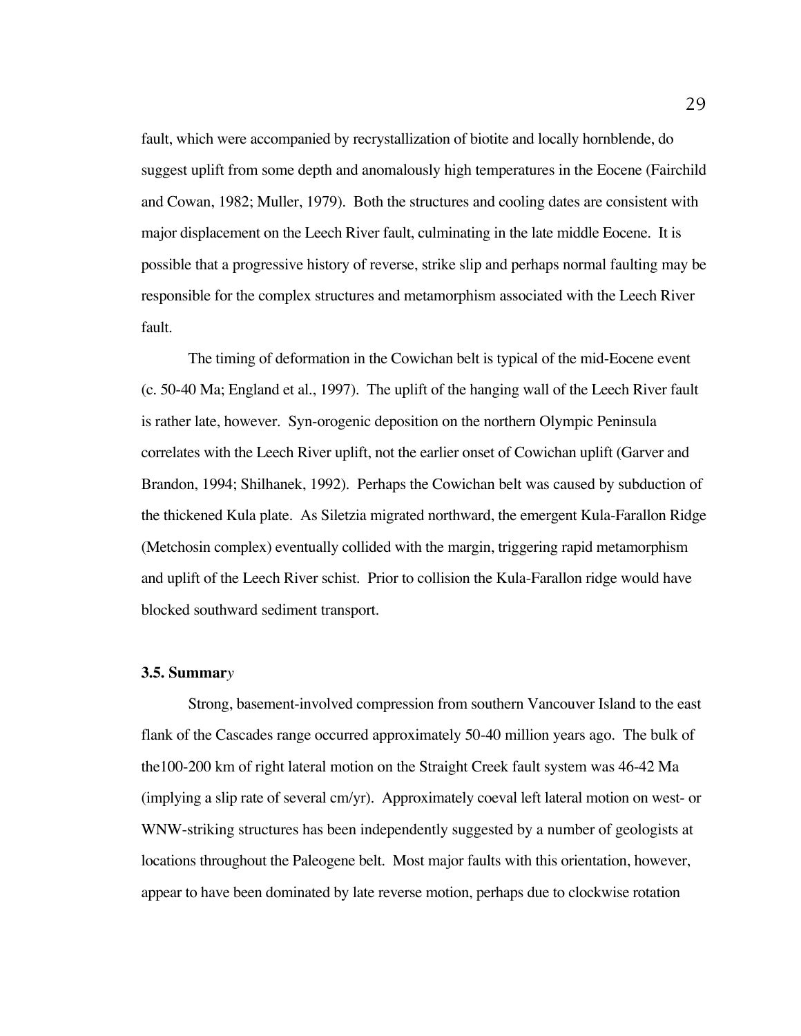fault, which were accompanied by recrystallization of biotite and locally hornblende, do suggest uplift from some depth and anomalously high temperatures in the Eocene (Fairchild and Cowan, 1982; Muller, 1979). Both the structures and cooling dates are consistent with major displacement on the Leech River fault, culminating in the late middle Eocene. It is possible that a progressive history of reverse, strike slip and perhaps normal faulting may be responsible for the complex structures and metamorphism associated with the Leech River fault.

The timing of deformation in the Cowichan belt is typical of the mid-Eocene event (c. 50-40 Ma; England et al., 1997). The uplift of the hanging wall of the Leech River fault is rather late, however. Syn-orogenic deposition on the northern Olympic Peninsula correlates with the Leech River uplift, not the earlier onset of Cowichan uplift (Garver and Brandon, 1994; Shilhanek, 1992). Perhaps the Cowichan belt was caused by subduction of the thickened Kula plate. As Siletzia migrated northward, the emergent Kula-Farallon Ridge (Metchosin complex) eventually collided with the margin, triggering rapid metamorphism and uplift of the Leech River schist. Prior to collision the Kula-Farallon ridge would have blocked southward sediment transport.

### 3.5. Summary

Strong, basement-involved compression from southern Vancouver Island to the east flank of the Cascades range occurred approximately 50-40 million years ago. The bulk of the100-200 km of right lateral motion on the Straight Creek fault system was 46-42 Ma (implying a slip rate of several cm/yr). Approximately coeval left lateral motion on west- or WNW-striking structures has been independently suggested by a number of geologists at locations throughout the Paleogene belt. Most major faults with this orientation, however, appear to have been dominated by late reverse motion, perhaps due to clockwise rotation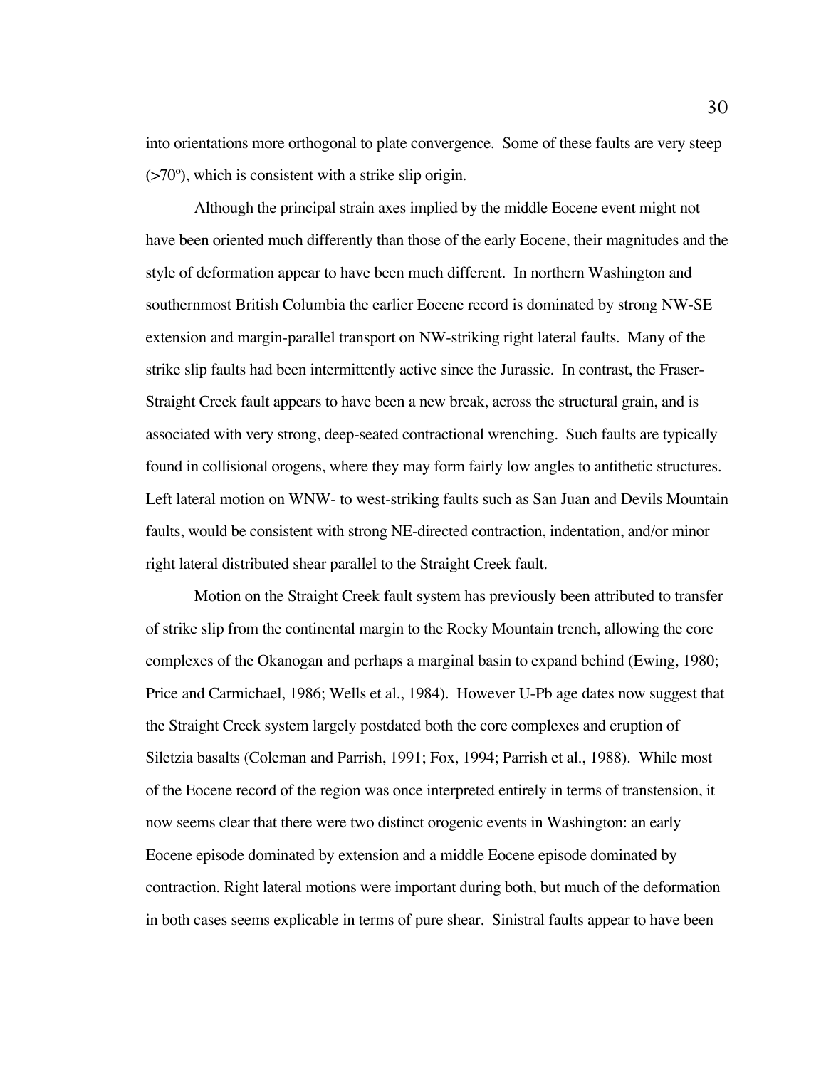into orientations more orthogonal to plate convergence. Some of these faults are very steep (>70°), which is consistent with a strike slip origin.

Although the principal strain axes implied by the middle Eocene event might not have been oriented much differently than those of the early Eocene, their magnitudes and the style of deformation appear to have been much different. In northern Washington and southernmost British Columbia the earlier Eocene record is dominated by strong NW-SE extension and margin-parallel transport on NW-striking right lateral faults. Many of the strike slip faults had been intermittently active since the Jurassic. In contrast, the Fraser-Straight Creek fault appears to have been a new break, across the structural grain, and is associated with very strong, deep-seated contractional wrenching. Such faults are typically found in collisional orogens, where they may form fairly low angles to antithetic structures. Left lateral motion on WNW- to west-striking faults such as San Juan and Devils Mountain faults, would be consistent with strong NE-directed contraction, indentation, and/or minor right lateral distributed shear parallel to the Straight Creek fault.

Motion on the Straight Creek fault system has previously been attributed to transfer of strike slip from the continental margin to the Rocky Mountain trench, allowing the core complexes of the Okanogan and perhaps a marginal basin to expand behind (Ewing, 1980; Price and Carmichael, 1986; Wells et al., 1984). However U-Pb age dates now suggest that the Straight Creek system largely postdated both the core complexes and eruption of Siletzia basalts (Coleman and Parrish, 1991; Fox, 1994; Parrish et al., 1988). While most of the Eocene record of the region was once interpreted entirely in terms of transtension, it now seems clear that there were two distinct orogenic events in Washington: an early Eocene episode dominated by extension and a middle Eocene episode dominated by contraction. Right lateral motions were important during both, but much of the deformation in both cases seems explicable in terms of pure shear. Sinistral faults appear to have been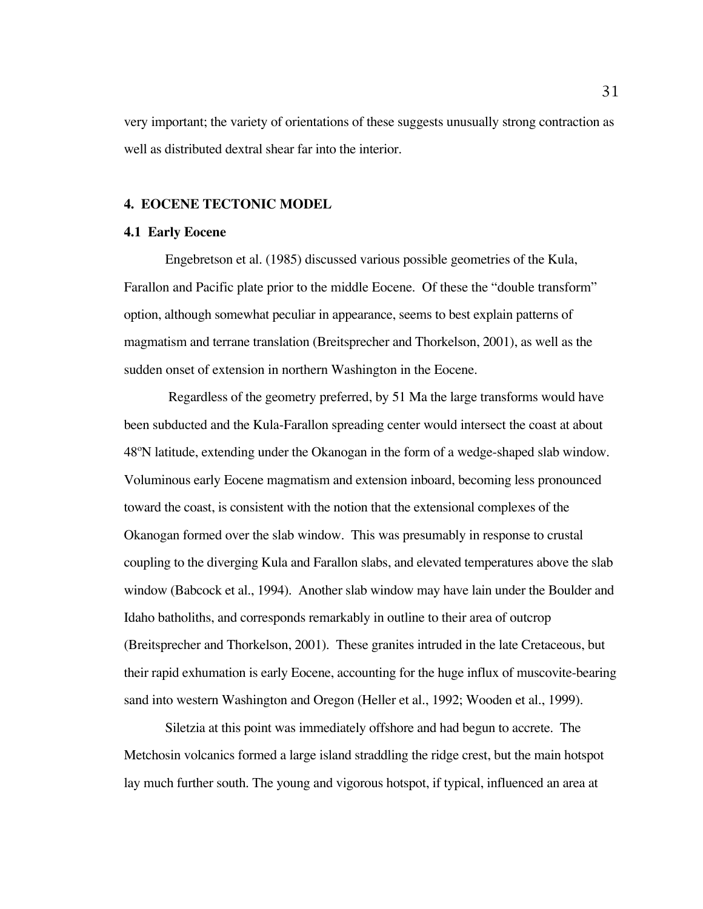very important; the variety of orientations of these suggests unusually strong contraction as well as distributed dextral shear far into the interior.

## 4. EOCENE TECTONIC MODEL

### 4.1 Early Eocene

Engebretson et al. (1985) discussed various possible geometries of the Kula, Farallon and Pacific plate prior to the middle Eocene. Of these the "double transform" option, although somewhat peculiar in appearance, seems to best explain patterns of magmatism and terrane translation (Breitsprecher and Thorkelson, 2001), as well as the sudden onset of extension in northern Washington in the Eocene.

Regardless of the geometry preferred, by 51 Ma the large transforms would have been subducted and the Kula-Farallon spreading center would intersect the coast at about 48ºN latitude, extending under the Okanogan in the form of a wedge-shaped slab window. Voluminous early Eocene magmatism and extension inboard, becoming less pronounced toward the coast, is consistent with the notion that the extensional complexes of the Okanogan formed over the slab window. This was presumably in response to crustal coupling to the diverging Kula and Farallon slabs, and elevated temperatures above the slab window (Babcock et al., 1994). Another slab window may have lain under the Boulder and Idaho batholiths, and corresponds remarkably in outline to their area of outcrop (Breitsprecher and Thorkelson, 2001). These granites intruded in the late Cretaceous, but their rapid exhumation is early Eocene, accounting for the huge influx of muscovite-bearing sand into western Washington and Oregon (Heller et al., 1992; Wooden et al., 1999).

Siletzia at this point was immediately offshore and had begun to accrete. The Metchosin volcanics formed a large island straddling the ridge crest, but the main hotspot lay much further south. The young and vigorous hotspot, if typical, influenced an area at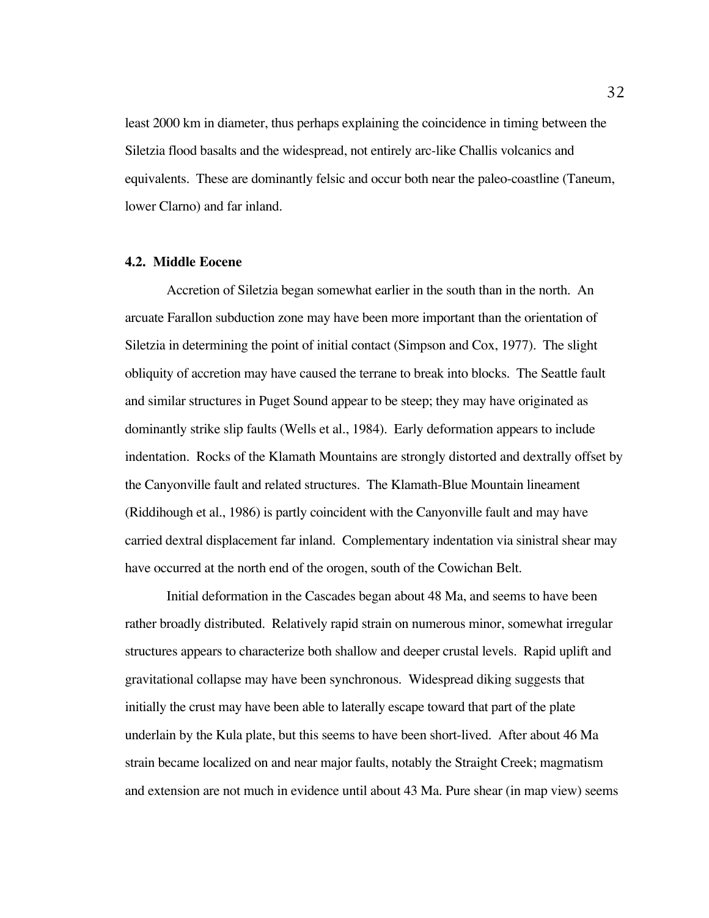least 2000 km in diameter, thus perhaps explaining the coincidence in timing between the Siletzia flood basalts and the widespread, not entirely arc-like Challis volcanics and equivalents. These are dominantly felsic and occur both near the paleo-coastline (Taneum, lower Clarno) and far inland.

### 4.2. Middle Eocene

Accretion of Siletzia began somewhat earlier in the south than in the north. An arcuate Farallon subduction zone may have been more important than the orientation of Siletzia in determining the point of initial contact (Simpson and Cox, 1977). The slight obliquity of accretion may have caused the terrane to break into blocks. The Seattle fault and similar structures in Puget Sound appear to be steep; they may have originated as dominantly strike slip faults (Wells et al., 1984). Early deformation appears to include indentation. Rocks of the Klamath Mountains are strongly distorted and dextrally offset by the Canyonville fault and related structures. The Klamath-Blue Mountain lineament (Riddihough et al., 1986) is partly coincident with the Canyonville fault and may have carried dextral displacement far inland. Complementary indentation via sinistral shear may have occurred at the north end of the orogen, south of the Cowichan Belt.

Initial deformation in the Cascades began about 48 Ma, and seems to have been rather broadly distributed. Relatively rapid strain on numerous minor, somewhat irregular structures appears to characterize both shallow and deeper crustal levels. Rapid uplift and gravitational collapse may have been synchronous. Widespread diking suggests that initially the crust may have been able to laterally escape toward that part of the plate underlain by the Kula plate, but this seems to have been short-lived. After about 46 Ma strain became localized on and near major faults, notably the Straight Creek; magmatism and extension are not much in evidence until about 43 Ma. Pure shear (in map view) seems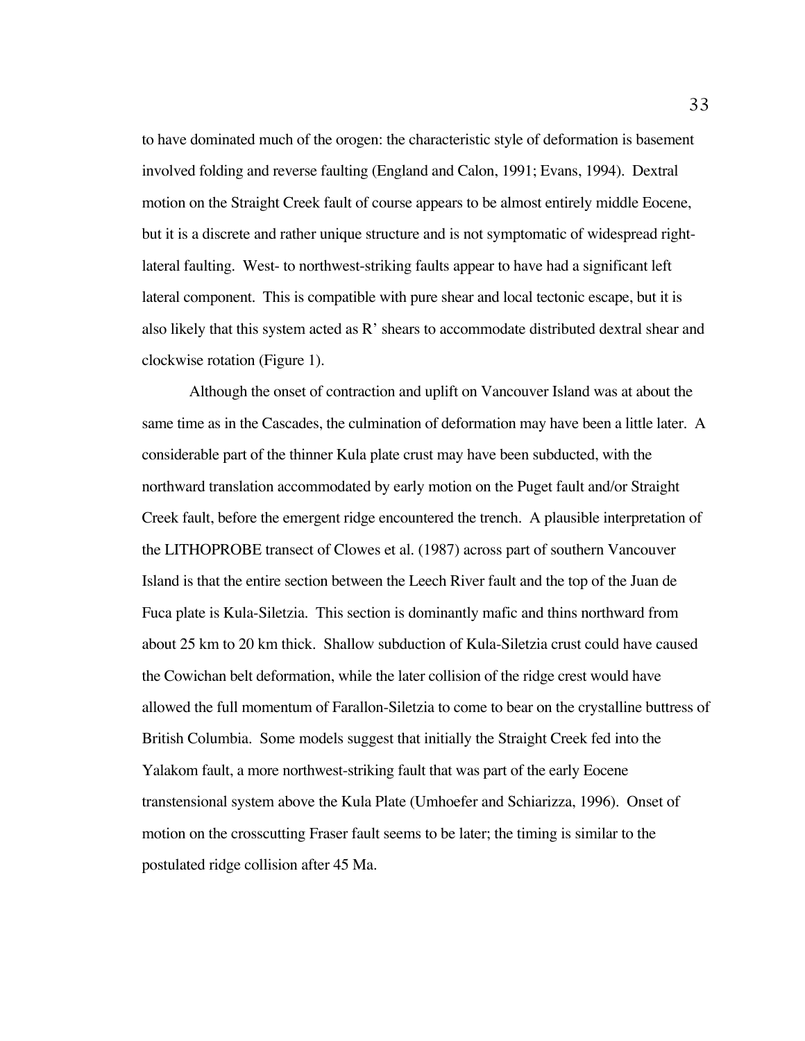to have dominated much of the orogen: the characteristic style of deformation is basement involved folding and reverse faulting (England and Calon, 1991; Evans, 1994). Dextral motion on the Straight Creek fault of course appears to be almost entirely middle Eocene, but it is a discrete and rather unique structure and is not symptomatic of widespread right-lateral faulting. West- to northwest-striking faults appear to have had a significant left lateral component. This is compatible with pure shear and local tectonic escape, but it is also likely that this system acted as R' shears to accommodate distributed dextral shear and clockwise rotation (Figure 1).

Although the onset of contraction and uplift on Vancouver Island was at about the same time as in the Cascades, the culmination of deformation may have been a little later. A considerable part of the thinner Kula plate crust may have been subducted, with the northward translation accommodated by early motion on the Puget fault and/or Straight Creek fault, before the emergent ridge encountered the trench. A plausible interpretation of the LITHOPROBE transect of Clowes et al. (1987) across part of southern Vancouver Island is that the entire section between the Leech River fault and the top of the Juan de Fuca plate is Kula-Siletzia. This section is dominantly mafic and thins northward from about 25 km to 20 km thick. Shallow subduction of Kula-Siletzia crust could have caused the Cowichan belt deformation, while the later collision of the ridge crest would have allowed the full momentum of Farallon-Siletzia to come to bear on the crystalline buttress of British Columbia. Some models suggest that initially the Straight Creek fed into the Yalakom fault, a more northwest-striking fault that was part of the early Eocene transtensional system above the Kula Plate (Umhoefer and Schiarizza, 1996). Onset of motion on the crosscutting Fraser fault seems to be later; the timing is similar to the postulated ridge collision after 45 Ma.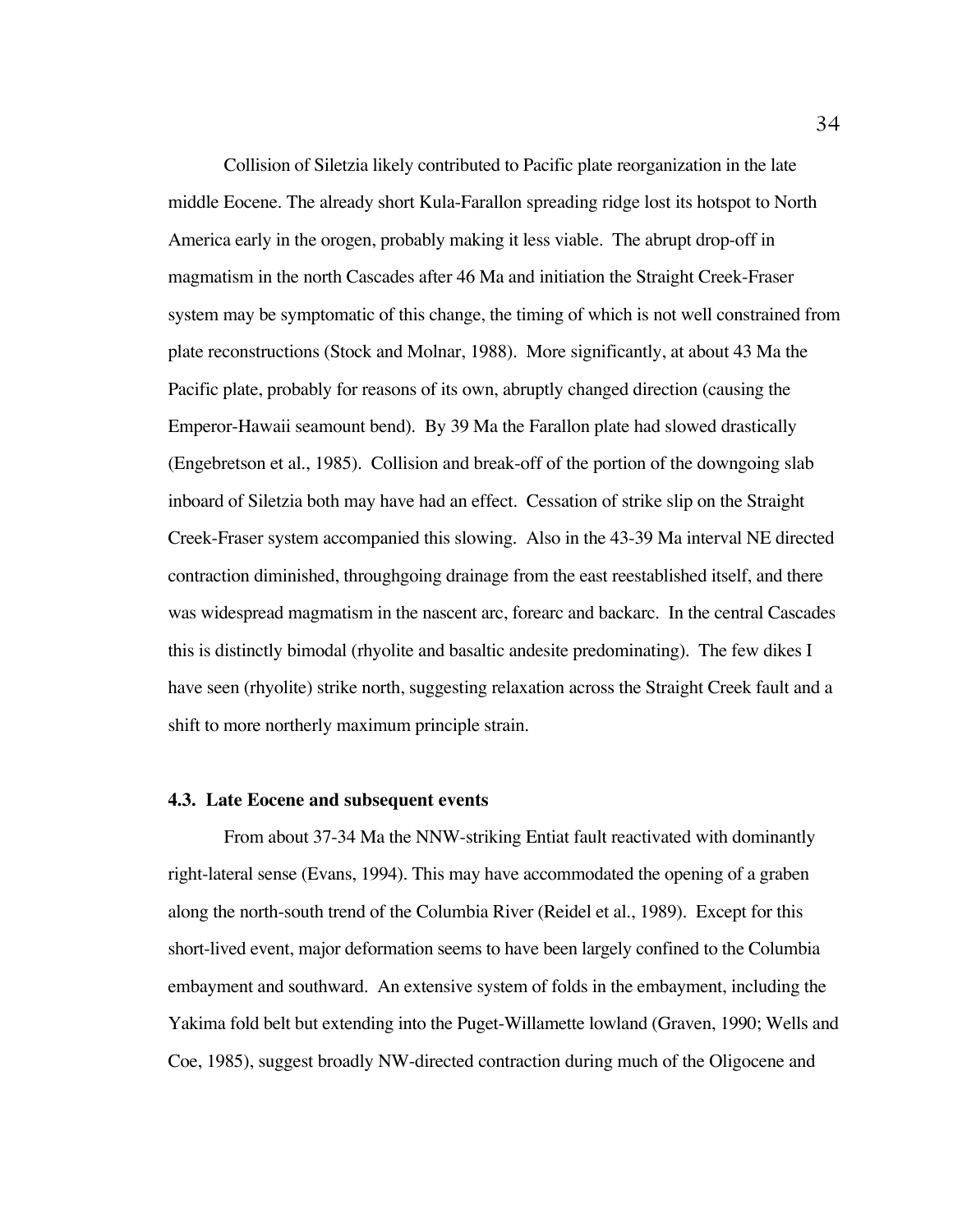Collision of Siletzia likely contributed to Pacific plate reorganization in the late middle Eocene. The already short Kula-Farallon spreading ridge lost its hotspot to North America early in the orogen, probably making it less viable. The abrupt drop-off in magmatism in the north Cascades after 46 Ma and initiation the Straight Creek-Fraser system may be symptomatic of this change, the timing of which is not well constrained from plate reconstructions (Stock and Molnar, 1988). More significantly, at about 43 Ma the Pacific plate, probably for reasons of its own, abruptly changed direction (causing the Emperor-Hawaii seamount bend). By 39 Ma the Farallon plate had slowed drastically (Engebretson et al., 1985). Collision and break-off of the portion of the downgoing slab inboard of Siletzia both may have had an effect. Cessation of strike slip on the Straight Creek-Fraser system accompanied this slowing. Also in the 43-39 Ma interval NE directed contraction diminished, throughgoing drainage from the east reestablished itself, and there was widespread magmatism in the nascent arc, forearc and backarc. In the central Cascades this is distinctly bimodal (rhyolite and basaltic andesite predominating). The few dikes I have seen (rhyolite) strike north, suggesting relaxation across the Straight Creek fault and a shift to more northerly maximum principle strain.

### 4.3. Late Eocene and subsequent events

From about 37-34 Ma the NNW-striking Entiat fault reactivated with dominantly right-lateral sense (Evans, 1994). This may have accommodated the opening of a graben along the north-south trend of the Columbia River (Reidel et al., 1989). Except for this short-lived event, major deformation seems to have been largely confined to the Columbia embayment and southward. An extensive system of folds in the embayment, including the Yakima fold belt but extending into the Puget-Willamette lowland (Graven, 1990; Wells and Coe, 1985), suggest broadly NW-directed contraction during much of the Oligocene and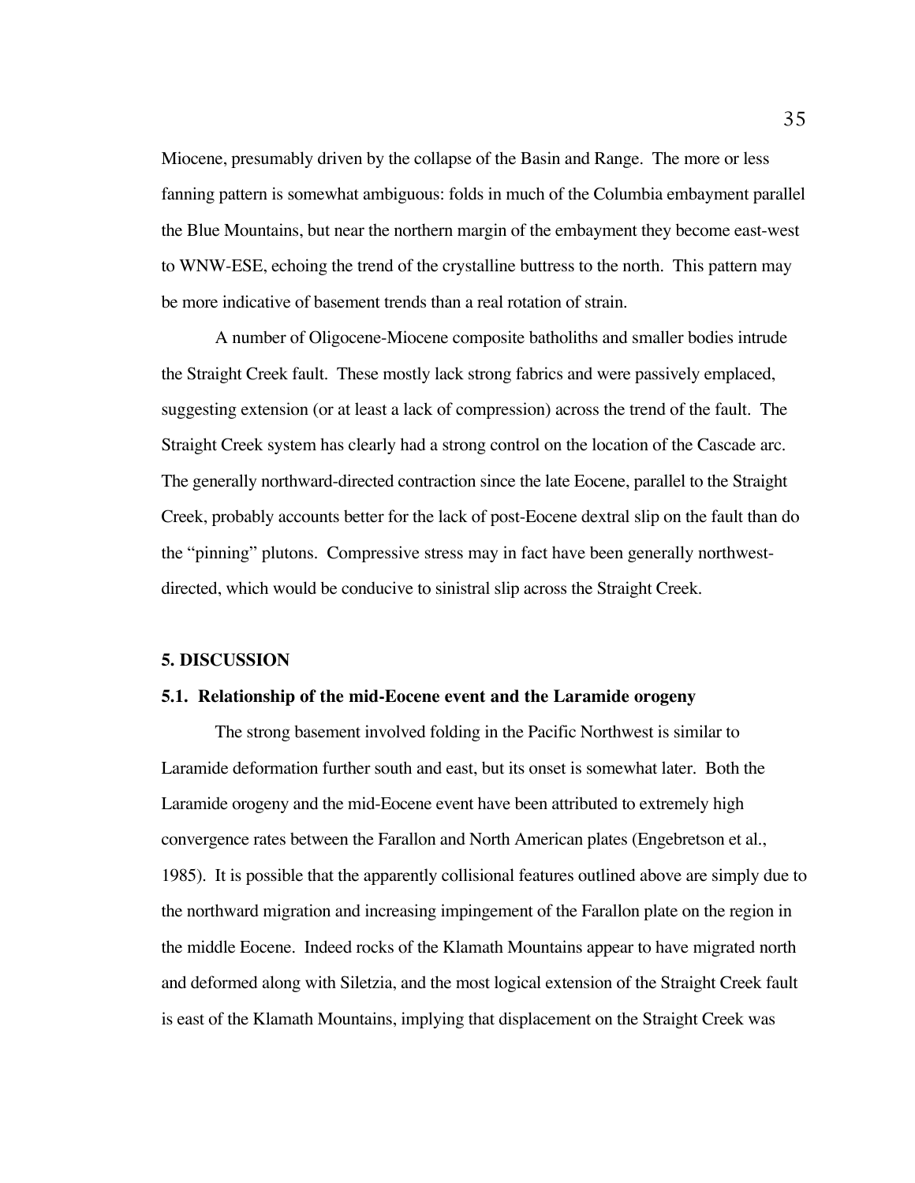Miocene, presumably driven by the collapse of the Basin and Range. The more or less fanning pattern is somewhat ambiguous: folds in much of the Columbia embayment parallel the Blue Mountains, but near the northern margin of the embayment they become east-west to WNW-ESE, echoing the trend of the crystalline buttress to the north. This pattern may be more indicative of basement trends than a real rotation of strain.

A number of Oligocene-Miocene composite batholiths and smaller bodies intrude the Straight Creek fault. These mostly lack strong fabrics and were passively emplaced, suggesting extension (or at least a lack of compression) across the trend of the fault. The Straight Creek system has clearly had a strong control on the location of the Cascade arc. The generally northward-directed contraction since the late Eocene, parallel to the Straight Creek, probably accounts better for the lack of post-Eocene dextral slip on the fault than do the "pinning" plutons. Compressive stress may in fact have been generally northwest-directed, which would be conducive to sinistral slip across the Straight Creek.

## 5. DISCUSSION

### 5.1. Relationship of the mid-Eocene event and the Laramide orogeny

The strong basement involved folding in the Pacific Northwest is similar to Laramide deformation further south and east, but its onset is somewhat later. Both the Laramide orogeny and the mid-Eocene event have been attributed to extremely high convergence rates between the Farallon and North American plates (Engebretson et al., 1985). It is possible that the apparently collisional features outlined above are simply due to the northward migration and increasing impingement of the Farallon plate on the region in the middle Eocene. Indeed rocks of the Klamath Mountains appear to have migrated north and deformed along with Siletzia, and the most logical extension of the Straight Creek fault is east of the Klamath Mountains, implying that displacement on the Straight Creek was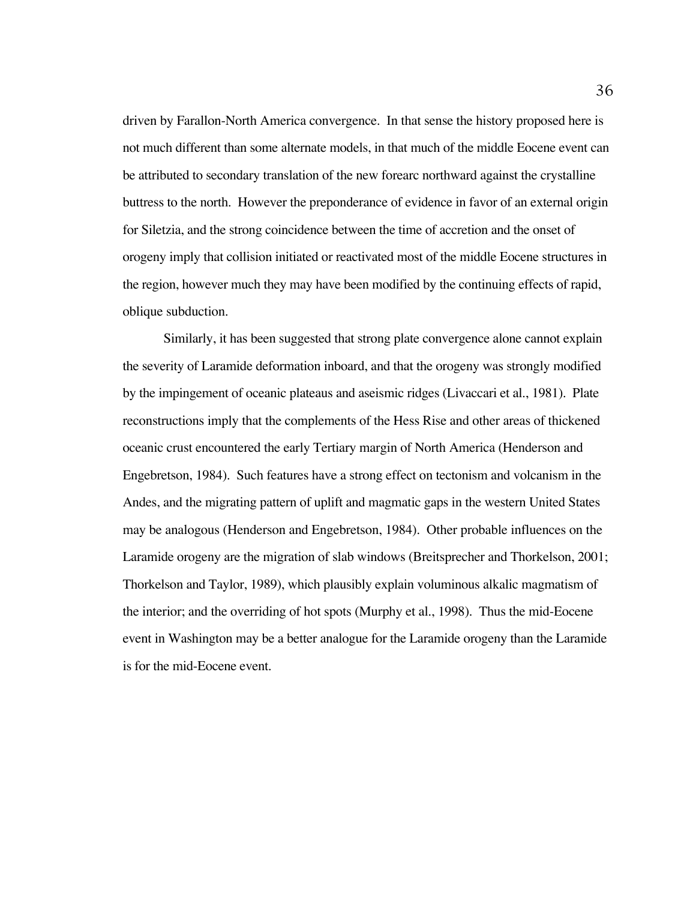driven by Farallon-North America convergence. In that sense the history proposed here is not much different than some alternate models, in that much of the middle Eocene event can be attributed to secondary translation of the new forearc northward against the crystalline buttress to the north. However the preponderance of evidence in favor of an external origin for Siletzia, and the strong coincidence between the time of accretion and the onset of orogeny imply that collision initiated or reactivated most of the middle Eocene structures in the region, however much they may have been modified by the continuing effects of rapid, oblique subduction.

Similarly, it has been suggested that strong plate convergence alone cannot explain the severity of Laramide deformation inboard, and that the orogeny was strongly modified by the impingement of oceanic plateaus and aseismic ridges (Livaccari et al., 1981). Plate reconstructions imply that the complements of the Hess Rise and other areas of thickened oceanic crust encountered the early Tertiary margin of North America (Henderson and Engebretson, 1984). Such features have a strong effect on tectonism and volcanism in the Andes, and the migrating pattern of uplift and magmatic gaps in the western United States may be analogous (Henderson and Engebretson, 1984). Other probable influences on the Laramide orogeny are the migration of slab windows (Breitsprecher and Thorkelson, 2001; Thorkelson and Taylor, 1989), which plausibly explain voluminous alkalic magmatism of the interior; and the overriding of hot spots (Murphy et al., 1998). Thus the mid-Eocene event in Washington may be a better analogue for the Laramide orogeny than the Laramide is for the mid-Eocene event.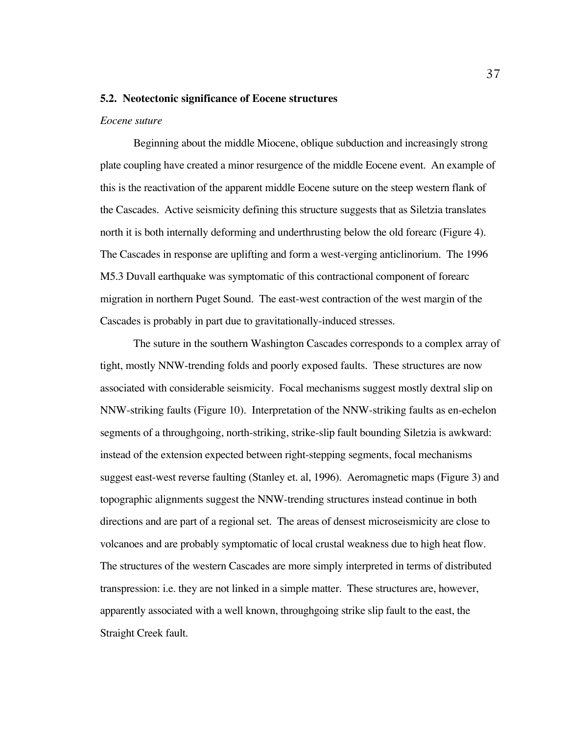## 5.2. Neotectonic significance of Eocene structures

*Eocene suture*

Beginning about the middle Miocene, oblique subduction and increasingly strong plate coupling have created a minor resurgence of the middle Eocene event. An example of this is the reactivation of the apparent middle Eocene suture on the steep western flank of the Cascades. Active seismicity defining this structure suggests that as Siletzia translates north it is both internally deforming and underthrusting below the old forearc (Figure 4). The Cascades in response are uplifting and form a west-verging anticlinorium. The 1996 M5.3 Duvall earthquake was symptomatic of this contractional component of forearc migration in northern Puget Sound. The east-west contraction of the west margin of the Cascades is probably in part due to gravitationally-induced stresses.

The suture in the southern Washington Cascades corresponds to a complex array of tight, mostly NNW-trending folds and poorly exposed faults. These structures are now associated with considerable seismicity. Focal mechanisms suggest mostly dextral slip on NNW-striking faults (Figure 10). Interpretation of the NNW-striking faults as en-echelon segments of a throughgoing, north-striking, strike-slip fault bounding Siletzia is awkward: instead of the extension expected between right-stepping segments, focal mechanisms suggest east-west reverse faulting (Stanley et. al, 1996). Aeromagnetic maps (Figure 3) and topographic alignments suggest the NNW-trending structures instead continue in both directions and are part of a regional set. The areas of densest microseismicity are close to volcanoes and are probably symptomatic of local crustal weakness due to high heat flow. The structures of the western Cascades are more simply interpreted in terms of distributed transpression: i.e. they are not linked in a simple matter. These structures are, however, apparently associated with a well known, throughgoing strike slip fault to the east, the Straight Creek fault.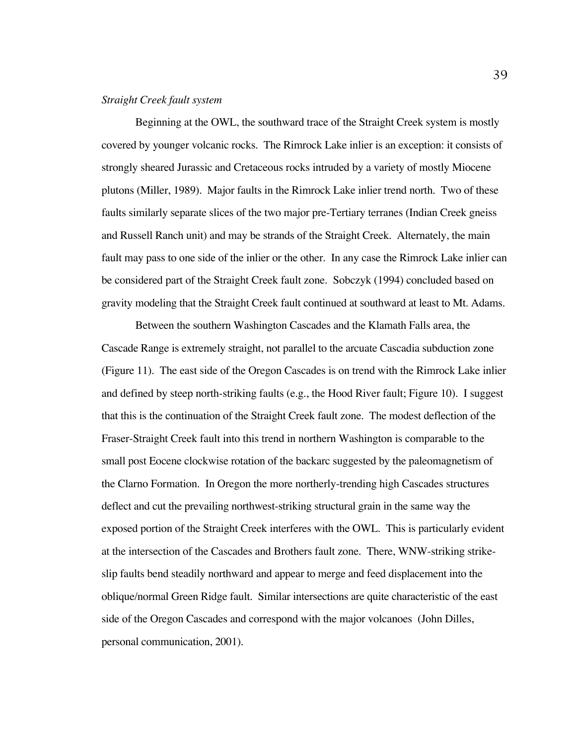*Straight Creek fault system*

Beginning at the OWL, the southward trace of the Straight Creek system is mostly covered by younger volcanic rocks. The Rimrock Lake inlier is an exception: it consists of strongly sheared Jurassic and Cretaceous rocks intruded by a variety of mostly Miocene plutons (Miller, 1989). Major faults in the Rimrock Lake inlier trend north. Two of these faults similarly separate slices of the two major pre-Tertiary terranes (Indian Creek gneiss and Russell Ranch unit) and may be strands of the Straight Creek. Alternately, the main fault may pass to one side of the inlier or the other. In any case the Rimrock Lake inlier can be considered part of the Straight Creek fault zone. Sobczyk (1994) concluded based on gravity modeling that the Straight Creek fault continued at southward at least to Mt. Adams.

Between the southern Washington Cascades and the Klamath Falls area, the Cascade Range is extremely straight, not parallel to the arcuate Cascadia subduction zone (Figure 11). The east side of the Oregon Cascades is on trend with the Rimrock Lake inlier and defined by steep north-striking faults (e.g., the Hood River fault; Figure 10). I suggest that this is the continuation of the Straight Creek fault zone. The modest deflection of the Fraser-Straight Creek fault into this trend in northern Washington is comparable to the small post Eocene clockwise rotation of the backarc suggested by the paleomagnetism of the Clarno Formation. In Oregon the more northerly-trending high Cascades structures deflect and cut the prevailing northwest-striking structural grain in the same way the exposed portion of the Straight Creek interferes with the OWL. This is particularly evident at the intersection of the Cascades and Brothers fault zone. There, WNW-striking strike-slip faults bend steadily northward and appear to merge and feed displacement into the oblique/normal Green Ridge fault. Similar intersections are quite characteristic of the east side of the Oregon Cascades and correspond with the major volcanoes (John Dilles, personal communication, 2001).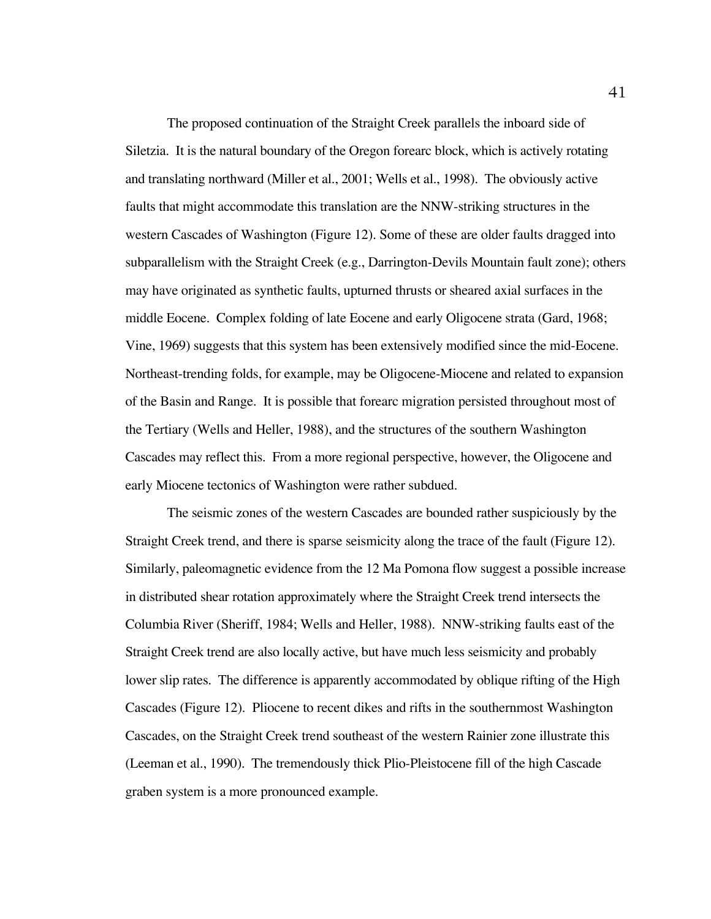The proposed continuation of the Straight Creek parallels the inboard side of Siletzia. It is the natural boundary of the Oregon forearc block, which is actively rotating and translating northward (Miller et al., 2001; Wells et al., 1998). The obviously active faults that might accommodate this translation are the NNW-striking structures in the western Cascades of Washington (Figure 12). Some of these are older faults dragged into subparallelism with the Straight Creek (e.g., Darrington-Devils Mountain fault zone); others may have originated as synthetic faults, upturned thrusts or sheared axial surfaces in the middle Eocene. Complex folding of late Eocene and early Oligocene strata (Gard, 1968; Vine, 1969) suggests that this system has been extensively modified since the mid-Eocene. Northeast-trending folds, for example, may be Oligocene-Miocene and related to expansion of the Basin and Range. It is possible that forearc migration persisted throughout most of the Tertiary (Wells and Heller, 1988), and the structures of the southern Washington Cascades may reflect this. From a more regional perspective, however, the Oligocene and early Miocene tectonics of Washington were rather subdued.

The seismic zones of the western Cascades are bounded rather suspiciously by the Straight Creek trend, and there is sparse seismicity along the trace of the fault (Figure 12). Similarly, paleomagnetic evidence from the 12 Ma Pomona flow suggest a possible increase in distributed shear rotation approximately where the Straight Creek trend intersects the Columbia River (Sheriff, 1984; Wells and Heller, 1988). NNW-striking faults east of the Straight Creek trend are also locally active, but have much less seismicity and probably lower slip rates. The difference is apparently accommodated by oblique rifting of the High Cascades (Figure 12). Pliocene to recent dikes and rifts in the southernmost Washington Cascades, on the Straight Creek trend southeast of the western Rainier zone illustrate this (Leeman et al., 1990). The tremendously thick Plio-Pleistocene fill of the high Cascade graben system is a more pronounced example.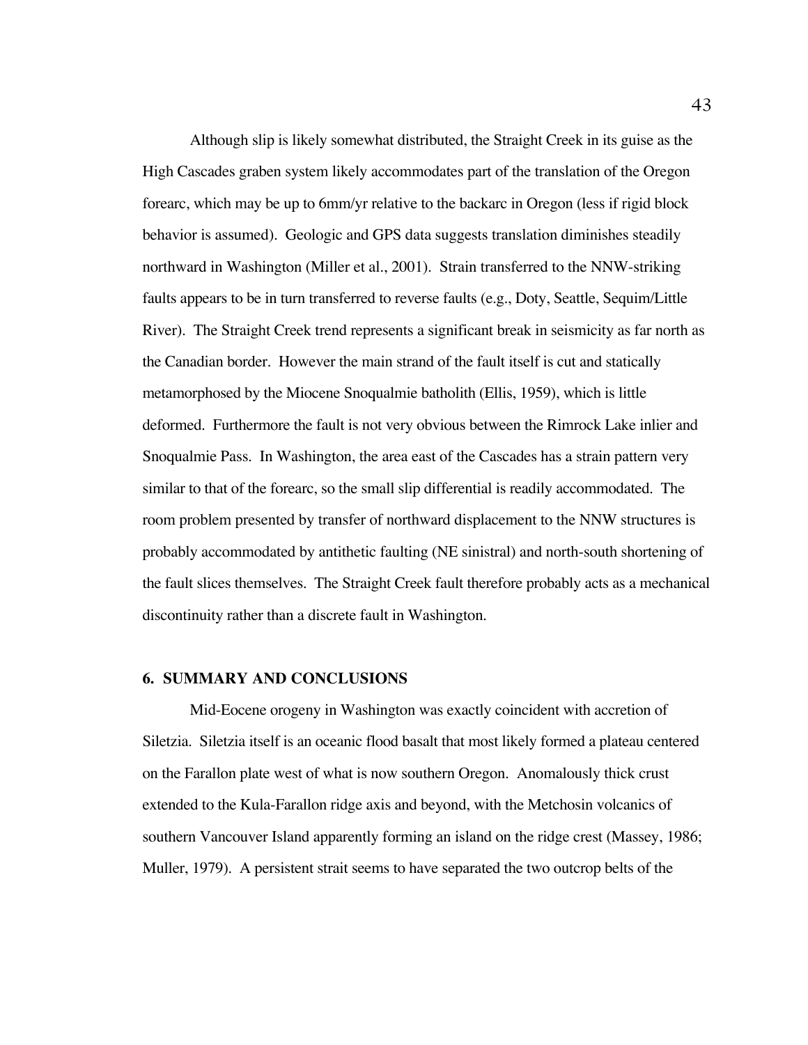Although slip is likely somewhat distributed, the Straight Creek in its guise as the High Cascades graben system likely accommodates part of the translation of the Oregon forearc, which may be up to 6mm/yr relative to the backarc in Oregon (less if rigid block behavior is assumed). Geologic and GPS data suggests translation diminishes steadily northward in Washington (Miller et al., 2001). Strain transferred to the NNW-striking faults appears to be in turn transferred to reverse faults (e.g., Doty, Seattle, Sequim/Little River). The Straight Creek trend represents a significant break in seismicity as far north as the Canadian border. However the main strand of the fault itself is cut and statically metamorphosed by the Miocene Snoqualmie batholith (Ellis, 1959), which is little deformed. Furthermore the fault is not very obvious between the Rimrock Lake inlier and Snoqualmie Pass. In Washington, the area east of the Cascades has a strain pattern very similar to that of the forearc, so the small slip differential is readily accommodated. The room problem presented by transfer of northward displacement to the NNW structures is probably accommodated by antithetic faulting (NE sinistral) and north-south shortening of the fault slices themselves. The Straight Creek fault therefore probably acts as a mechanical discontinuity rather than a discrete fault in Washington.

## 6. SUMMARY AND CONCLUSIONS

Mid-Eocene orogeny in Washington was exactly coincident with accretion of Siletzia. Siletzia itself is an oceanic flood basalt that most likely formed a plateau centered on the Farallon plate west of what is now southern Oregon. Anomalously thick crust extended to the Kula-Farallon ridge axis and beyond, with the Metchosin volcanics of southern Vancouver Island apparently forming an island on the ridge crest (Massey, 1986; Muller, 1979). A persistent strait seems to have separated the two outcrop belts of the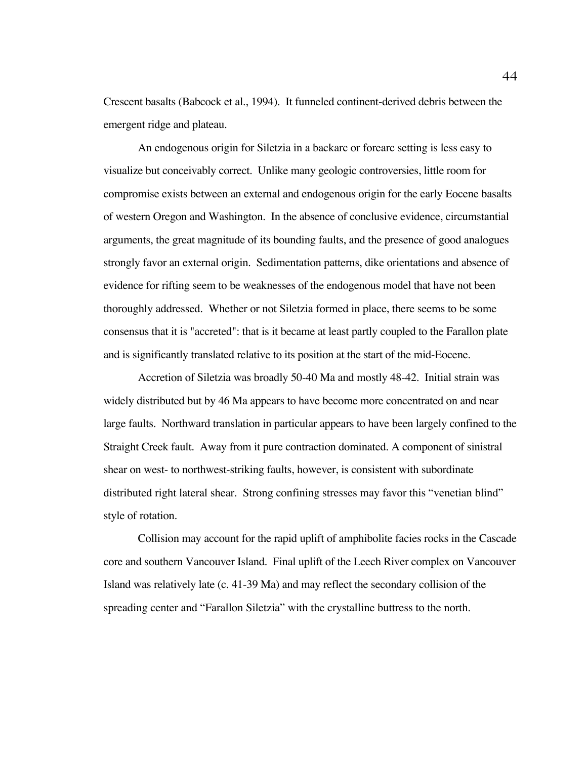Crescent basalts (Babcock et al., 1994). It funneled continent-derived debris between the emergent ridge and plateau.

An endogenous origin for Siletzia in a backarc or forearc setting is less easy to visualize but conceivably correct. Unlike many geologic controversies, little room for compromise exists between an external and endogenous origin for the early Eocene basalts of western Oregon and Washington. In the absence of conclusive evidence, circumstantial arguments, the great magnitude of its bounding faults, and the presence of good analogues strongly favor an external origin. Sedimentation patterns, dike orientations and absence of evidence for rifting seem to be weaknesses of the endogenous model that have not been thoroughly addressed. Whether or not Siletzia formed in place, there seems to be some consensus that it is "accreted": that is it became at least partly coupled to the Farallon plate and is significantly translated relative to its position at the start of the mid-Eocene.

Accretion of Siletzia was broadly 50-40 Ma and mostly 48-42. Initial strain was widely distributed but by 46 Ma appears to have become more concentrated on and near large faults. Northward translation in particular appears to have been largely confined to the Straight Creek fault. Away from it pure contraction dominated. A component of sinistral shear on west- to northwest-striking faults, however, is consistent with subordinate distributed right lateral shear. Strong confining stresses may favor this "venetian blind" style of rotation.

Collision may account for the rapid uplift of amphibolite facies rocks in the Cascade core and southern Vancouver Island. Final uplift of the Leech River complex on Vancouver Island was relatively late (c. 41-39 Ma) and may reflect the secondary collision of the spreading center and "Farallon Siletzia" with the crystalline buttress to the north.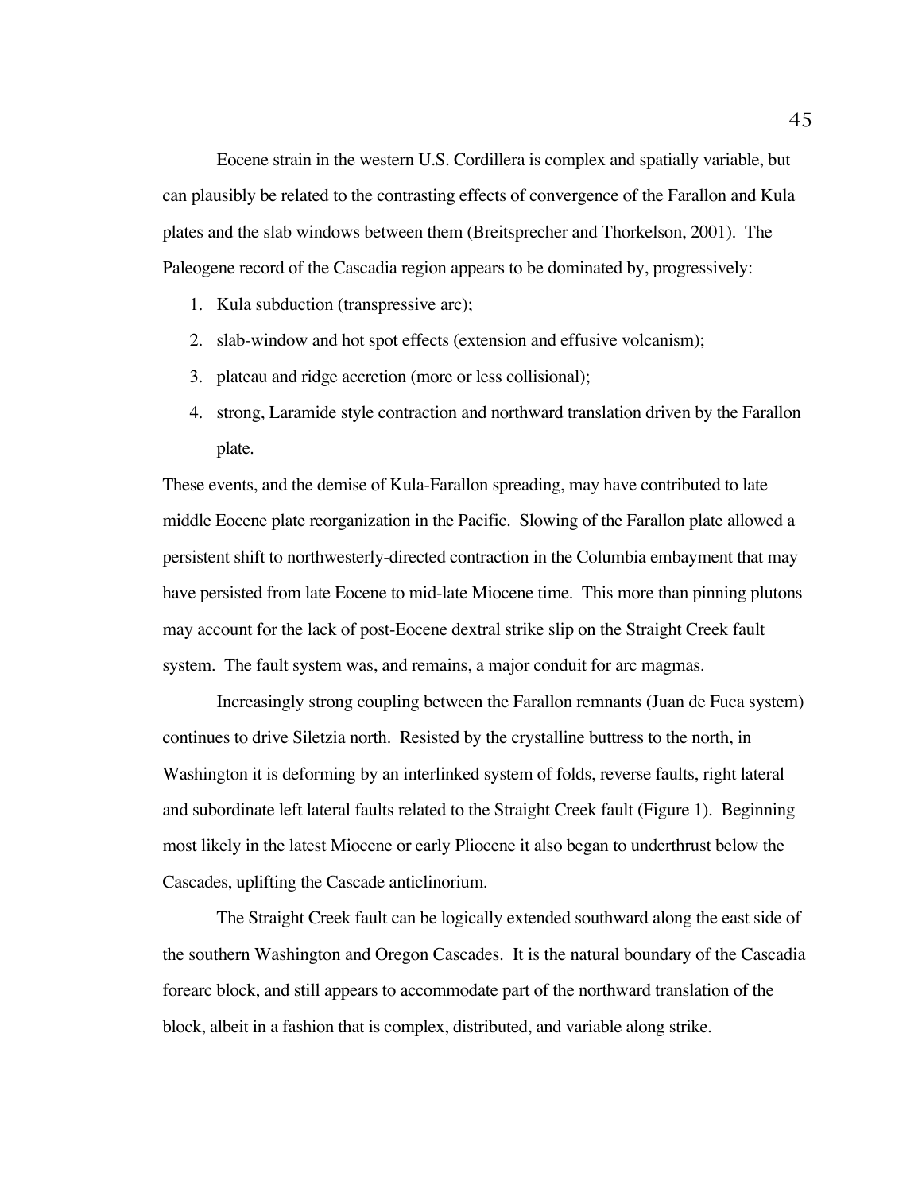Eocene strain in the western U.S. Cordillera is complex and spatially variable, but can plausibly be related to the contrasting effects of convergence of the Farallon and Kula plates and the slab windows between them (Breitsprecher and Thorkelson, 2001). The Paleogene record of the Cascadia region appears to be dominated by, progressively:

1. Kula subduction (transpressive arc);
2. slab-window and hot spot effects (extension and effusive volcanism);
3. plateau and ridge accretion (more or less collisional);
4. strong, Laramide style contraction and northward translation driven by the Farallon plate.

These events, and the demise of Kula-Farallon spreading, may have contributed to late middle Eocene plate reorganization in the Pacific. Slowing of the Farallon plate allowed a persistent shift to northwesterly-directed contraction in the Columbia embayment that may have persisted from late Eocene to mid-late Miocene time. This more than pinning plutons may account for the lack of post-Eocene dextral strike slip on the Straight Creek fault system. The fault system was, and remains, a major conduit for arc magmas.

Increasingly strong coupling between the Farallon remnants (Juan de Fuca system) continues to drive Siletzia north. Resisted by the crystalline buttress to the north, in Washington it is deforming by an interlinked system of folds, reverse faults, right lateral and subordinate left lateral faults related to the Straight Creek fault (Figure 1). Beginning most likely in the latest Miocene or early Pliocene it also began to underthrust below the Cascades, uplifting the Cascade anticlinorium.

The Straight Creek fault can be logically extended southward along the east side of the southern Washington and Oregon Cascades. It is the natural boundary of the Cascadia forearc block, and still appears to accommodate part of the northward translation of the block, albeit in a fashion that is complex, distributed, and variable along strike.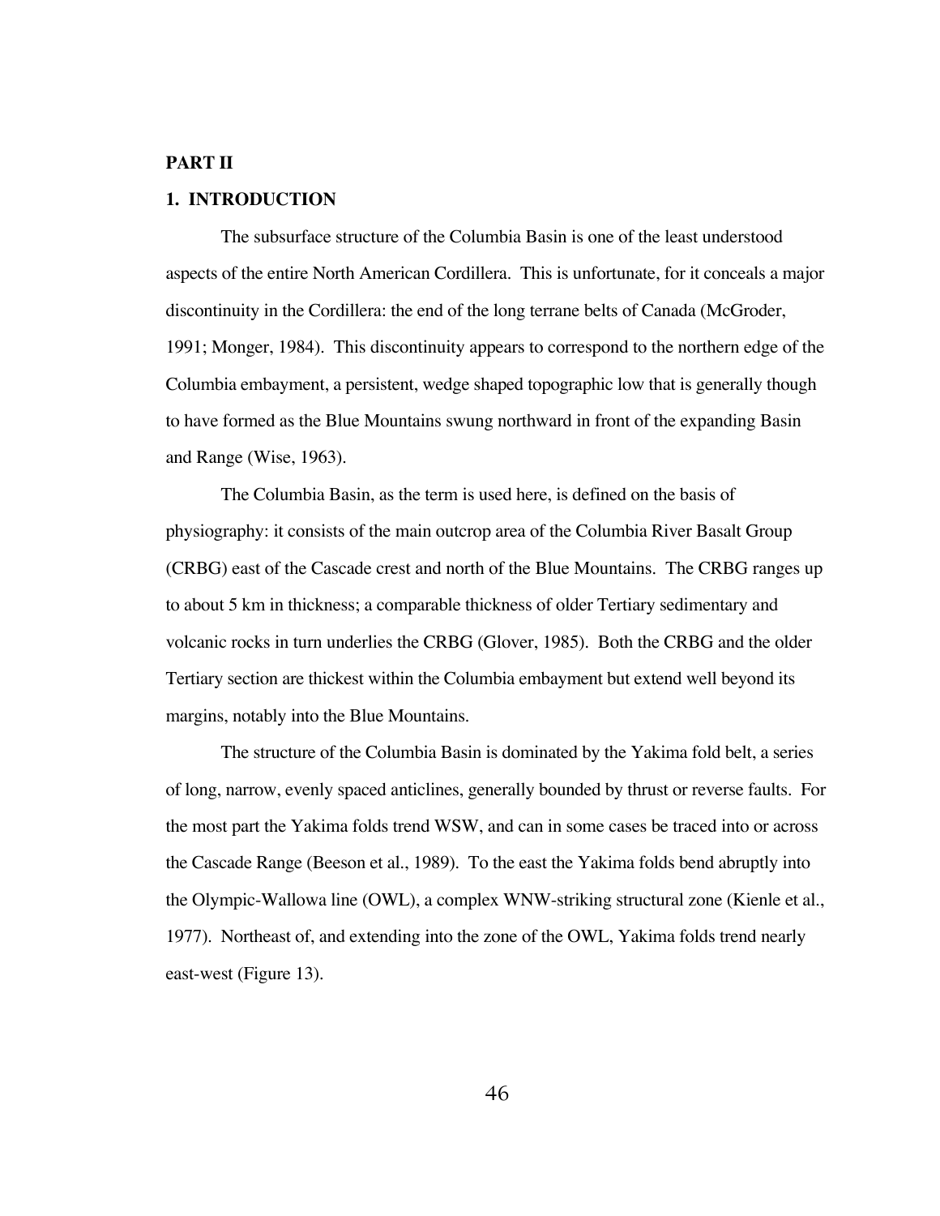**PART II**

## 1. INTRODUCTION

The subsurface structure of the Columbia Basin is one of the least understood aspects of the entire North American Cordillera. This is unfortunate, for it conceals a major discontinuity in the Cordillera: the end of the long terrane belts of Canada (McGroder, 1991; Monger, 1984). This discontinuity appears to correspond to the northern edge of the Columbia embayment, a persistent, wedge shaped topographic low that is generally though to have formed as the Blue Mountains swung northward in front of the expanding Basin and Range (Wise, 1963).

The Columbia Basin, as the term is used here, is defined on the basis of physiography: it consists of the main outcrop area of the Columbia River Basalt Group (CRBG) east of the Cascade crest and north of the Blue Mountains. The CRBG ranges up to about 5 km in thickness; a comparable thickness of older Tertiary sedimentary and volcanic rocks in turn underlies the CRBG (Glover, 1985). Both the CRBG and the older Tertiary section are thickest within the Columbia embayment but extend well beyond its margins, notably into the Blue Mountains.

The structure of the Columbia Basin is dominated by the Yakima fold belt, a series of long, narrow, evenly spaced anticlines, generally bounded by thrust or reverse faults. For the most part the Yakima folds trend WSW, and can in some cases be traced into or across the Cascade Range (Beeson et al., 1989). To the east the Yakima folds bend abruptly into the Olympic-Wallowa line (OWL), a complex WNW-striking structural zone (Kienle et al., 1977). Northeast of, and extending into the zone of the OWL, Yakima folds trend nearly east-west (Figure 13).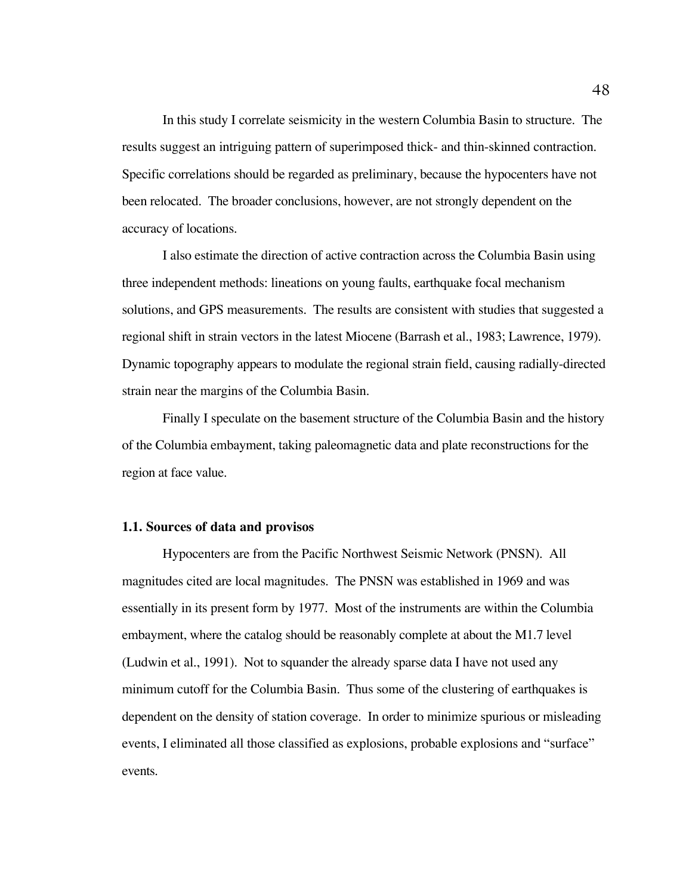In this study I correlate seismicity in the western Columbia Basin to structure. The results suggest an intriguing pattern of superimposed thick- and thin-skinned contraction. Specific correlations should be regarded as preliminary, because the hypocenters have not been relocated. The broader conclusions, however, are not strongly dependent on the accuracy of locations.

I also estimate the direction of active contraction across the Columbia Basin using three independent methods: lineations on young faults, earthquake focal mechanism solutions, and GPS measurements. The results are consistent with studies that suggested a regional shift in strain vectors in the latest Miocene (Barrash et al., 1983; Lawrence, 1979). Dynamic topography appears to modulate the regional strain field, causing radially-directed strain near the margins of the Columbia Basin.

Finally I speculate on the basement structure of the Columbia Basin and the history of the Columbia embayment, taking paleomagnetic data and plate reconstructions for the region at face value.

### 1.1. Sources of data and provisos

Hypocenters are from the Pacific Northwest Seismic Network (PNSN). All magnitudes cited are local magnitudes. The PNSN was established in 1969 and was essentially in its present form by 1977. Most of the instruments are within the Columbia embayment, where the catalog should be reasonably complete at about the M1.7 level (Ludwin et al., 1991). Not to squander the already sparse data I have not used any minimum cutoff for the Columbia Basin. Thus some of the clustering of earthquakes is dependent on the density of station coverage. In order to minimize spurious or misleading events, I eliminated all those classified as explosions, probable explosions and "surface" events.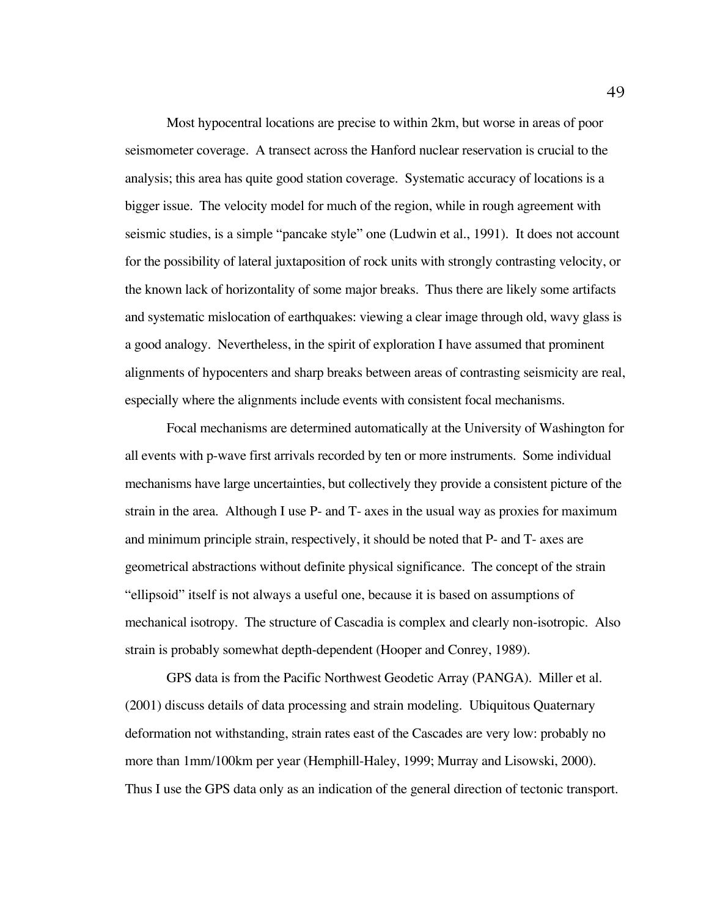Most hypocentral locations are precise to within 2km, but worse in areas of poor seismometer coverage. A transect across the Hanford nuclear reservation is crucial to the analysis; this area has quite good station coverage. Systematic accuracy of locations is a bigger issue. The velocity model for much of the region, while in rough agreement with seismic studies, is a simple "pancake style" one (Ludwin et al., 1991). It does not account for the possibility of lateral juxtaposition of rock units with strongly contrasting velocity, or the known lack of horizontality of some major breaks. Thus there are likely some artifacts and systematic mislocation of earthquakes: viewing a clear image through old, wavy glass is a good analogy. Nevertheless, in the spirit of exploration I have assumed that prominent alignments of hypocenters and sharp breaks between areas of contrasting seismicity are real, especially where the alignments include events with consistent focal mechanisms.

Focal mechanisms are determined automatically at the University of Washington for all events with p-wave first arrivals recorded by ten or more instruments. Some individual mechanisms have large uncertainties, but collectively they provide a consistent picture of the strain in the area. Although I use P- and T- axes in the usual way as proxies for maximum and minimum principle strain, respectively, it should be noted that P- and T- axes are geometrical abstractions without definite physical significance. The concept of the strain "ellipsoid" itself is not always a useful one, because it is based on assumptions of mechanical isotropy. The structure of Cascadia is complex and clearly non-isotropic. Also strain is probably somewhat depth-dependent (Hooper and Conrey, 1989).

GPS data is from the Pacific Northwest Geodetic Array (PANGA). Miller et al. (2001) discuss details of data processing and strain modeling. Ubiquitous Quaternary deformation not withstanding, strain rates east of the Cascades are very low: probably no more than 1mm/100km per year (Hemphill-Haley, 1999; Murray and Lisowski, 2000). Thus I use the GPS data only as an indication of the general direction of tectonic transport.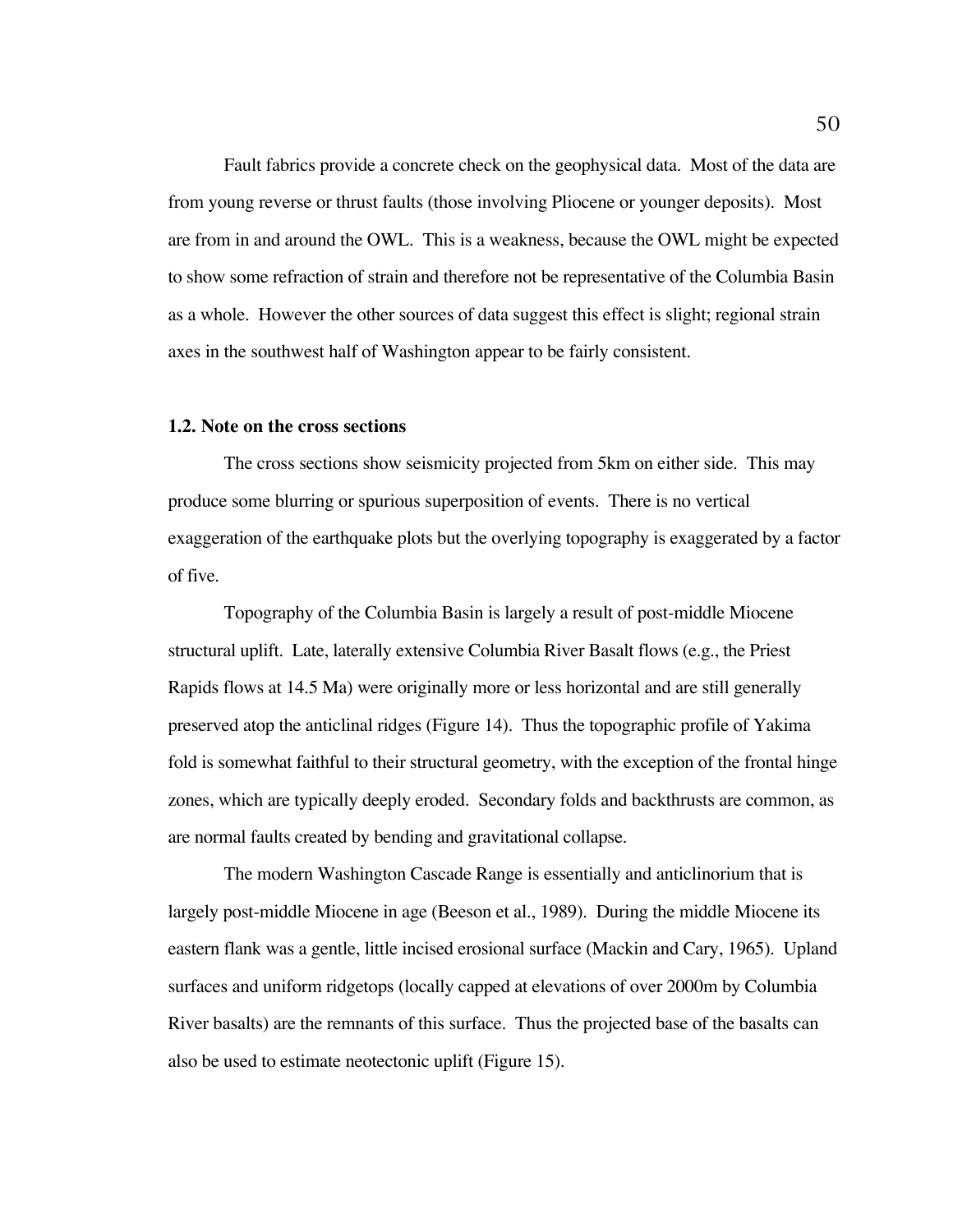Fault fabrics provide a concrete check on the geophysical data. Most of the data are from young reverse or thrust faults (those involving Pliocene or younger deposits). Most are from in and around the OWL. This is a weakness, because the OWL might be expected to show some refraction of strain and therefore not be representative of the Columbia Basin as a whole. However the other sources of data suggest this effect is slight; regional strain axes in the southwest half of Washington appear to be fairly consistent.

### 1.2. Note on the cross sections

The cross sections show seismicity projected from 5km on either side. This may produce some blurring or spurious superposition of events. There is no vertical exaggeration of the earthquake plots but the overlying topography is exaggerated by a factor of five.

Topography of the Columbia Basin is largely a result of post-middle Miocene structural uplift. Late, laterally extensive Columbia River Basalt flows (e.g., the Priest Rapids flows at 14.5 Ma) were originally more or less horizontal and are still generally preserved atop the anticlinal ridges (Figure 14). Thus the topographic profile of Yakima fold is somewhat faithful to their structural geometry, with the exception of the frontal hinge zones, which are typically deeply eroded. Secondary folds and backthrusts are common, as are normal faults created by bending and gravitational collapse.

The modern Washington Cascade Range is essentially and anticlinorium that is largely post-middle Miocene in age (Beeson et al., 1989). During the middle Miocene its eastern flank was a gentle, little incised erosional surface (Mackin and Cary, 1965). Upland surfaces and uniform ridgetops (locally capped at elevations of over 2000m by Columbia River basalts) are the remnants of this surface. Thus the projected base of the basalts can also be used to estimate neotectonic uplift (Figure 15).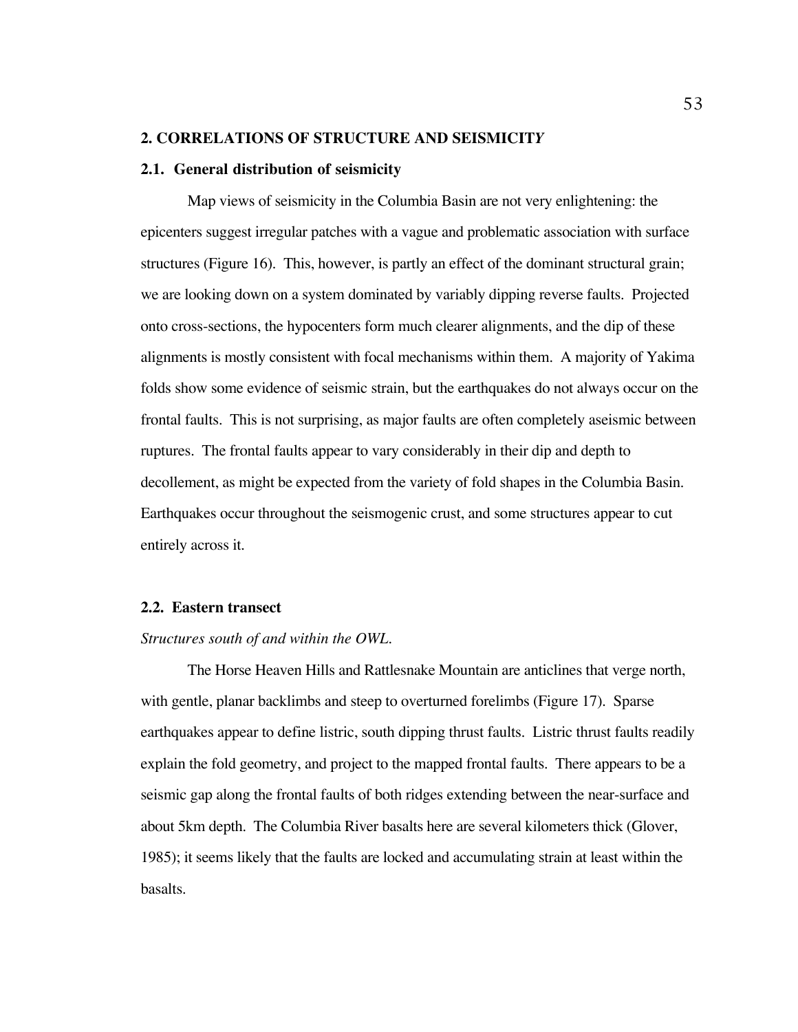## 2. CORRELATIONS OF STRUCTURE AND SEISMICITY

### 2.1. General distribution of seismicity

Map views of seismicity in the Columbia Basin are not very enlightening: the epicenters suggest irregular patches with a vague and problematic association with surface structures (Figure 16). This, however, is partly an effect of the dominant structural grain; we are looking down on a system dominated by variably dipping reverse faults. Projected onto cross-sections, the hypocenters form much clearer alignments, and the dip of these alignments is mostly consistent with focal mechanisms within them. A majority of Yakima folds show some evidence of seismic strain, but the earthquakes do not always occur on the frontal faults. This is not surprising, as major faults are often completely aseismic between ruptures. The frontal faults appear to vary considerably in their dip and depth to decollement, as might be expected from the variety of fold shapes in the Columbia Basin. Earthquakes occur throughout the seismogenic crust, and some structures appear to cut entirely across it.

### 2.2. Eastern transect

*Structures south of and within the OWL.*

The Horse Heaven Hills and Rattlesnake Mountain are anticlines that verge north, with gentle, planar backlimbs and steep to overturned forelimbs (Figure 17). Sparse earthquakes appear to define listric, south dipping thrust faults. Listric thrust faults readily explain the fold geometry, and project to the mapped frontal faults. There appears to be a seismic gap along the frontal faults of both ridges extending between the near-surface and about 5km depth. The Columbia River basalts here are several kilometers thick (Glover, 1985); it seems likely that the faults are locked and accumulating strain at least within the basalts.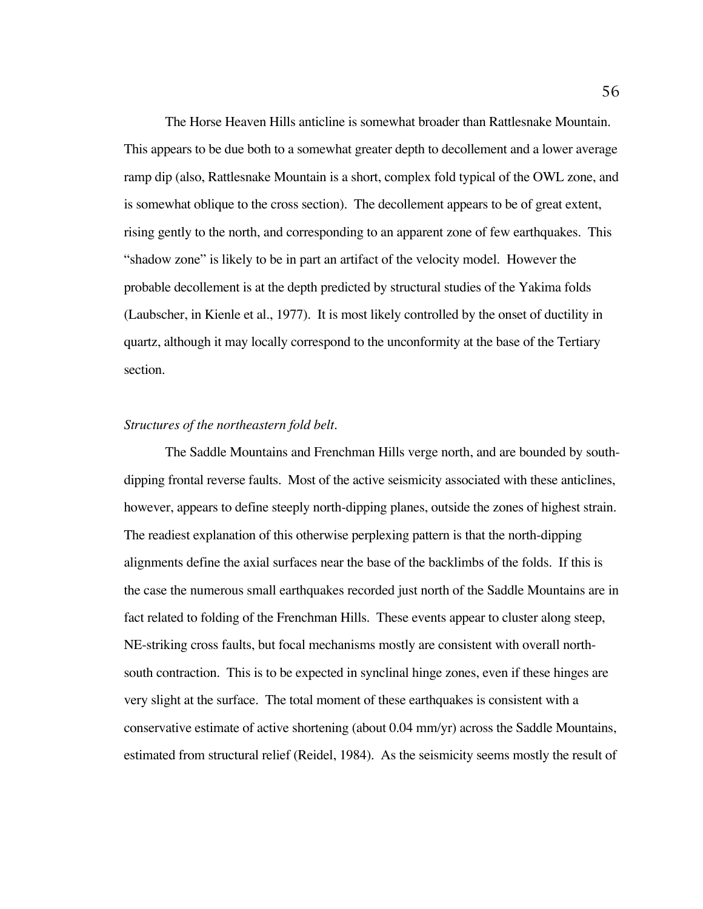The Horse Heaven Hills anticline is somewhat broader than Rattlesnake Mountain. This appears to be due both to a somewhat greater depth to decollement and a lower average ramp dip (also, Rattlesnake Mountain is a short, complex fold typical of the OWL zone, and is somewhat oblique to the cross section). The decollement appears to be of great extent, rising gently to the north, and corresponding to an apparent zone of few earthquakes. This "shadow zone" is likely to be in part an artifact of the velocity model. However the probable decollement is at the depth predicted by structural studies of the Yakima folds (Laubscher, in Kienle et al., 1977). It is most likely controlled by the onset of ductility in quartz, although it may locally correspond to the unconformity at the base of the Tertiary section.

*Structures of the northeastern fold belt.*

The Saddle Mountains and Frenchman Hills verge north, and are bounded by south-dipping frontal reverse faults. Most of the active seismicity associated with these anticlines, however, appears to define steeply north-dipping planes, outside the zones of highest strain. The readiest explanation of this otherwise perplexing pattern is that the north-dipping alignments define the axial surfaces near the base of the backlimbs of the folds. If this is the case the numerous small earthquakes recorded just north of the Saddle Mountains are in fact related to folding of the Frenchman Hills. These events appear to cluster along steep, NE-striking cross faults, but focal mechanisms mostly are consistent with overall north-south contraction. This is to be expected in synclinal hinge zones, even if these hinges are very slight at the surface. The total moment of these earthquakes is consistent with a conservative estimate of active shortening (about 0.04 mm/yr) across the Saddle Mountains, estimated from structural relief (Reidel, 1984). As the seismicity seems mostly the result of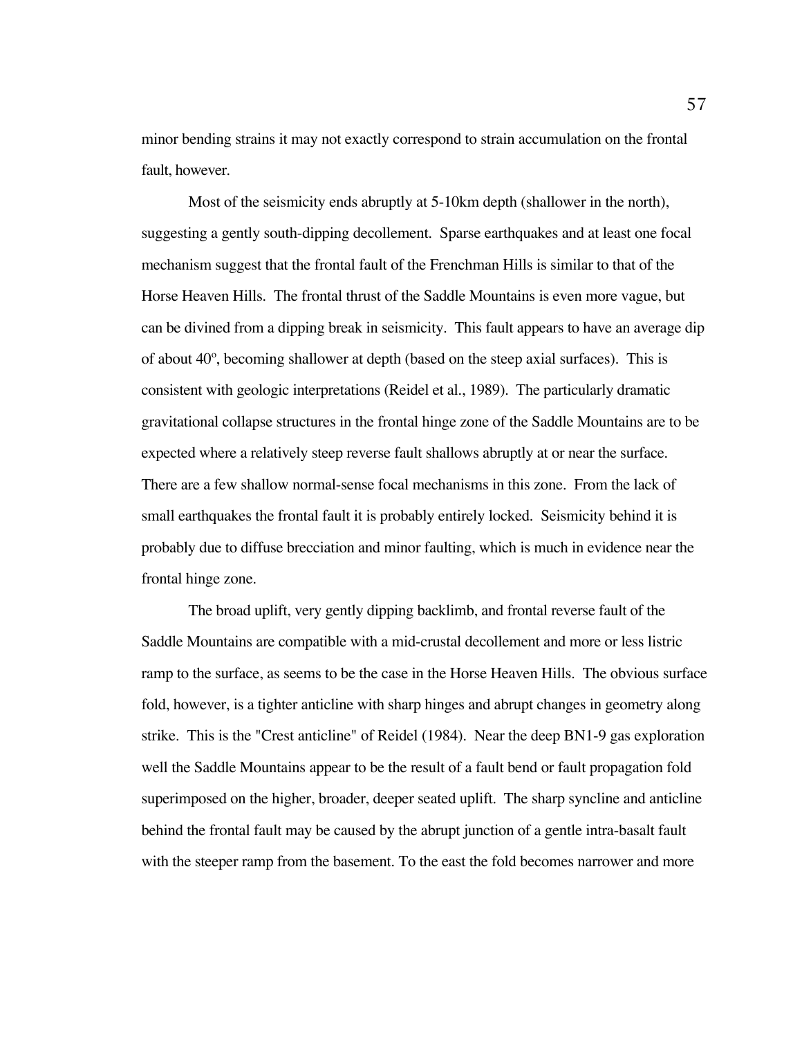minor bending strains it may not exactly correspond to strain accumulation on the frontal fault, however.

Most of the seismicity ends abruptly at 5-10km depth (shallower in the north), suggesting a gently south-dipping decollement. Sparse earthquakes and at least one focal mechanism suggest that the frontal fault of the Frenchman Hills is similar to that of the Horse Heaven Hills. The frontal thrust of the Saddle Mountains is even more vague, but can be divined from a dipping break in seismicity. This fault appears to have an average dip of about 40º, becoming shallower at depth (based on the steep axial surfaces). This is consistent with geologic interpretations (Reidel et al., 1989). The particularly dramatic gravitational collapse structures in the frontal hinge zone of the Saddle Mountains are to be expected where a relatively steep reverse fault shallows abruptly at or near the surface. There are a few shallow normal-sense focal mechanisms in this zone. From the lack of small earthquakes the frontal fault it is probably entirely locked. Seismicity behind it is probably due to diffuse brecciation and minor faulting, which is much in evidence near the frontal hinge zone.

The broad uplift, very gently dipping backlimb, and frontal reverse fault of the Saddle Mountains are compatible with a mid-crustal decollement and more or less listric ramp to the surface, as seems to be the case in the Horse Heaven Hills. The obvious surface fold, however, is a tighter anticline with sharp hinges and abrupt changes in geometry along strike. This is the "Crest anticline" of Reidel (1984). Near the deep BN1-9 gas exploration well the Saddle Mountains appear to be the result of a fault bend or fault propagation fold superimposed on the higher, broader, deeper seated uplift. The sharp syncline and anticline behind the frontal fault may be caused by the abrupt junction of a gentle intra-basalt fault with the steeper ramp from the basement. To the east the fold becomes narrower and more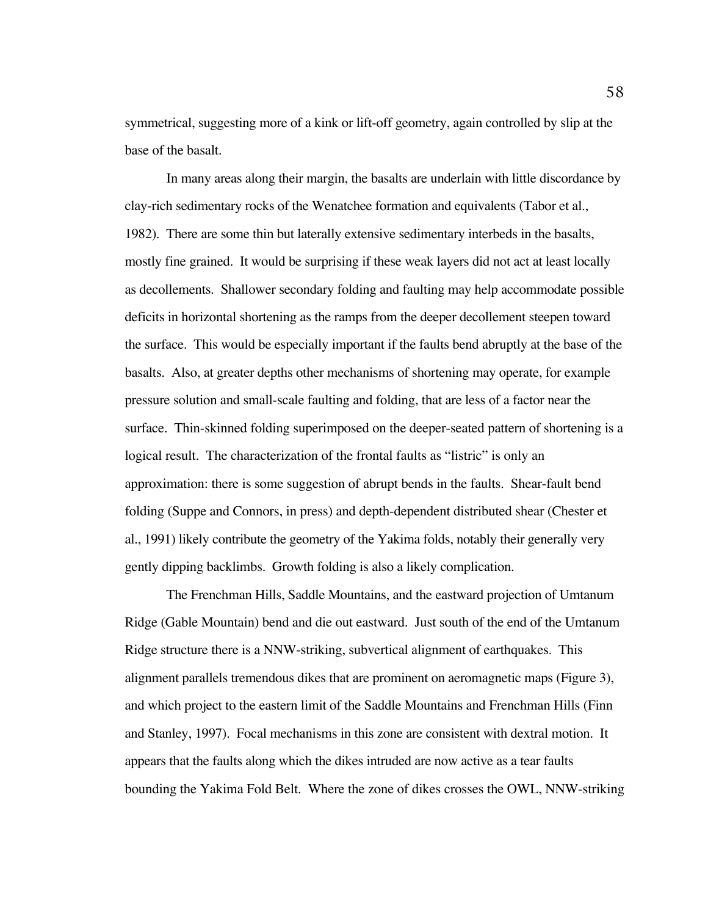symmetrical, suggesting more of a kink or lift-off geometry, again controlled by slip at the base of the basalt.

In many areas along their margin, the basalts are underlain with little discordance by clay-rich sedimentary rocks of the Wenatchee formation and equivalents (Tabor et al., 1982). There are some thin but laterally extensive sedimentary interbeds in the basalts, mostly fine grained. It would be surprising if these weak layers did not act at least locally as decollements. Shallower secondary folding and faulting may help accommodate possible deficits in horizontal shortening as the ramps from the deeper decollement steepen toward the surface. This would be especially important if the faults bend abruptly at the base of the basalts. Also, at greater depths other mechanisms of shortening may operate, for example pressure solution and small-scale faulting and folding, that are less of a factor near the surface. Thin-skinned folding superimposed on the deeper-seated pattern of shortening is a logical result. The characterization of the frontal faults as "listric" is only an approximation: there is some suggestion of abrupt bends in the faults. Shear-fault bend folding (Suppe and Connors, in press) and depth-dependent distributed shear (Chester et al., 1991) likely contribute the geometry of the Yakima folds, notably their generally very gently dipping backlimbs. Growth folding is also a likely complication.

The Frenchman Hills, Saddle Mountains, and the eastward projection of Umtanum Ridge (Gable Mountain) bend and die out eastward. Just south of the end of the Umtanum Ridge structure there is a NNW-striking, subvertical alignment of earthquakes. This alignment parallels tremendous dikes that are prominent on aeromagnetic maps (Figure 3), and which project to the eastern limit of the Saddle Mountains and Frenchman Hills (Finn and Stanley, 1997). Focal mechanisms in this zone are consistent with dextral motion. It appears that the faults along which the dikes intruded are now active as a tear faults bounding the Yakima Fold Belt. Where the zone of dikes crosses the OWL, NNW-striking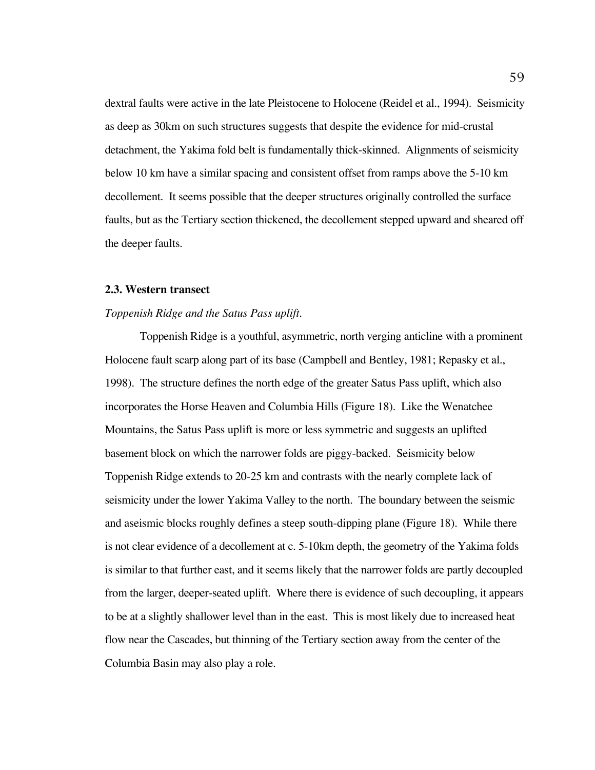dextral faults were active in the late Pleistocene to Holocene (Reidel et al., 1994). Seismicity as deep as 30km on such structures suggests that despite the evidence for mid-crustal detachment, the Yakima fold belt is fundamentally thick-skinned. Alignments of seismicity below 10 km have a similar spacing and consistent offset from ramps above the 5-10 km decollement. It seems possible that the deeper structures originally controlled the surface faults, but as the Tertiary section thickened, the decollement stepped upward and sheared off the deeper faults.

### 2.3. Western transect

*Toppenish Ridge and the Satus Pass uplift.*

Toppenish Ridge is a youthful, asymmetric, north verging anticline with a prominent Holocene fault scarp along part of its base (Campbell and Bentley, 1981; Repasky et al., 1998). The structure defines the north edge of the greater Satus Pass uplift, which also incorporates the Horse Heaven and Columbia Hills (Figure 18). Like the Wenatchee Mountains, the Satus Pass uplift is more or less symmetric and suggests an uplifted basement block on which the narrower folds are piggy-backed. Seismicity below Toppenish Ridge extends to 20-25 km and contrasts with the nearly complete lack of seismicity under the lower Yakima Valley to the north. The boundary between the seismic and aseismic blocks roughly defines a steep south-dipping plane (Figure 18). While there is not clear evidence of a decollement at c. 5-10km depth, the geometry of the Yakima folds is similar to that further east, and it seems likely that the narrower folds are partly decoupled from the larger, deeper-seated uplift. Where there is evidence of such decoupling, it appears to be at a slightly shallower level than in the east. This is most likely due to increased heat flow near the Cascades, but thinning of the Tertiary section away from the center of the Columbia Basin may also play a role.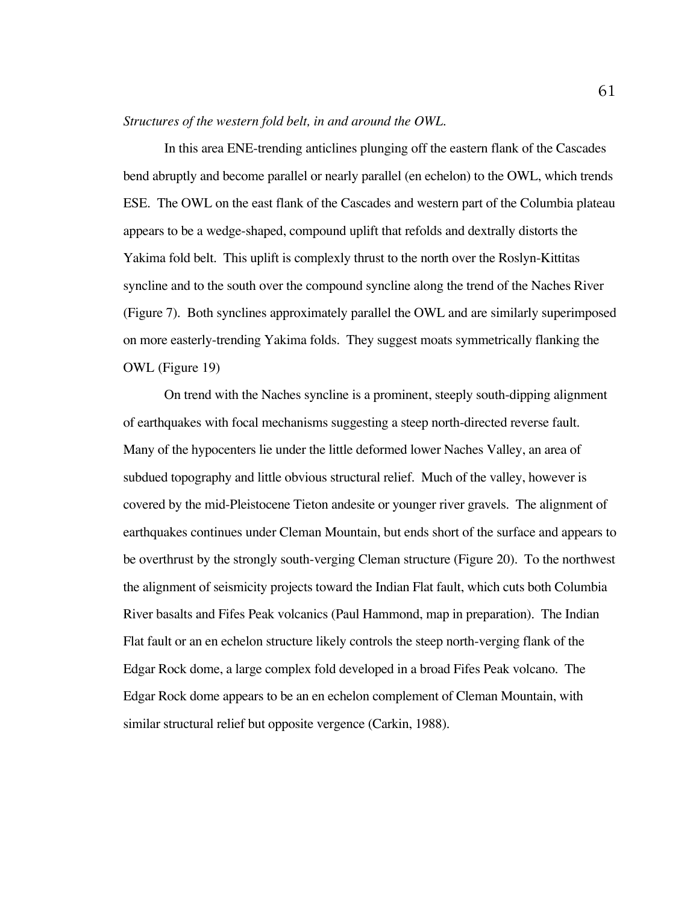*Structures of the western fold belt, in and around the OWL.*

In this area ENE-trending anticlines plunging off the eastern flank of the Cascades bend abruptly and become parallel or nearly parallel (en echelon) to the OWL, which trends ESE. The OWL on the east flank of the Cascades and western part of the Columbia plateau appears to be a wedge-shaped, compound uplift that refolds and dextrally distorts the Yakima fold belt. This uplift is complexly thrust to the north over the Roslyn-Kittitas syncline and to the south over the compound syncline along the trend of the Naches River (Figure 7). Both synclines approximately parallel the OWL and are similarly superimposed on more easterly-trending Yakima folds. They suggest moats symmetrically flanking the OWL (Figure 19)

On trend with the Naches syncline is a prominent, steeply south-dipping alignment of earthquakes with focal mechanisms suggesting a steep north-directed reverse fault. Many of the hypocenters lie under the little deformed lower Naches Valley, an area of subdued topography and little obvious structural relief. Much of the valley, however is covered by the mid-Pleistocene Tieton andesite or younger river gravels. The alignment of earthquakes continues under Cleman Mountain, but ends short of the surface and appears to be overthrust by the strongly south-verging Cleman structure (Figure 20). To the northwest the alignment of seismicity projects toward the Indian Flat fault, which cuts both Columbia River basalts and Fifes Peak volcanics (Paul Hammond, map in preparation). The Indian Flat fault or an en echelon structure likely controls the steep north-verging flank of the Edgar Rock dome, a large complex fold developed in a broad Fifes Peak volcano. The Edgar Rock dome appears to be an en echelon complement of Cleman Mountain, with similar structural relief but opposite vergence (Carkin, 1988).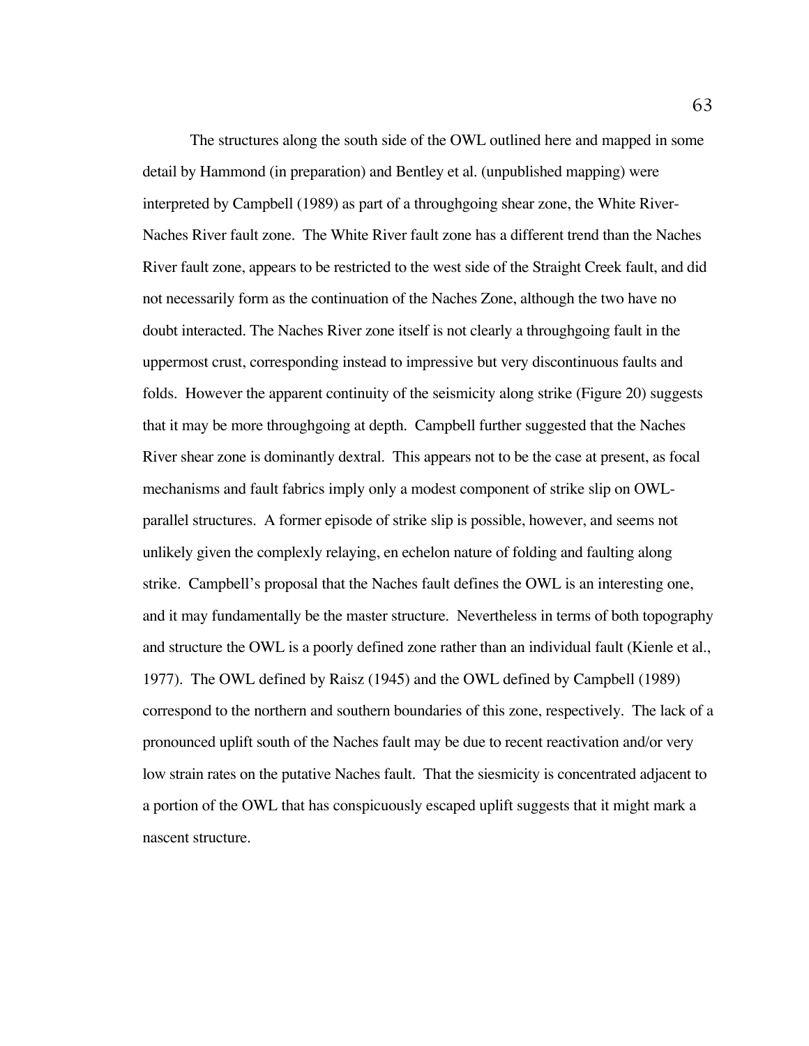The structures along the south side of the OWL outlined here and mapped in some detail by Hammond (in preparation) and Bentley et al. (unpublished mapping) were interpreted by Campbell (1989) as part of a throughgoing shear zone, the White River-Naches River fault zone. The White River fault zone has a different trend than the Naches River fault zone, appears to be restricted to the west side of the Straight Creek fault, and did not necessarily form as the continuation of the Naches Zone, although the two have no doubt interacted. The Naches River zone itself is not clearly a throughgoing fault in the uppermost crust, corresponding instead to impressive but very discontinuous faults and folds. However the apparent continuity of the seismicity along strike (Figure 20) suggests that it may be more throughgoing at depth. Campbell further suggested that the Naches River shear zone is dominantly dextral. This appears not to be the case at present, as focal mechanisms and fault fabrics imply only a modest component of strike slip on OWL-parallel structures. A former episode of strike slip is possible, however, and seems not unlikely given the complexly relaying, en echelon nature of folding and faulting along strike. Campbell's proposal that the Naches fault defines the OWL is an interesting one, and it may fundamentally be the master structure. Nevertheless in terms of both topography and structure the OWL is a poorly defined zone rather than an individual fault (Kienle et al., 1977). The OWL defined by Raisz (1945) and the OWL defined by Campbell (1989) correspond to the northern and southern boundaries of this zone, respectively. The lack of a pronounced uplift south of the Naches fault may be due to recent reactivation and/or very low strain rates on the putative Naches fault. That the siesmicity is concentrated adjacent to a portion of the OWL that has conspicuously escaped uplift suggests that it might mark a nascent structure.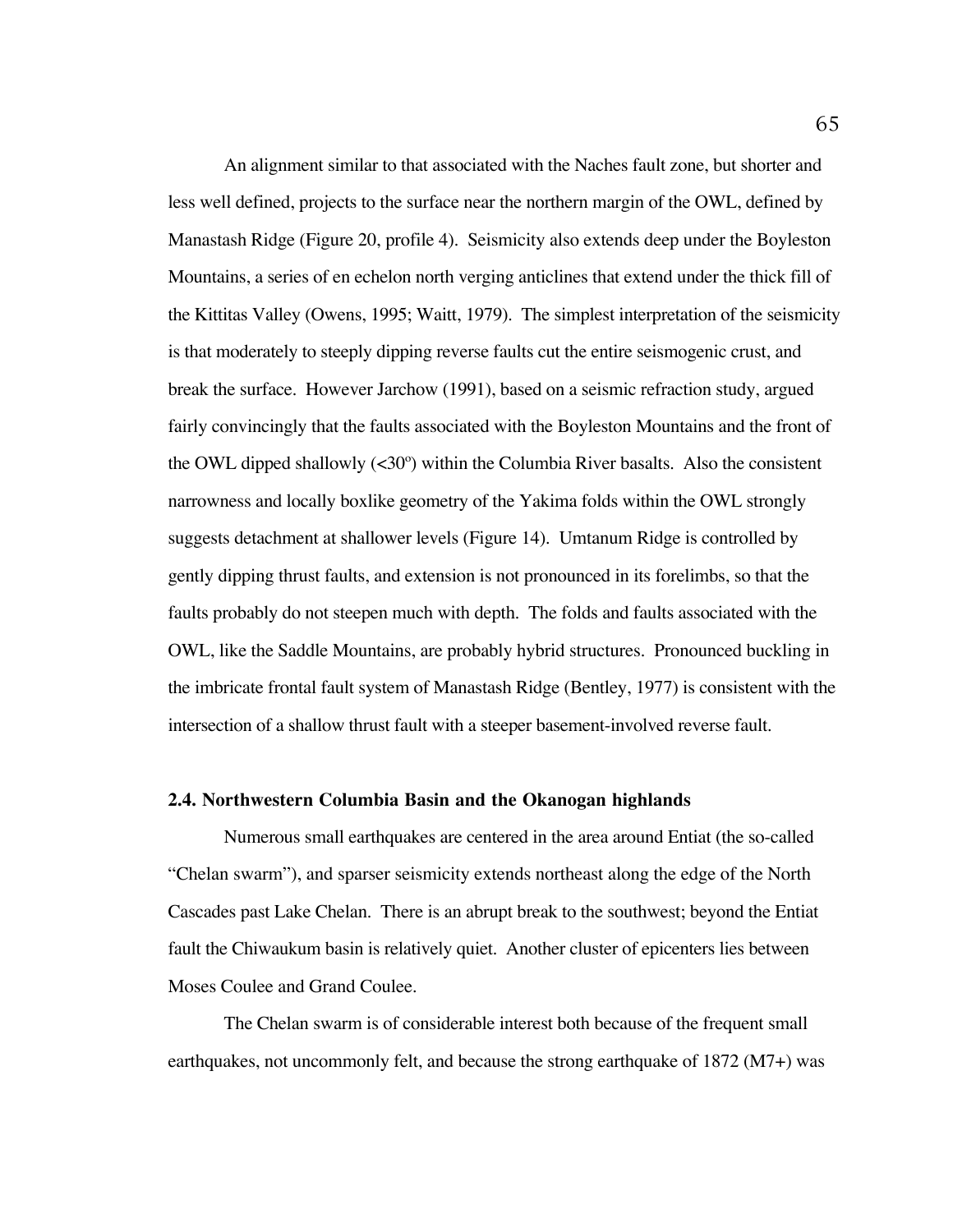An alignment similar to that associated with the Naches fault zone, but shorter and less well defined, projects to the surface near the northern margin of the OWL, defined by Manastash Ridge (Figure 20, profile 4). Seismicity also extends deep under the Boyleston Mountains, a series of en echelon north verging anticlines that extend under the thick fill of the Kittitas Valley (Owens, 1995; Waitt, 1979). The simplest interpretation of the seismicity is that moderately to steeply dipping reverse faults cut the entire seismogenic crust, and break the surface. However Jarchow (1991), based on a seismic refraction study, argued fairly convincingly that the faults associated with the Boyleston Mountains and the front of the OWL dipped shallowly (<30º) within the Columbia River basalts. Also the consistent narrowness and locally boxlike geometry of the Yakima folds within the OWL strongly suggests detachment at shallower levels (Figure 14). Umtanum Ridge is controlled by gently dipping thrust faults, and extension is not pronounced in its forelimbs, so that the faults probably do not steepen much with depth. The folds and faults associated with the OWL, like the Saddle Mountains, are probably hybrid structures. Pronounced buckling in the imbricate frontal fault system of Manastash Ridge (Bentley, 1977) is consistent with the intersection of a shallow thrust fault with a steeper basement-involved reverse fault.

### 2.4. Northwestern Columbia Basin and the Okanogan highlands

Numerous small earthquakes are centered in the area around Entiat (the so-called "Chelan swarm"), and sparser seismicity extends northeast along the edge of the North Cascades past Lake Chelan. There is an abrupt break to the southwest; beyond the Entiat fault the Chiwaukum basin is relatively quiet. Another cluster of epicenters lies between Moses Coulee and Grand Coulee.

The Chelan swarm is of considerable interest both because of the frequent small earthquakes, not uncommonly felt, and because the strong earthquake of 1872 (M7+) was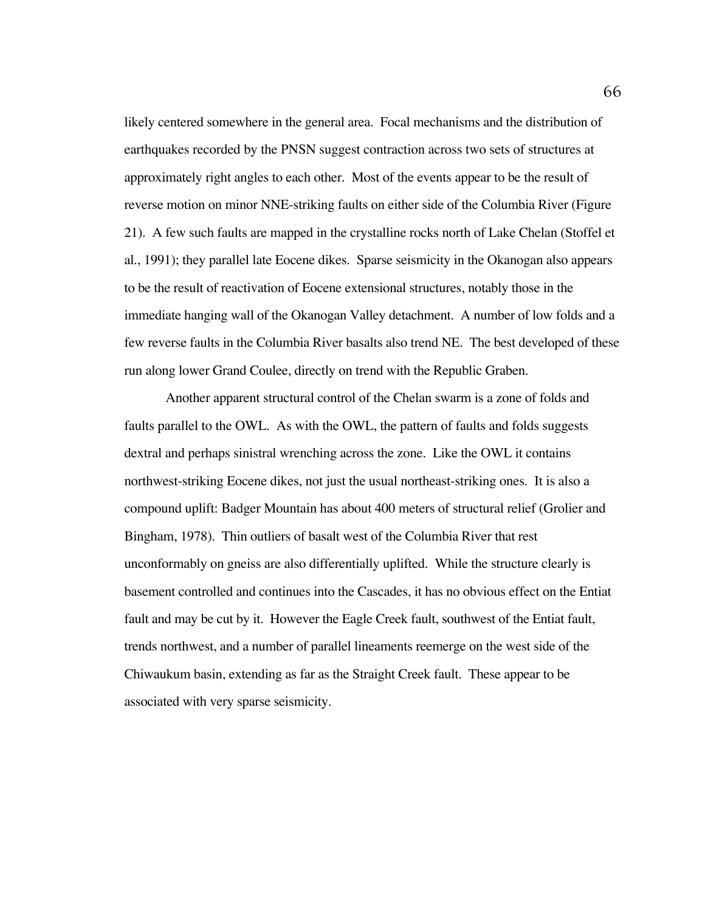likely centered somewhere in the general area. Focal mechanisms and the distribution of earthquakes recorded by the PNSN suggest contraction across two sets of structures at approximately right angles to each other. Most of the events appear to be the result of reverse motion on minor NNE-striking faults on either side of the Columbia River (Figure 21). A few such faults are mapped in the crystalline rocks north of Lake Chelan (Stoffel et al., 1991); they parallel late Eocene dikes. Sparse seismicity in the Okanogan also appears to be the result of reactivation of Eocene extensional structures, notably those in the immediate hanging wall of the Okanogan Valley detachment. A number of low folds and a few reverse faults in the Columbia River basalts also trend NE. The best developed of these run along lower Grand Coulee, directly on trend with the Republic Graben.

Another apparent structural control of the Chelan swarm is a zone of folds and faults parallel to the OWL. As with the OWL, the pattern of faults and folds suggests dextral and perhaps sinistral wrenching across the zone. Like the OWL it contains northwest-striking Eocene dikes, not just the usual northeast-striking ones. It is also a compound uplift: Badger Mountain has about 400 meters of structural relief (Grolier and Bingham, 1978). Thin outliers of basalt west of the Columbia River that rest unconformably on gneiss are also differentially uplifted. While the structure clearly is basement controlled and continues into the Cascades, it has no obvious effect on the Entiat fault and may be cut by it. However the Eagle Creek fault, southwest of the Entiat fault, trends northwest, and a number of parallel lineaments reemerge on the west side of the Chiwaukum basin, extending as far as the Straight Creek fault. These appear to be associated with very sparse seismicity.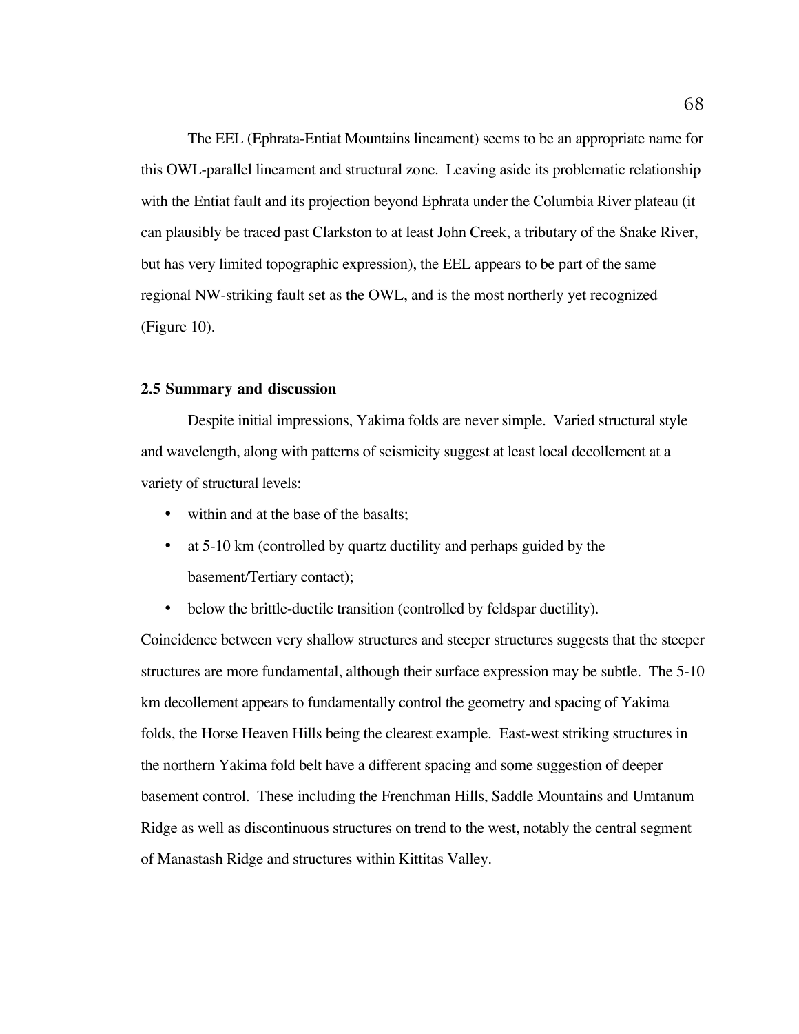The EEL (Ephrata-Entiat Mountains lineament) seems to be an appropriate name for this OWL-parallel lineament and structural zone. Leaving aside its problematic relationship with the Entiat fault and its projection beyond Ephrata under the Columbia River plateau (it can plausibly be traced past Clarkston to at least John Creek, a tributary of the Snake River, but has very limited topographic expression), the EEL appears to be part of the same regional NW-striking fault set as the OWL, and is the most northerly yet recognized (Figure 10).

### 2.5 Summary and discussion

Despite initial impressions, Yakima folds are never simple. Varied structural style and wavelength, along with patterns of seismicity suggest at least local decollement at a variety of structural levels:

- within and at the base of the basalts;
- at 5-10 km (controlled by quartz ductility and perhaps guided by the basement/Tertiary contact);
- below the brittle-ductile transition (controlled by feldspar ductility).

Coincidence between very shallow structures and steeper structures suggests that the steeper structures are more fundamental, although their surface expression may be subtle. The 5-10 km decollement appears to fundamentally control the geometry and spacing of Yakima folds, the Horse Heaven Hills being the clearest example. East-west striking structures in the northern Yakima fold belt have a different spacing and some suggestion of deeper basement control. These including the Frenchman Hills, Saddle Mountains and Umtanum Ridge as well as discontinuous structures on trend to the west, notably the central segment of Manastash Ridge and structures within Kittitas Valley.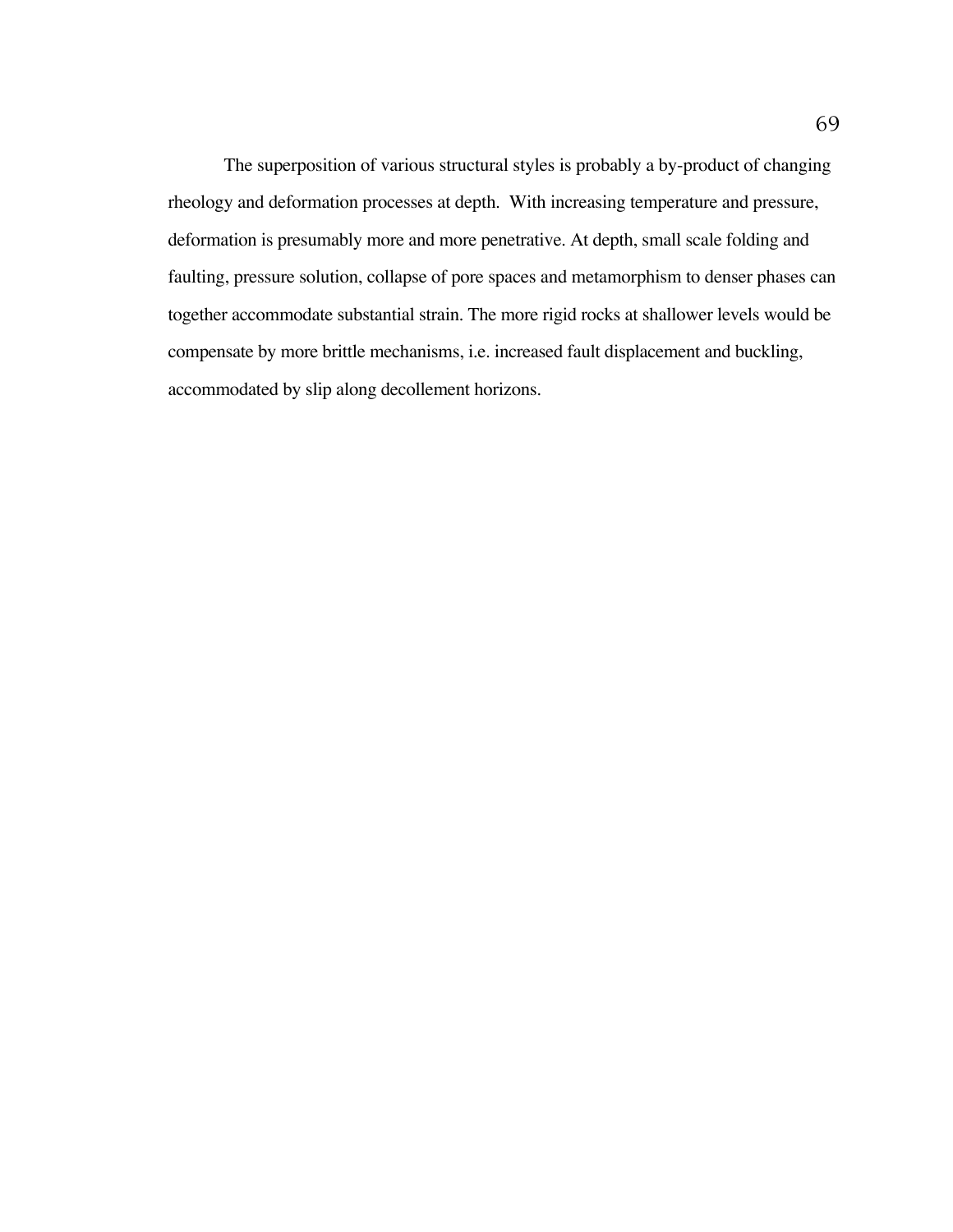The superposition of various structural styles is probably a by-product of changing rheology and deformation processes at depth. With increasing temperature and pressure, deformation is presumably more and more penetrative. At depth, small scale folding and faulting, pressure solution, collapse of pore spaces and metamorphism to denser phases can together accommodate substantial strain. The more rigid rocks at shallower levels would be compensate by more brittle mechanisms, i.e. increased fault displacement and buckling, accommodated by slip along decollement horizons.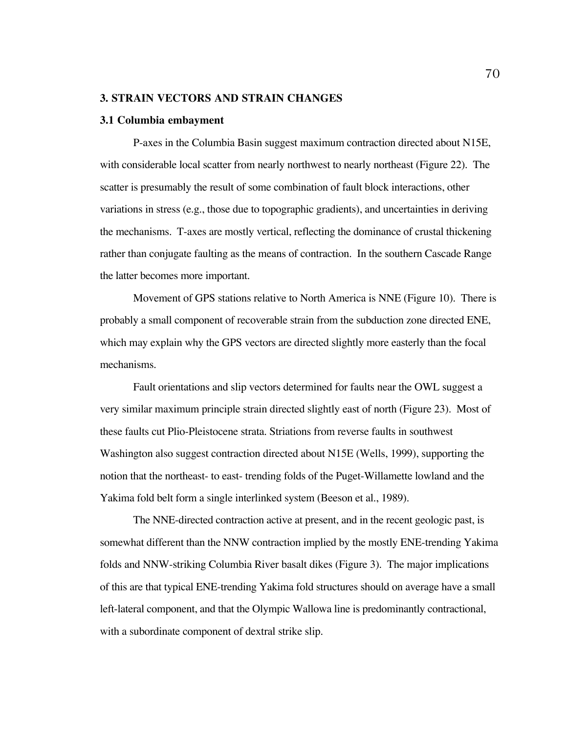## 3. STRAIN VECTORS AND STRAIN CHANGES

### 3.1 Columbia embayment

P-axes in the Columbia Basin suggest maximum contraction directed about N15E, with considerable local scatter from nearly northwest to nearly northeast (Figure 22). The scatter is presumably the result of some combination of fault block interactions, other variations in stress (e.g., those due to topographic gradients), and uncertainties in deriving the mechanisms. T-axes are mostly vertical, reflecting the dominance of crustal thickening rather than conjugate faulting as the means of contraction. In the southern Cascade Range the latter becomes more important.

Movement of GPS stations relative to North America is NNE (Figure 10). There is probably a small component of recoverable strain from the subduction zone directed ENE, which may explain why the GPS vectors are directed slightly more easterly than the focal mechanisms.

Fault orientations and slip vectors determined for faults near the OWL suggest a very similar maximum principle strain directed slightly east of north (Figure 23). Most of these faults cut Plio-Pleistocene strata. Striations from reverse faults in southwest Washington also suggest contraction directed about N15E (Wells, 1999), supporting the notion that the northeast- to east- trending folds of the Puget-Willamette lowland and the Yakima fold belt form a single interlinked system (Beeson et al., 1989).

The NNE-directed contraction active at present, and in the recent geologic past, is somewhat different than the NNW contraction implied by the mostly ENE-trending Yakima folds and NNW-striking Columbia River basalt dikes (Figure 3). The major implications of this are that typical ENE-trending Yakima fold structures should on average have a small left-lateral component, and that the Olympic Wallowa line is predominantly contractional, with a subordinate component of dextral strike slip.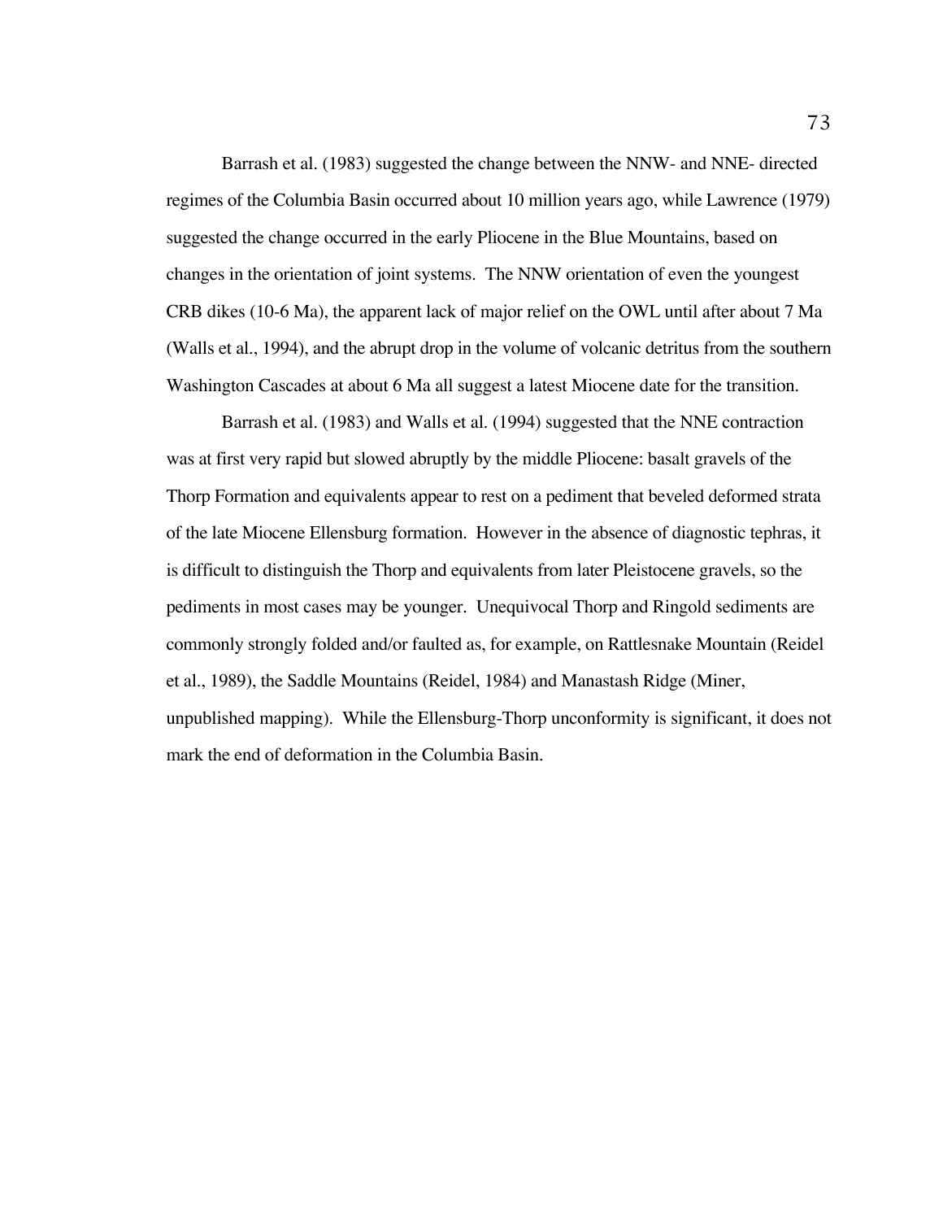Barrash et al. (1983) suggested the change between the NNW- and NNE- directed regimes of the Columbia Basin occurred about 10 million years ago, while Lawrence (1979) suggested the change occurred in the early Pliocene in the Blue Mountains, based on changes in the orientation of joint systems. The NNW orientation of even the youngest CRB dikes (10-6 Ma), the apparent lack of major relief on the OWL until after about 7 Ma (Walls et al., 1994), and the abrupt drop in the volume of volcanic detritus from the southern Washington Cascades at about 6 Ma all suggest a latest Miocene date for the transition.

Barrash et al. (1983) and Walls et al. (1994) suggested that the NNE contraction was at first very rapid but slowed abruptly by the middle Pliocene: basalt gravels of the Thorp Formation and equivalents appear to rest on a pediment that beveled deformed strata of the late Miocene Ellensburg formation. However in the absence of diagnostic tephras, it is difficult to distinguish the Thorp and equivalents from later Pleistocene gravels, so the pediments in most cases may be younger. Unequivocal Thorp and Ringold sediments are commonly strongly folded and/or faulted as, for example, on Rattlesnake Mountain (Reidel et al., 1989), the Saddle Mountains (Reidel, 1984) and Manastash Ridge (Miner, unpublished mapping). While the Ellensburg-Thorp unconformity is significant, it does not mark the end of deformation in the Columbia Basin.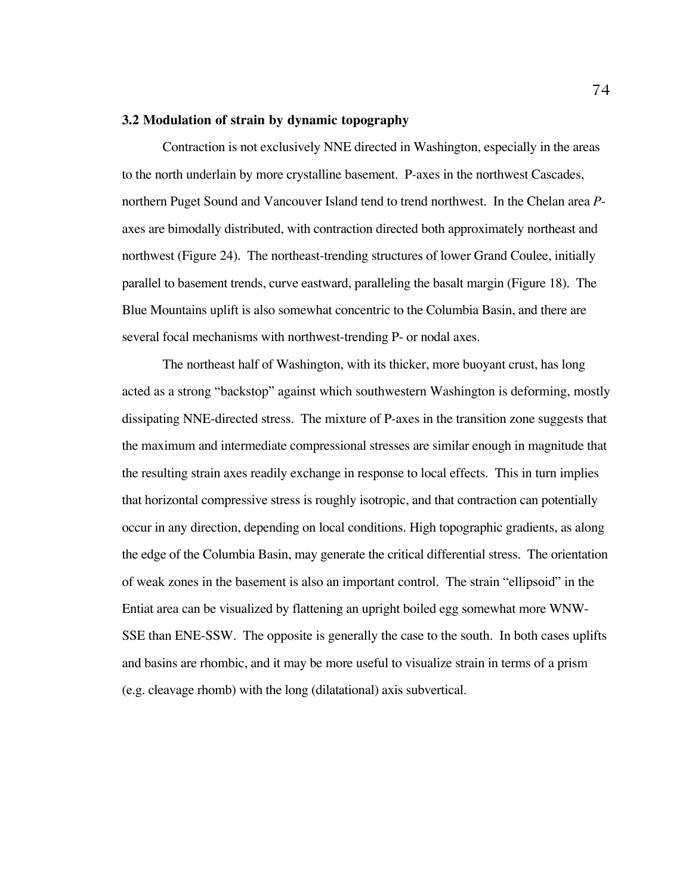### 3.2 Modulation of strain by dynamic topography

Contraction is not exclusively NNE directed in Washington, especially in the areas to the north underlain by more crystalline basement. P-axes in the northwest Cascades, northern Puget Sound and Vancouver Island tend to trend northwest. In the Chelan area *P*-axes are bimodally distributed, with contraction directed both approximately northeast and northwest (Figure 24). The northeast-trending structures of lower Grand Coulee, initially parallel to basement trends, curve eastward, paralleling the basalt margin (Figure 18). The Blue Mountains uplift is also somewhat concentric to the Columbia Basin, and there are several focal mechanisms with northwest-trending P- or nodal axes.

The northeast half of Washington, with its thicker, more buoyant crust, has long acted as a strong "backstop" against which southwestern Washington is deforming, mostly dissipating NNE-directed stress. The mixture of P-axes in the transition zone suggests that the maximum and intermediate compressional stresses are similar enough in magnitude that the resulting strain axes readily exchange in response to local effects. This in turn implies that horizontal compressive stress is roughly isotropic, and that contraction can potentially occur in any direction, depending on local conditions. High topographic gradients, as along the edge of the Columbia Basin, may generate the critical differential stress. The orientation of weak zones in the basement is also an important control. The strain "ellipsoid" in the Entiat area can be visualized by flattening an upright boiled egg somewhat more WNW-SSE than ENE-SSW. The opposite is generally the case to the south. In both cases uplifts and basins are rhombic, and it may be more useful to visualize strain in terms of a prism (e.g. cleavage rhomb) with the long (dilatational) axis subvertical.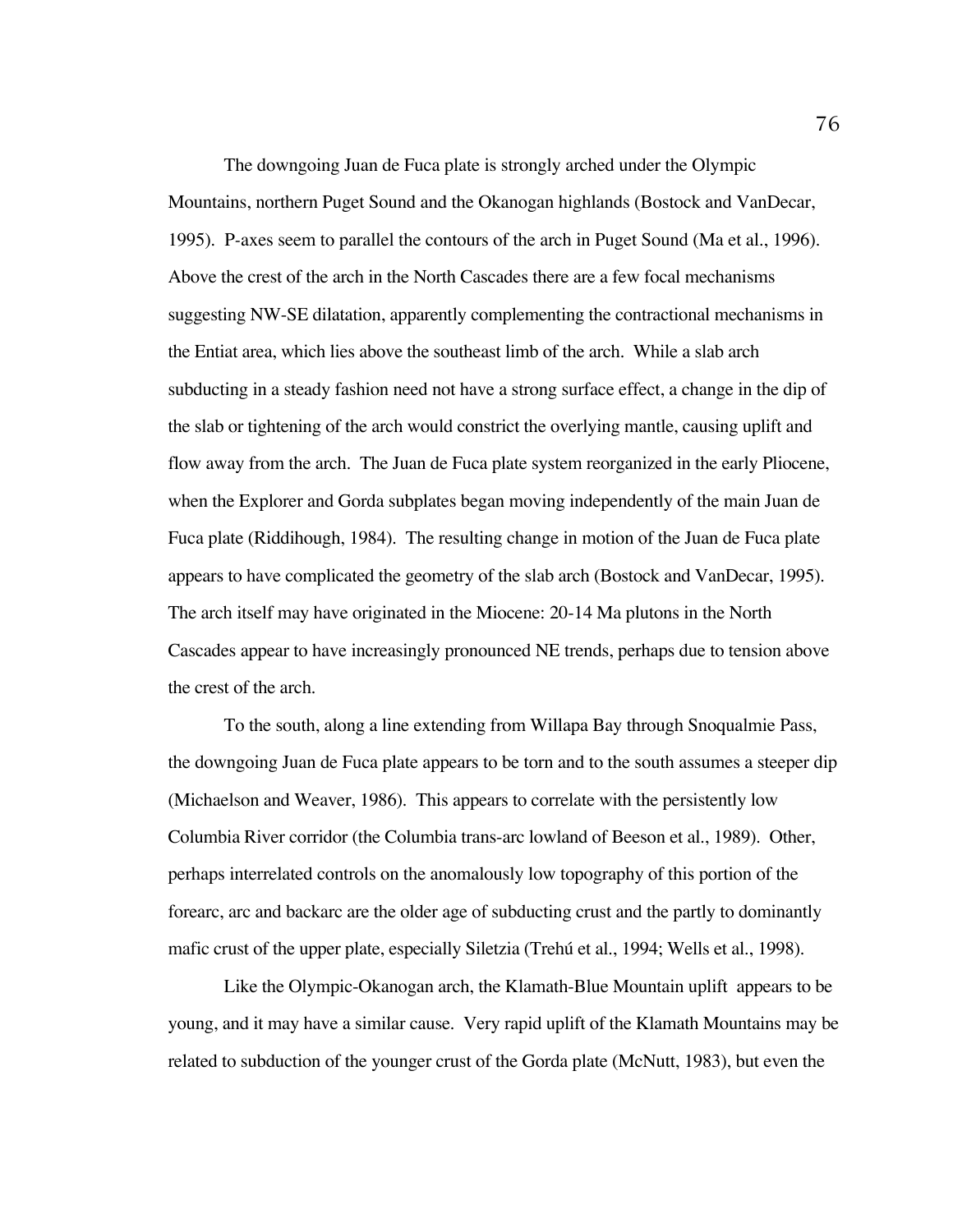The downgoing Juan de Fuca plate is strongly arched under the Olympic Mountains, northern Puget Sound and the Okanogan highlands (Bostock and VanDecar, 1995). P-axes seem to parallel the contours of the arch in Puget Sound (Ma et al., 1996). Above the crest of the arch in the North Cascades there are a few focal mechanisms suggesting NW-SE dilatation, apparently complementing the contractional mechanisms in the Entiat area, which lies above the southeast limb of the arch. While a slab arch subducting in a steady fashion need not have a strong surface effect, a change in the dip of the slab or tightening of the arch would constrict the overlying mantle, causing uplift and flow away from the arch. The Juan de Fuca plate system reorganized in the early Pliocene, when the Explorer and Gorda subplates began moving independently of the main Juan de Fuca plate (Riddihough, 1984). The resulting change in motion of the Juan de Fuca plate appears to have complicated the geometry of the slab arch (Bostock and VanDecar, 1995). The arch itself may have originated in the Miocene: 20-14 Ma plutons in the North Cascades appear to have increasingly pronounced NE trends, perhaps due to tension above the crest of the arch.

To the south, along a line extending from Willapa Bay through Snoqualmie Pass, the downgoing Juan de Fuca plate appears to be torn and to the south assumes a steeper dip (Michaelson and Weaver, 1986). This appears to correlate with the persistently low Columbia River corridor (the Columbia trans-arc lowland of Beeson et al., 1989). Other, perhaps interrelated controls on the anomalously low topography of this portion of the forearc, arc and backarc are the older age of subducting crust and the partly to dominantly mafic crust of the upper plate, especially Siletzia (Trehú et al., 1994; Wells et al., 1998).

Like the Olympic-Okanogan arch, the Klamath-Blue Mountain uplift appears to be young, and it may have a similar cause. Very rapid uplift of the Klamath Mountains may be related to subduction of the younger crust of the Gorda plate (McNutt, 1983), but even the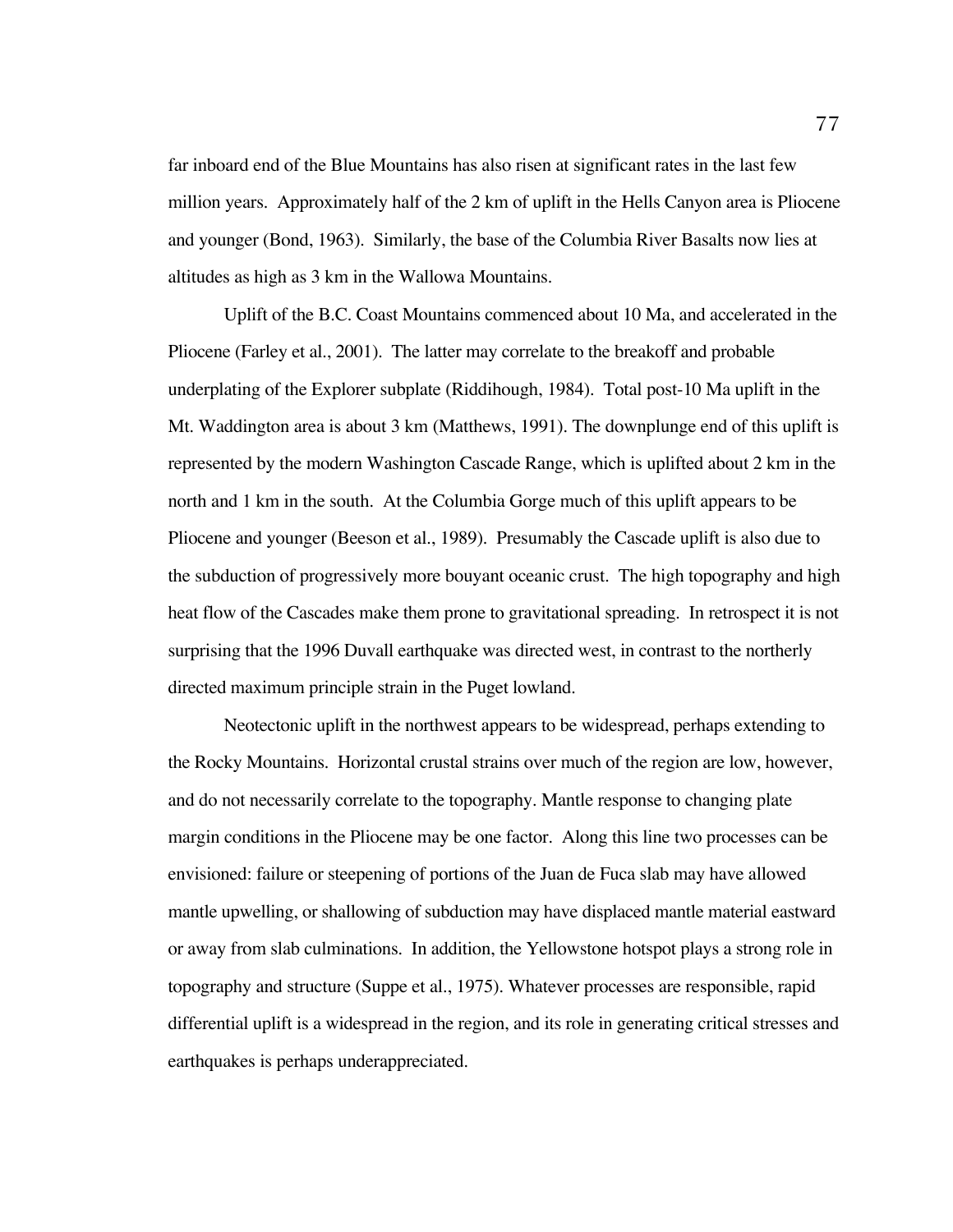far inboard end of the Blue Mountains has also risen at significant rates in the last few million years. Approximately half of the 2 km of uplift in the Hells Canyon area is Pliocene and younger (Bond, 1963). Similarly, the base of the Columbia River Basalts now lies at altitudes as high as 3 km in the Wallowa Mountains.

Uplift of the B.C. Coast Mountains commenced about 10 Ma, and accelerated in the Pliocene (Farley et al., 2001). The latter may correlate to the breakoff and probable underplating of the Explorer subplate (Riddihough, 1984). Total post-10 Ma uplift in the Mt. Waddington area is about 3 km (Matthews, 1991). The downplunge end of this uplift is represented by the modern Washington Cascade Range, which is uplifted about 2 km in the north and 1 km in the south. At the Columbia Gorge much of this uplift appears to be Pliocene and younger (Beeson et al., 1989). Presumably the Cascade uplift is also due to the subduction of progressively more bouyant oceanic crust. The high topography and high heat flow of the Cascades make them prone to gravitational spreading. In retrospect it is not surprising that the 1996 Duvall earthquake was directed west, in contrast to the northerly directed maximum principle strain in the Puget lowland.

Neotectonic uplift in the northwest appears to be widespread, perhaps extending to the Rocky Mountains. Horizontal crustal strains over much of the region are low, however, and do not necessarily correlate to the topography. Mantle response to changing plate margin conditions in the Pliocene may be one factor. Along this line two processes can be envisioned: failure or steepening of portions of the Juan de Fuca slab may have allowed mantle upwelling, or shallowing of subduction may have displaced mantle material eastward or away from slab culminations. In addition, the Yellowstone hotspot plays a strong role in topography and structure (Suppe et al., 1975). Whatever processes are responsible, rapid differential uplift is a widespread in the region, and its role in generating critical stresses and earthquakes is perhaps underappreciated.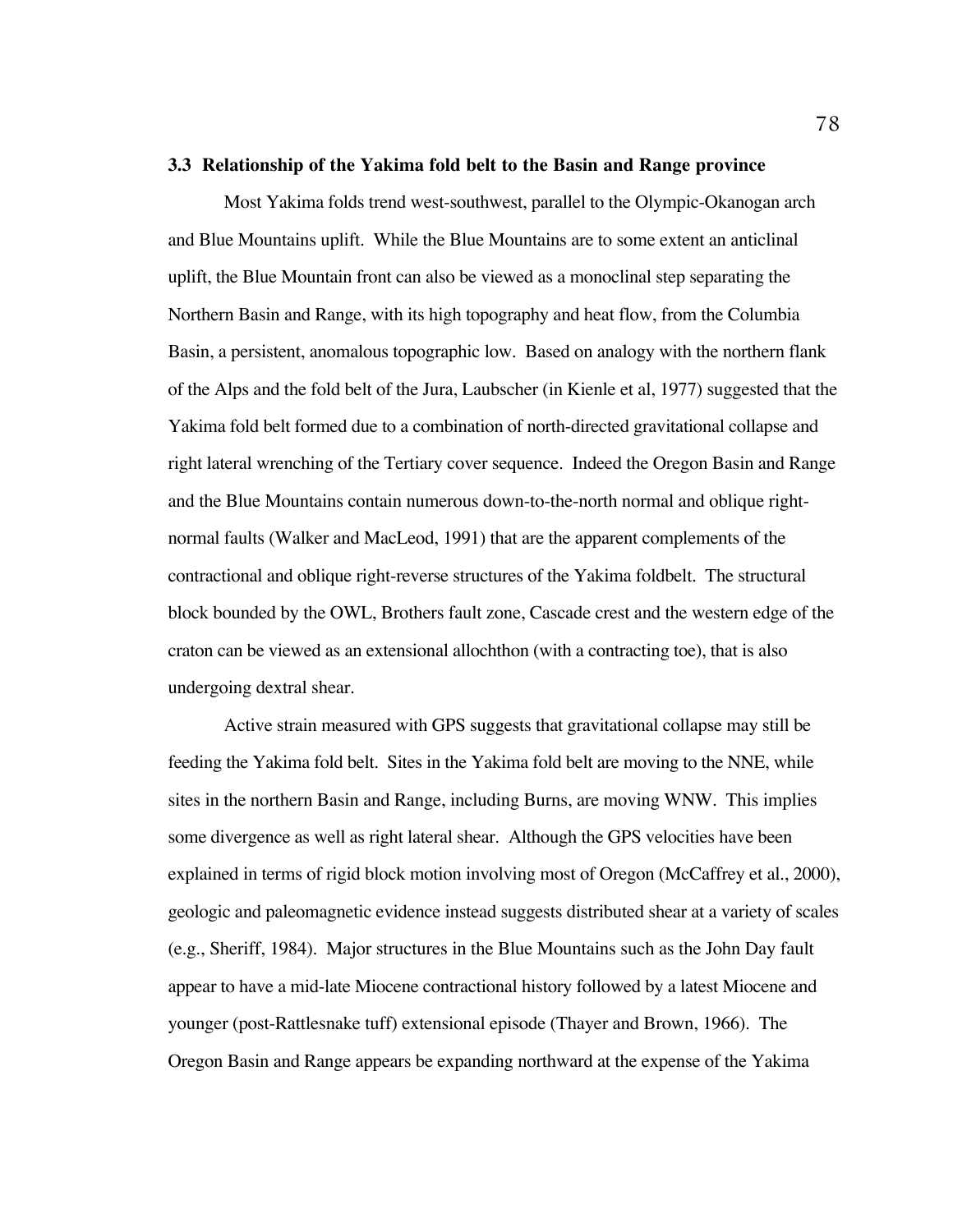### 3.3 Relationship of the Yakima fold belt to the Basin and Range province

Most Yakima folds trend west-southwest, parallel to the Olympic-Okanogan arch and Blue Mountains uplift. While the Blue Mountains are to some extent an anticlinal uplift, the Blue Mountain front can also be viewed as a monoclinal step separating the Northern Basin and Range, with its high topography and heat flow, from the Columbia Basin, a persistent, anomalous topographic low. Based on analogy with the northern flank of the Alps and the fold belt of the Jura, Laubscher (in Kienle et al, 1977) suggested that the Yakima fold belt formed due to a combination of north-directed gravitational collapse and right lateral wrenching of the Tertiary cover sequence. Indeed the Oregon Basin and Range and the Blue Mountains contain numerous down-to-the-north normal and oblique right-normal faults (Walker and MacLeod, 1991) that are the apparent complements of the contractional and oblique right-reverse structures of the Yakima foldbelt. The structural block bounded by the OWL, Brothers fault zone, Cascade crest and the western edge of the craton can be viewed as an extensional allochthon (with a contracting toe), that is also undergoing dextral shear.

Active strain measured with GPS suggests that gravitational collapse may still be feeding the Yakima fold belt. Sites in the Yakima fold belt are moving to the NNE, while sites in the northern Basin and Range, including Burns, are moving WNW. This implies some divergence as well as right lateral shear. Although the GPS velocities have been explained in terms of rigid block motion involving most of Oregon (McCaffrey et al., 2000), geologic and paleomagnetic evidence instead suggests distributed shear at a variety of scales (e.g., Sheriff, 1984). Major structures in the Blue Mountains such as the John Day fault appear to have a mid-late Miocene contractional history followed by a latest Miocene and younger (post-Rattlesnake tuff) extensional episode (Thayer and Brown, 1966). The Oregon Basin and Range appears be expanding northward at the expense of the Yakima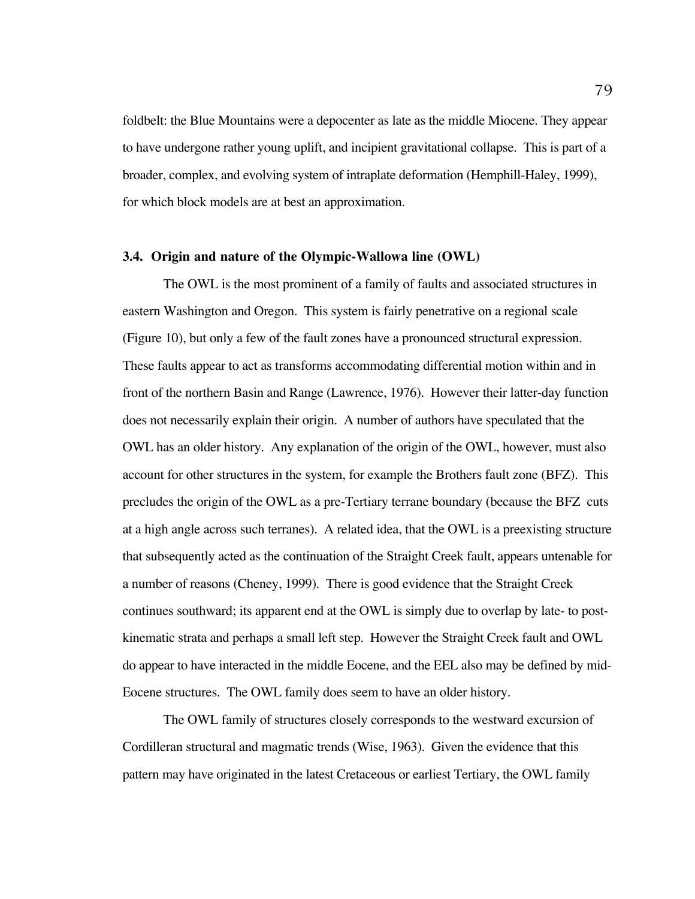foldbelt: the Blue Mountains were a depocenter as late as the middle Miocene. They appear to have undergone rather young uplift, and incipient gravitational collapse. This is part of a broader, complex, and evolving system of intraplate deformation (Hemphill-Haley, 1999), for which block models are at best an approximation.

### 3.4. Origin and nature of the Olympic-Wallowa line (OWL)

The OWL is the most prominent of a family of faults and associated structures in eastern Washington and Oregon. This system is fairly penetrative on a regional scale (Figure 10), but only a few of the fault zones have a pronounced structural expression. These faults appear to act as transforms accommodating differential motion within and in front of the northern Basin and Range (Lawrence, 1976). However their latter-day function does not necessarily explain their origin. A number of authors have speculated that the OWL has an older history. Any explanation of the origin of the OWL, however, must also account for other structures in the system, for example the Brothers fault zone (BFZ). This precludes the origin of the OWL as a pre-Tertiary terrane boundary (because the BFZ cuts at a high angle across such terranes). A related idea, that the OWL is a preexisting structure that subsequently acted as the continuation of the Straight Creek fault, appears untenable for a number of reasons (Cheney, 1999). There is good evidence that the Straight Creek continues southward; its apparent end at the OWL is simply due to overlap by late- to post-kinematic strata and perhaps a small left step. However the Straight Creek fault and OWL do appear to have interacted in the middle Eocene, and the EEL also may be defined by mid-Eocene structures. The OWL family does seem to have an older history.

The OWL family of structures closely corresponds to the westward excursion of Cordilleran structural and magmatic trends (Wise, 1963). Given the evidence that this pattern may have originated in the latest Cretaceous or earliest Tertiary, the OWL family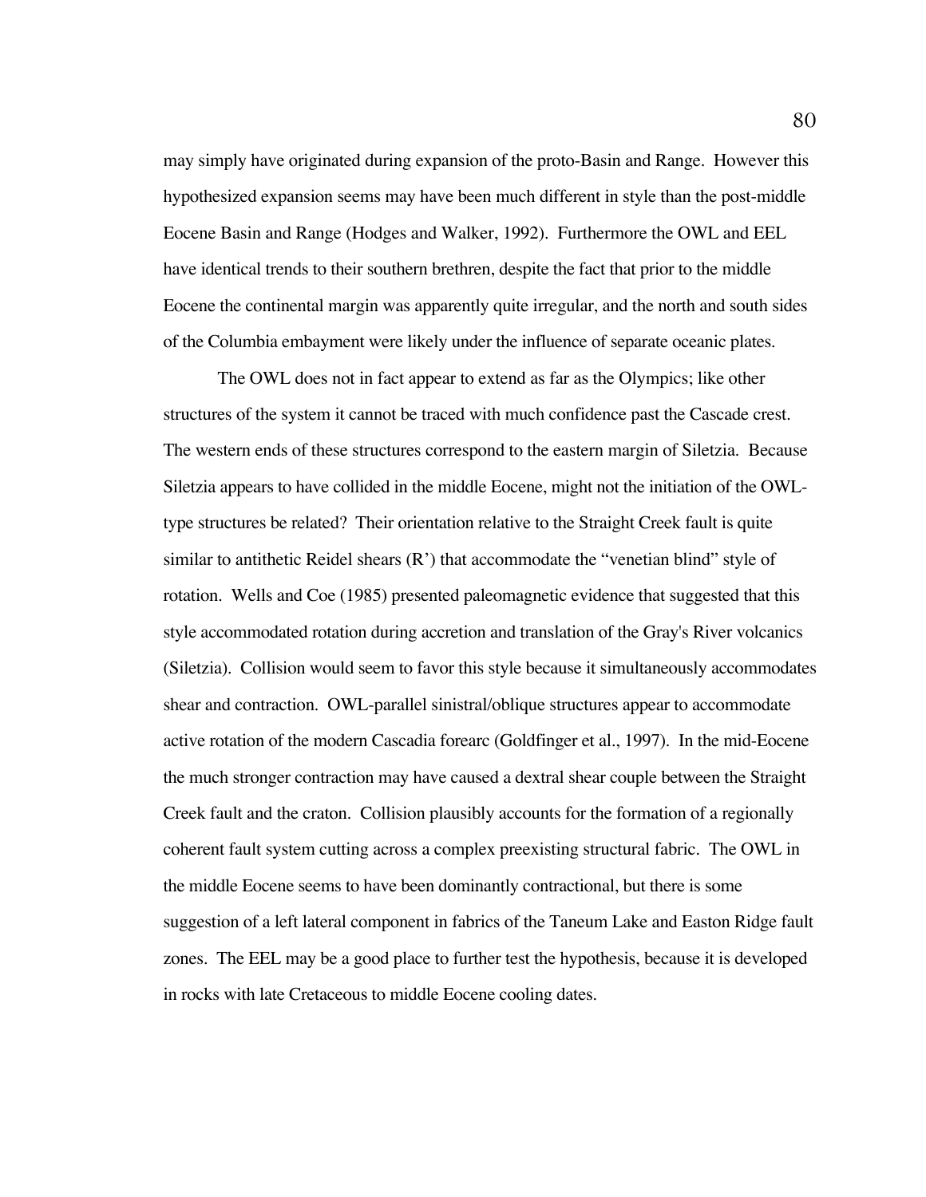may simply have originated during expansion of the proto-Basin and Range. However this hypothesized expansion seems may have been much different in style than the post-middle Eocene Basin and Range (Hodges and Walker, 1992). Furthermore the OWL and EEL have identical trends to their southern brethren, despite the fact that prior to the middle Eocene the continental margin was apparently quite irregular, and the north and south sides of the Columbia embayment were likely under the influence of separate oceanic plates.

The OWL does not in fact appear to extend as far as the Olympics; like other structures of the system it cannot be traced with much confidence past the Cascade crest. The western ends of these structures correspond to the eastern margin of Siletzia. Because Siletzia appears to have collided in the middle Eocene, might not the initiation of the OWL-type structures be related? Their orientation relative to the Straight Creek fault is quite similar to antithetic Reidel shears (R') that accommodate the "venetian blind" style of rotation. Wells and Coe (1985) presented paleomagnetic evidence that suggested that this style accommodated rotation during accretion and translation of the Gray's River volcanics (Siletzia). Collision would seem to favor this style because it simultaneously accommodates shear and contraction. OWL-parallel sinistral/oblique structures appear to accommodate active rotation of the modern Cascadia forearc (Goldfinger et al., 1997). In the mid-Eocene the much stronger contraction may have caused a dextral shear couple between the Straight Creek fault and the craton. Collision plausibly accounts for the formation of a regionally coherent fault system cutting across a complex preexisting structural fabric. The OWL in the middle Eocene seems to have been dominantly contractional, but there is some suggestion of a left lateral component in fabrics of the Taneum Lake and Easton Ridge fault zones. The EEL may be a good place to further test the hypothesis, because it is developed in rocks with late Cretaceous to middle Eocene cooling dates.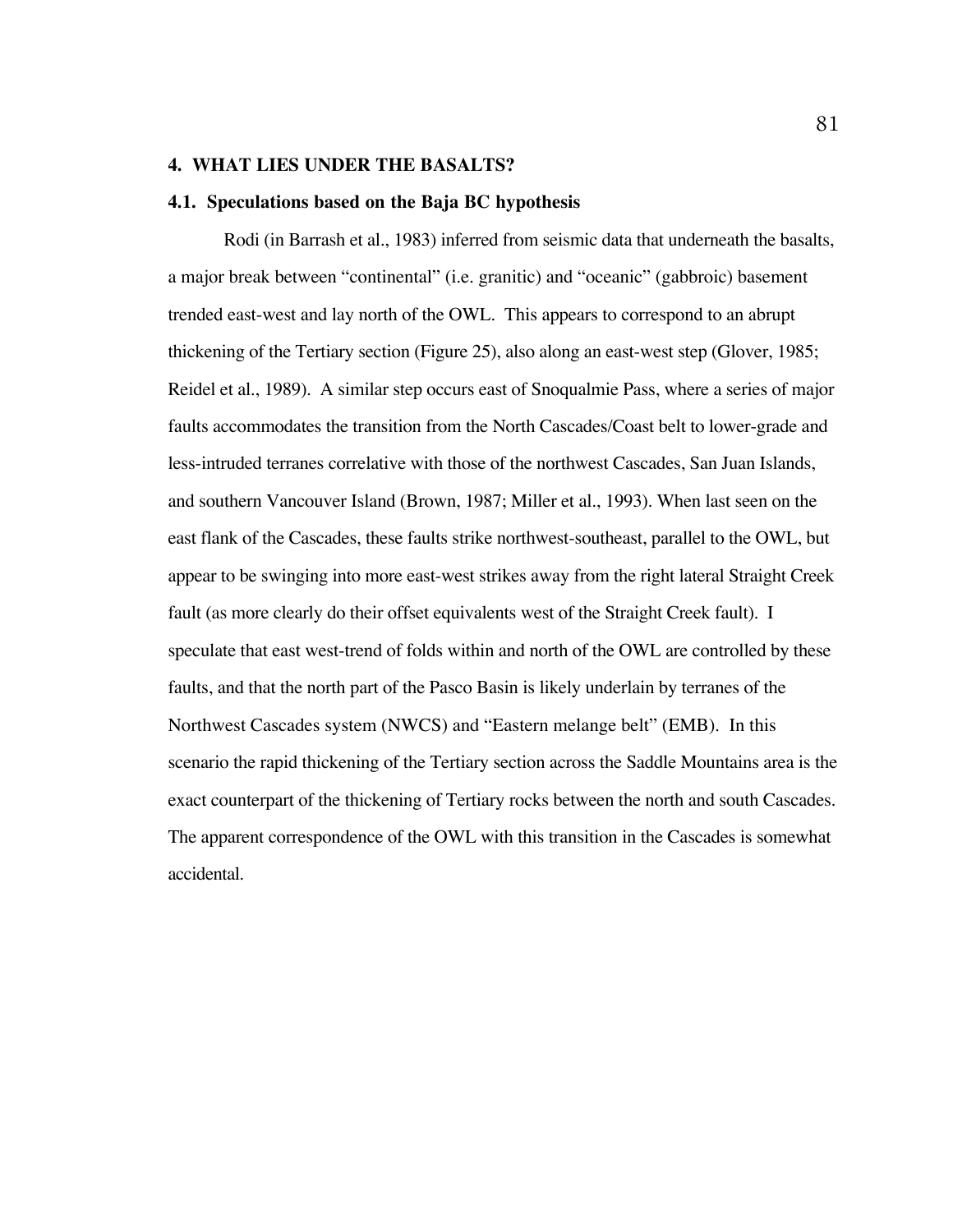## 4. WHAT LIES UNDER THE BASALTS?

### 4.1. Speculations based on the Baja BC hypothesis

Rodi (in Barrash et al., 1983) inferred from seismic data that underneath the basalts, a major break between "continental" (i.e. granitic) and "oceanic" (gabbroic) basement trended east-west and lay north of the OWL. This appears to correspond to an abrupt thickening of the Tertiary section (Figure 25), also along an east-west step (Glover, 1985; Reidel et al., 1989). A similar step occurs east of Snoqualmie Pass, where a series of major faults accommodates the transition from the North Cascades/Coast belt to lower-grade and less-intruded terranes correlative with those of the northwest Cascades, San Juan Islands, and southern Vancouver Island (Brown, 1987; Miller et al., 1993). When last seen on the east flank of the Cascades, these faults strike northwest-southeast, parallel to the OWL, but appear to be swinging into more east-west strikes away from the right lateral Straight Creek fault (as more clearly do their offset equivalents west of the Straight Creek fault). I speculate that east west-trend of folds within and north of the OWL are controlled by these faults, and that the north part of the Pasco Basin is likely underlain by terranes of the Northwest Cascades system (NWCS) and "Eastern melange belt" (EMB). In this scenario the rapid thickening of the Tertiary section across the Saddle Mountains area is the exact counterpart of the thickening of Tertiary rocks between the north and south Cascades. The apparent correspondence of the OWL with this transition in the Cascades is somewhat accidental.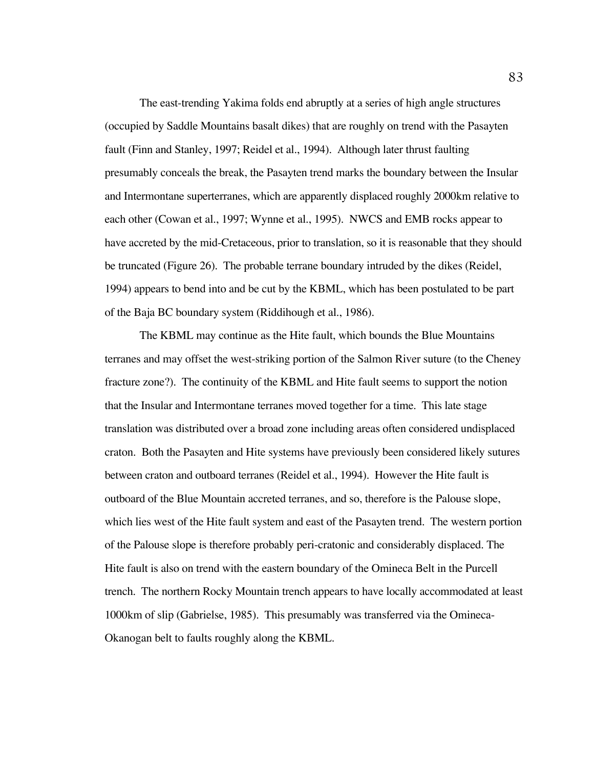The east-trending Yakima folds end abruptly at a series of high angle structures (occupied by Saddle Mountains basalt dikes) that are roughly on trend with the Pasayten fault (Finn and Stanley, 1997; Reidel et al., 1994). Although later thrust faulting presumably conceals the break, the Pasayten trend marks the boundary between the Insular and Intermontane superterranes, which are apparently displaced roughly 2000km relative to each other (Cowan et al., 1997; Wynne et al., 1995). NWCS and EMB rocks appear to have accreted by the mid-Cretaceous, prior to translation, so it is reasonable that they should be truncated (Figure 26). The probable terrane boundary intruded by the dikes (Reidel, 1994) appears to bend into and be cut by the KBML, which has been postulated to be part of the Baja BC boundary system (Riddihough et al., 1986).

The KBML may continue as the Hite fault, which bounds the Blue Mountains terranes and may offset the west-striking portion of the Salmon River suture (to the Cheney fracture zone?). The continuity of the KBML and Hite fault seems to support the notion that the Insular and Intermontane terranes moved together for a time. This late stage translation was distributed over a broad zone including areas often considered undisplaced craton. Both the Pasayten and Hite systems have previously been considered likely sutures between craton and outboard terranes (Reidel et al., 1994). However the Hite fault is outboard of the Blue Mountain accreted terranes, and so, therefore is the Palouse slope, which lies west of the Hite fault system and east of the Pasayten trend. The western portion of the Palouse slope is therefore probably peri-cratonic and considerably displaced. The Hite fault is also on trend with the eastern boundary of the Omineca Belt in the Purcell trench. The northern Rocky Mountain trench appears to have locally accommodated at least 1000km of slip (Gabrielse, 1985). This presumably was transferred via the Omineca-Okanogan belt to faults roughly along the KBML.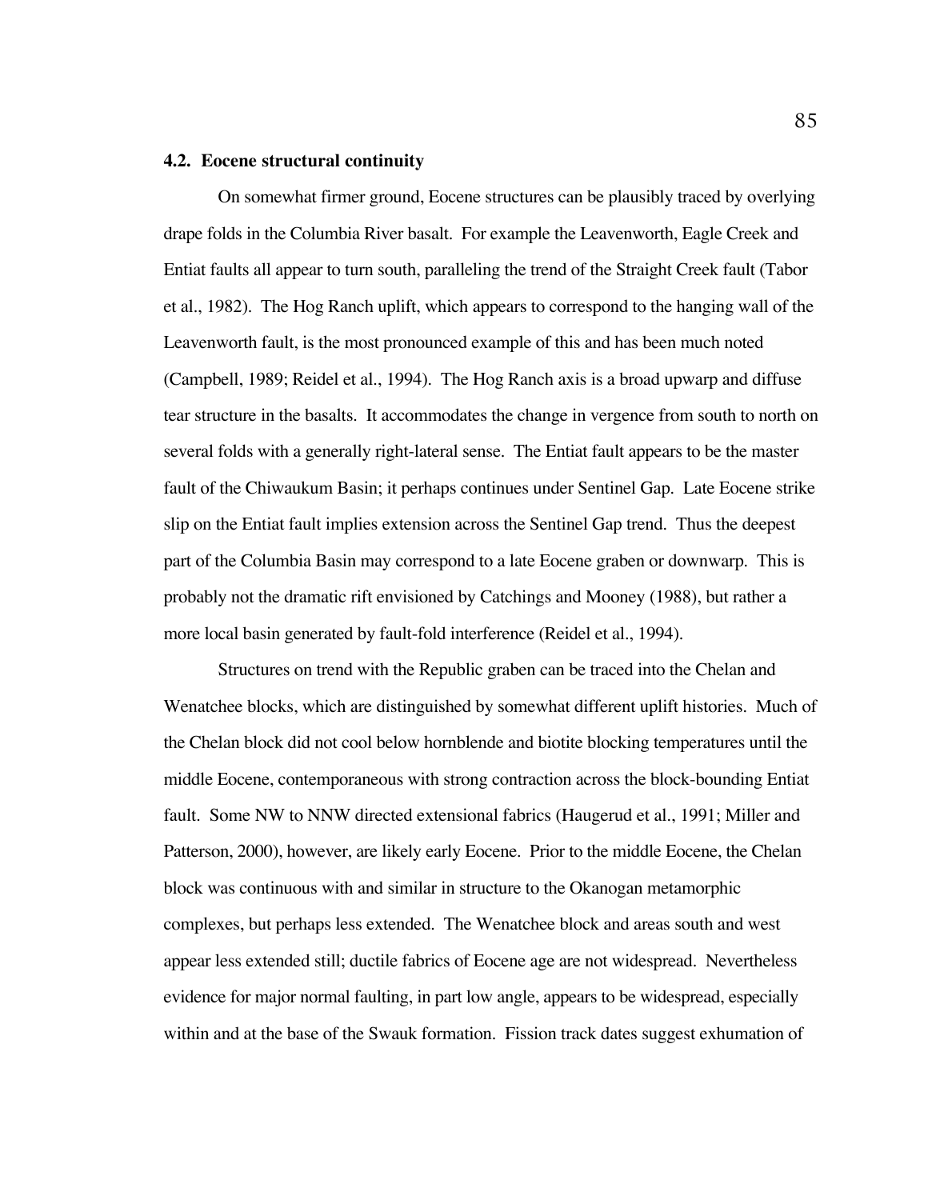### 4.2. Eocene structural continuity

On somewhat firmer ground, Eocene structures can be plausibly traced by overlying drape folds in the Columbia River basalt. For example the Leavenworth, Eagle Creek and Entiat faults all appear to turn south, paralleling the trend of the Straight Creek fault (Tabor et al., 1982). The Hog Ranch uplift, which appears to correspond to the hanging wall of the Leavenworth fault, is the most pronounced example of this and has been much noted (Campbell, 1989; Reidel et al., 1994). The Hog Ranch axis is a broad upwarp and diffuse tear structure in the basalts. It accommodates the change in vergence from south to north on several folds with a generally right-lateral sense. The Entiat fault appears to be the master fault of the Chiwaukum Basin; it perhaps continues under Sentinel Gap. Late Eocene strike slip on the Entiat fault implies extension across the Sentinel Gap trend. Thus the deepest part of the Columbia Basin may correspond to a late Eocene graben or downwarp. This is probably not the dramatic rift envisioned by Catchings and Mooney (1988), but rather a more local basin generated by fault-fold interference (Reidel et al., 1994).

Structures on trend with the Republic graben can be traced into the Chelan and Wenatchee blocks, which are distinguished by somewhat different uplift histories. Much of the Chelan block did not cool below hornblende and biotite blocking temperatures until the middle Eocene, contemporaneous with strong contraction across the block-bounding Entiat fault. Some NW to NNW directed extensional fabrics (Haugerud et al., 1991; Miller and Patterson, 2000), however, are likely early Eocene. Prior to the middle Eocene, the Chelan block was continuous with and similar in structure to the Okanogan metamorphic complexes, but perhaps less extended. The Wenatchee block and areas south and west appear less extended still; ductile fabrics of Eocene age are not widespread. Nevertheless evidence for major normal faulting, in part low angle, appears to be widespread, especially within and at the base of the Swauk formation. Fission track dates suggest exhumation of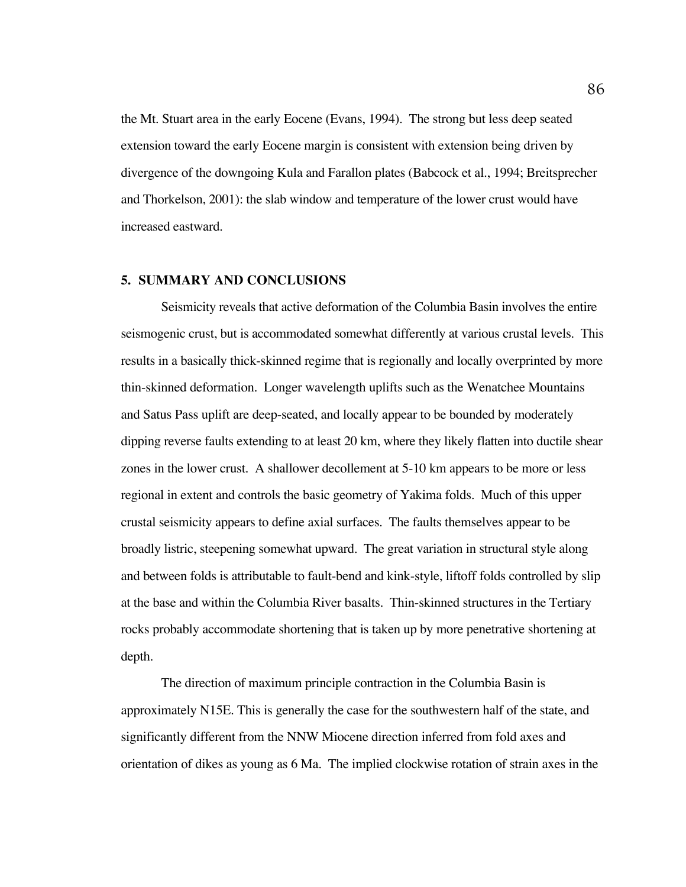the Mt. Stuart area in the early Eocene (Evans, 1994). The strong but less deep seated extension toward the early Eocene margin is consistent with extension being driven by divergence of the downgoing Kula and Farallon plates (Babcock et al., 1994; Breitsprecher and Thorkelson, 2001): the slab window and temperature of the lower crust would have increased eastward.

## 5. SUMMARY AND CONCLUSIONS

Seismicity reveals that active deformation of the Columbia Basin involves the entire seismogenic crust, but is accommodated somewhat differently at various crustal levels. This results in a basically thick-skinned regime that is regionally and locally overprinted by more thin-skinned deformation. Longer wavelength uplifts such as the Wenatchee Mountains and Satus Pass uplift are deep-seated, and locally appear to be bounded by moderately dipping reverse faults extending to at least 20 km, where they likely flatten into ductile shear zones in the lower crust. A shallower decollement at 5-10 km appears to be more or less regional in extent and controls the basic geometry of Yakima folds. Much of this upper crustal seismicity appears to define axial surfaces. The faults themselves appear to be broadly listric, steepening somewhat upward. The great variation in structural style along and between folds is attributable to fault-bend and kink-style, liftoff folds controlled by slip at the base and within the Columbia River basalts. Thin-skinned structures in the Tertiary rocks probably accommodate shortening that is taken up by more penetrative shortening at depth.

The direction of maximum principle contraction in the Columbia Basin is approximately N15E. This is generally the case for the southwestern half of the state, and significantly different from the NNW Miocene direction inferred from fold axes and orientation of dikes as young as 6 Ma. The implied clockwise rotation of strain axes in the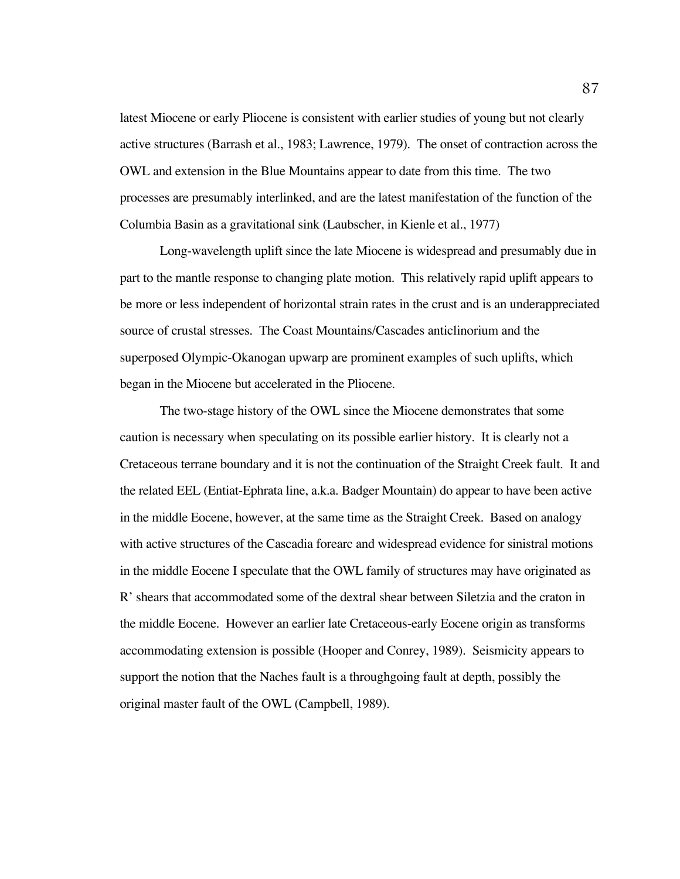latest Miocene or early Pliocene is consistent with earlier studies of young but not clearly active structures (Barrash et al., 1983; Lawrence, 1979). The onset of contraction across the OWL and extension in the Blue Mountains appear to date from this time. The two processes are presumably interlinked, and are the latest manifestation of the function of the Columbia Basin as a gravitational sink (Laubscher, in Kienle et al., 1977)

Long-wavelength uplift since the late Miocene is widespread and presumably due in part to the mantle response to changing plate motion. This relatively rapid uplift appears to be more or less independent of horizontal strain rates in the crust and is an underappreciated source of crustal stresses. The Coast Mountains/Cascades anticlinorium and the superposed Olympic-Okanogan upwarp are prominent examples of such uplifts, which began in the Miocene but accelerated in the Pliocene.

The two-stage history of the OWL since the Miocene demonstrates that some caution is necessary when speculating on its possible earlier history. It is clearly not a Cretaceous terrane boundary and it is not the continuation of the Straight Creek fault. It and the related EEL (Entiat-Ephrata line, a.k.a. Badger Mountain) do appear to have been active in the middle Eocene, however, at the same time as the Straight Creek. Based on analogy with active structures of the Cascadia forearc and widespread evidence for sinistral motions in the middle Eocene I speculate that the OWL family of structures may have originated as R' shears that accommodated some of the dextral shear between Siletzia and the craton in the middle Eocene. However an earlier late Cretaceous-early Eocene origin as transforms accommodating extension is possible (Hooper and Conrey, 1989). Seismicity appears to support the notion that the Naches fault is a throughgoing fault at depth, possibly the original master fault of the OWL (Campbell, 1989).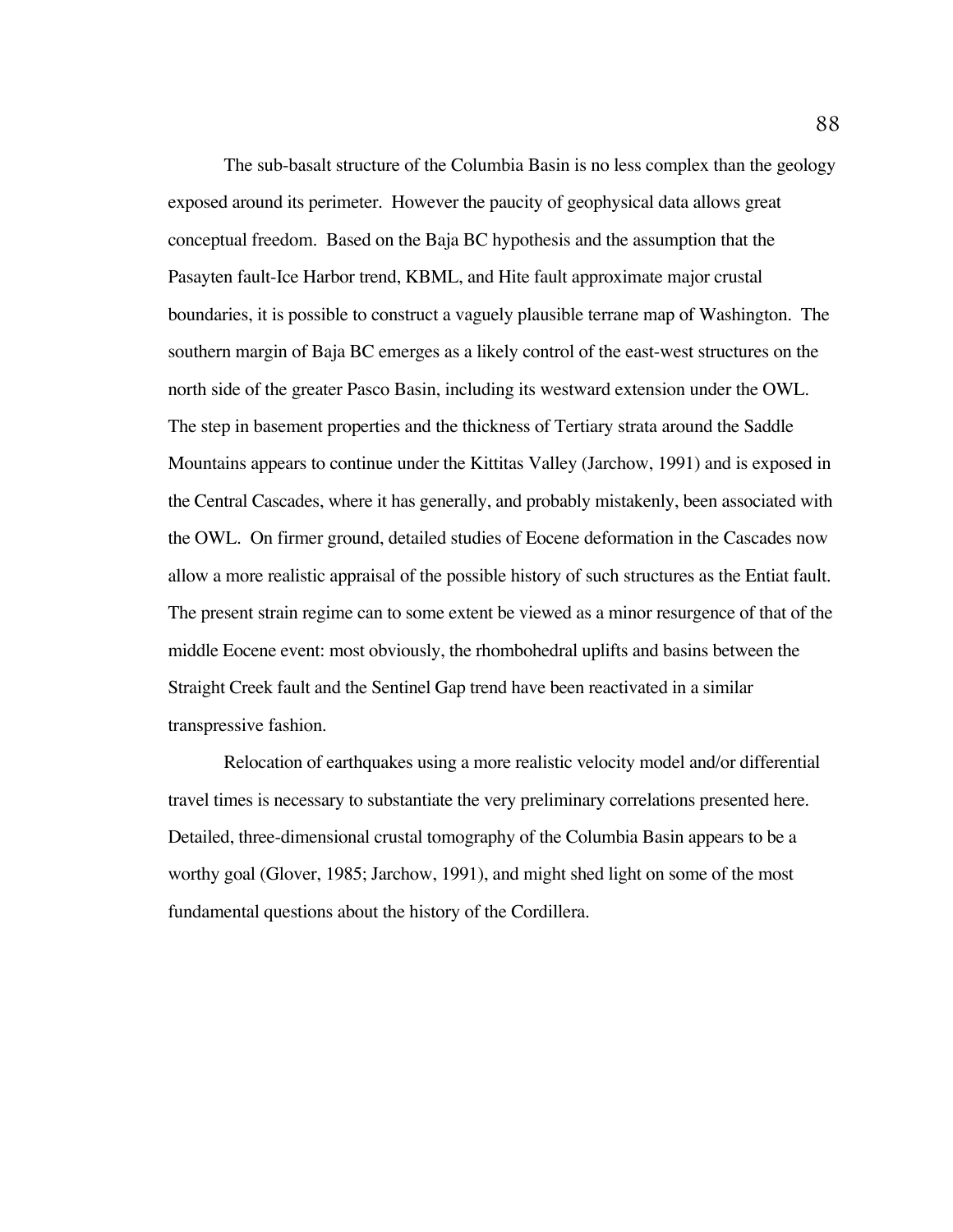The sub-basalt structure of the Columbia Basin is no less complex than the geology exposed around its perimeter. However the paucity of geophysical data allows great conceptual freedom. Based on the Baja BC hypothesis and the assumption that the Pasayten fault-Ice Harbor trend, KBML, and Hite fault approximate major crustal boundaries, it is possible to construct a vaguely plausible terrane map of Washington. The southern margin of Baja BC emerges as a likely control of the east-west structures on the north side of the greater Pasco Basin, including its westward extension under the OWL. The step in basement properties and the thickness of Tertiary strata around the Saddle Mountains appears to continue under the Kittitas Valley (Jarchow, 1991) and is exposed in the Central Cascades, where it has generally, and probably mistakenly, been associated with the OWL. On firmer ground, detailed studies of Eocene deformation in the Cascades now allow a more realistic appraisal of the possible history of such structures as the Entiat fault. The present strain regime can to some extent be viewed as a minor resurgence of that of the middle Eocene event: most obviously, the rhombohedral uplifts and basins between the Straight Creek fault and the Sentinel Gap trend have been reactivated in a similar transpressive fashion.

Relocation of earthquakes using a more realistic velocity model and/or differential travel times is necessary to substantiate the very preliminary correlations presented here. Detailed, three-dimensional crustal tomography of the Columbia Basin appears to be a worthy goal (Glover, 1985; Jarchow, 1991), and might shed light on some of the most fundamental questions about the history of the Cordillera.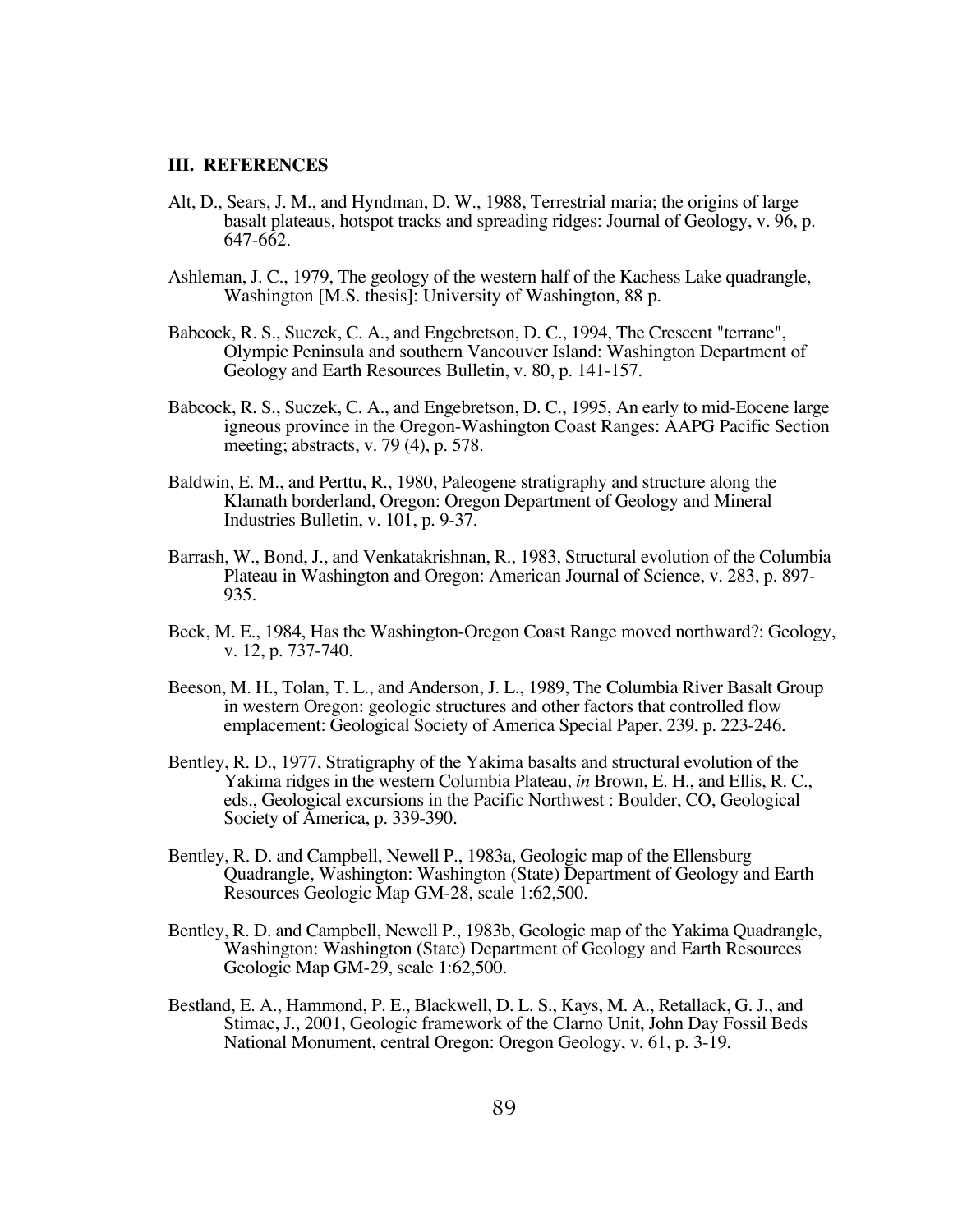## III. REFERENCES

Alt, D., Sears, J. M., and Hyndman, D. W., 1988, Terrestrial maria; the origins of large basalt plateaus, hotspot tracks and spreading ridges: Journal of Geology, v. 96, p. 647-662.

Ashleman, J. C., 1979, The geology of the western half of the Kachess Lake quadrangle, Washington [M.S. thesis]: University of Washington, 88 p.

Babcock, R. S., Suczek, C. A., and Engebretson, D. C., 1994, The Crescent "terrane", Olympic Peninsula and southern Vancouver Island: Washington Department of Geology and Earth Resources Bulletin, v. 80, p. 141-157.

Babcock, R. S., Suczek, C. A., and Engebretson, D. C., 1995, An early to mid-Eocene large igneous province in the Oregon-Washington Coast Ranges: AAPG Pacific Section meeting; abstracts, v. 79 (4), p. 578.

Baldwin, E. M., and Perttu, R., 1980, Paleogene stratigraphy and structure along the Klamath borderland, Oregon: Oregon Department of Geology and Mineral Industries Bulletin, v. 101, p. 9-37.

Barrash, W., Bond, J., and Venkatakrishnan, R., 1983, Structural evolution of the Columbia Plateau in Washington and Oregon: American Journal of Science, v. 283, p. 897-935.

Beck, M. E., 1984, Has the Washington-Oregon Coast Range moved northward?: Geology, v. 12, p. 737-740.

Beeson, M. H., Tolan, T. L., and Anderson, J. L., 1989, The Columbia River Basalt Group in western Oregon: geologic structures and other factors that controlled flow emplacement: Geological Society of America Special Paper, 239, p. 223-246.

Bentley, R. D., 1977, Stratigraphy of the Yakima basalts and structural evolution of the Yakima ridges in the western Columbia Plateau, *in* Brown, E. H., and Ellis, R. C., eds., Geological excursions in the Pacific Northwest : Boulder, CO, Geological Society of America, p. 339-390.

Bentley, R. D. and Campbell, Newell P., 1983a, Geologic map of the Ellensburg Quadrangle, Washington: Washington (State) Department of Geology and Earth Resources Geologic Map GM-28, scale 1:62,500.

Bentley, R. D. and Campbell, Newell P., 1983b, Geologic map of the Yakima Quadrangle, Washington: Washington (State) Department of Geology and Earth Resources Geologic Map GM-29, scale 1:62,500.

Bestland, E. A., Hammond, P. E., Blackwell, D. L. S., Kays, M. A., Retallack, G. J., and Stimac, J., 2001, Geologic framework of the Clarno Unit, John Day Fossil Beds National Monument, central Oregon: Oregon Geology, v. 61, p. 3-19.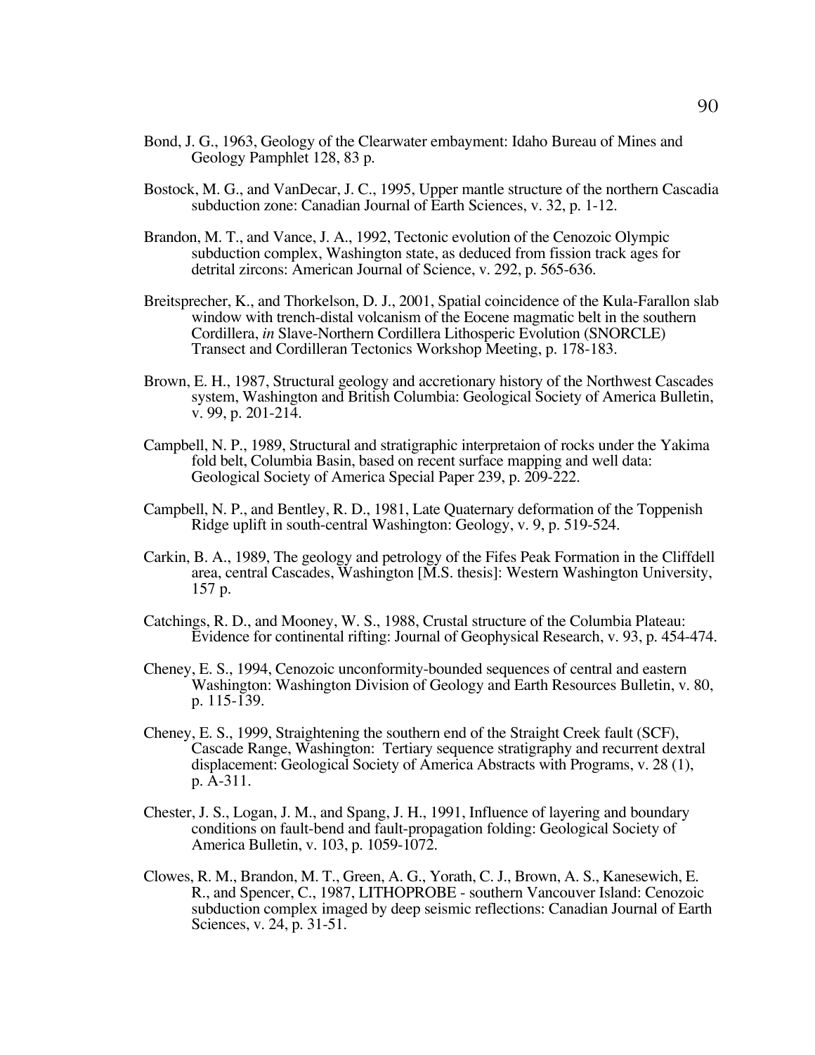Bond, J. G., 1963, Geology of the Clearwater embayment: Idaho Bureau of Mines and Geology Pamphlet 128, 83 p.

Bostock, M. G., and VanDecar, J. C., 1995, Upper mantle structure of the northern Cascadia subduction zone: Canadian Journal of Earth Sciences, v. 32, p. 1-12.

Brandon, M. T., and Vance, J. A., 1992, Tectonic evolution of the Cenozoic Olympic subduction complex, Washington state, as deduced from fission track ages for detrital zircons: American Journal of Science, v. 292, p. 565-636.

Breitsprecher, K., and Thorkelson, D. J., 2001, Spatial coincidence of the Kula-Farallon slab window with trench-distal volcanism of the Eocene magmatic belt in the southern Cordillera, *in* Slave-Northern Cordillera Lithosperic Evolution (SNORCLE) Transect and Cordilleran Tectonics Workshop Meeting, p. 178-183.

Brown, E. H., 1987, Structural geology and accretionary history of the Northwest Cascades system, Washington and British Columbia: Geological Society of America Bulletin, v. 99, p. 201-214.

Campbell, N. P., 1989, Structural and stratigraphic interpretaion of rocks under the Yakima fold belt, Columbia Basin, based on recent surface mapping and well data: Geological Society of America Special Paper 239, p. 209-222.

Campbell, N. P., and Bentley, R. D., 1981, Late Quaternary deformation of the Toppenish Ridge uplift in south-central Washington: Geology, v. 9, p. 519-524.

Carkin, B. A., 1989, The geology and petrology of the Fifes Peak Formation in the Cliffdell area, central Cascades, Washington [M.S. thesis]: Western Washington University, 157 p.

Catchings, R. D., and Mooney, W. S., 1988, Crustal structure of the Columbia Plateau: Evidence for continental rifting: Journal of Geophysical Research, v. 93, p. 454-474.

Cheney, E. S., 1994, Cenozoic unconformity-bounded sequences of central and eastern Washington: Washington Division of Geology and Earth Resources Bulletin, v. 80, p. 115-139.

Cheney, E. S., 1999, Straightening the southern end of the Straight Creek fault (SCF), Cascade Range, Washington: Tertiary sequence stratigraphy and recurrent dextral displacement: Geological Society of America Abstracts with Programs, v. 28 (1), p. A-311.

Chester, J. S., Logan, J. M., and Spang, J. H., 1991, Influence of layering and boundary conditions on fault-bend and fault-propagation folding: Geological Society of America Bulletin, v. 103, p. 1059-1072.

Clowes, R. M., Brandon, M. T., Green, A. G., Yorath, C. J., Brown, A. S., Kanesewich, E. R., and Spencer, C., 1987, LITHOPROBE - southern Vancouver Island: Cenozoic subduction complex imaged by deep seismic reflections: Canadian Journal of Earth Sciences, v. 24, p. 31-51.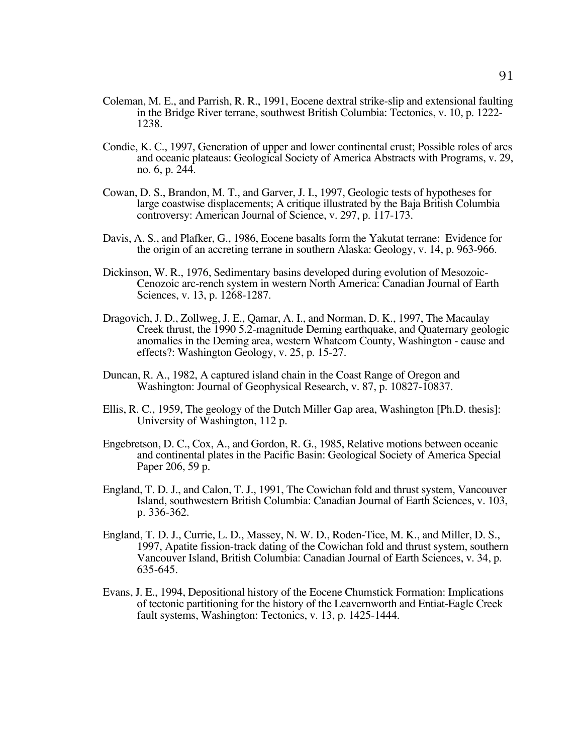Coleman, M. E., and Parrish, R. R., 1991, Eocene dextral strike-slip and extensional faulting in the Bridge River terrane, southwest British Columbia: Tectonics, v. 10, p. 1222-1238.

Condie, K. C., 1997, Generation of upper and lower continental crust; Possible roles of arcs and oceanic plateaus: Geological Society of America Abstracts with Programs, v. 29, no. 6, p. 244.

Cowan, D. S., Brandon, M. T., and Garver, J. I., 1997, Geologic tests of hypotheses for large coastwise displacements; A critique illustrated by the Baja British Columbia controversy: American Journal of Science, v. 297, p. 117-173.

Davis, A. S., and Plafker, G., 1986, Eocene basalts form the Yakutat terrane: Evidence for the origin of an accreting terrane in southern Alaska: Geology, v. 14, p. 963-966.

Dickinson, W. R., 1976, Sedimentary basins developed during evolution of Mesozoic-Cenozoic arc-rench system in western North America: Canadian Journal of Earth Sciences, v. 13, p. 1268-1287.

Dragovich, J. D., Zollweg, J. E., Qamar, A. I., and Norman, D. K., 1997, The Macaulay Creek thrust, the 1990 5.2-magnitude Deming earthquake, and Quaternary geologic anomalies in the Deming area, western Whatcom County, Washington - cause and effects?: Washington Geology, v. 25, p. 15-27.

Duncan, R. A., 1982, A captured island chain in the Coast Range of Oregon and Washington: Journal of Geophysical Research, v. 87, p. 10827-10837.

Ellis, R. C., 1959, The geology of the Dutch Miller Gap area, Washington [Ph.D. thesis]: University of Washington, 112 p.

Engebretson, D. C., Cox, A., and Gordon, R. G., 1985, Relative motions between oceanic and continental plates in the Pacific Basin: Geological Society of America Special Paper 206, 59 p.

England, T. D. J., and Calon, T. J., 1991, The Cowichan fold and thrust system, Vancouver Island, southwestern British Columbia: Canadian Journal of Earth Sciences, v. 103, p. 336-362.

England, T. D. J., Currie, L. D., Massey, N. W. D., Roden-Tice, M. K., and Miller, D. S., 1997, Apatite fission-track dating of the Cowichan fold and thrust system, southern Vancouver Island, British Columbia: Canadian Journal of Earth Sciences, v. 34, p. 635-645.

Evans, J. E., 1994, Depositional history of the Eocene Chumstick Formation: Implications of tectonic partitioning for the history of the Leavernworth and Entiat-Eagle Creek fault systems, Washington: Tectonics, v. 13, p. 1425-1444.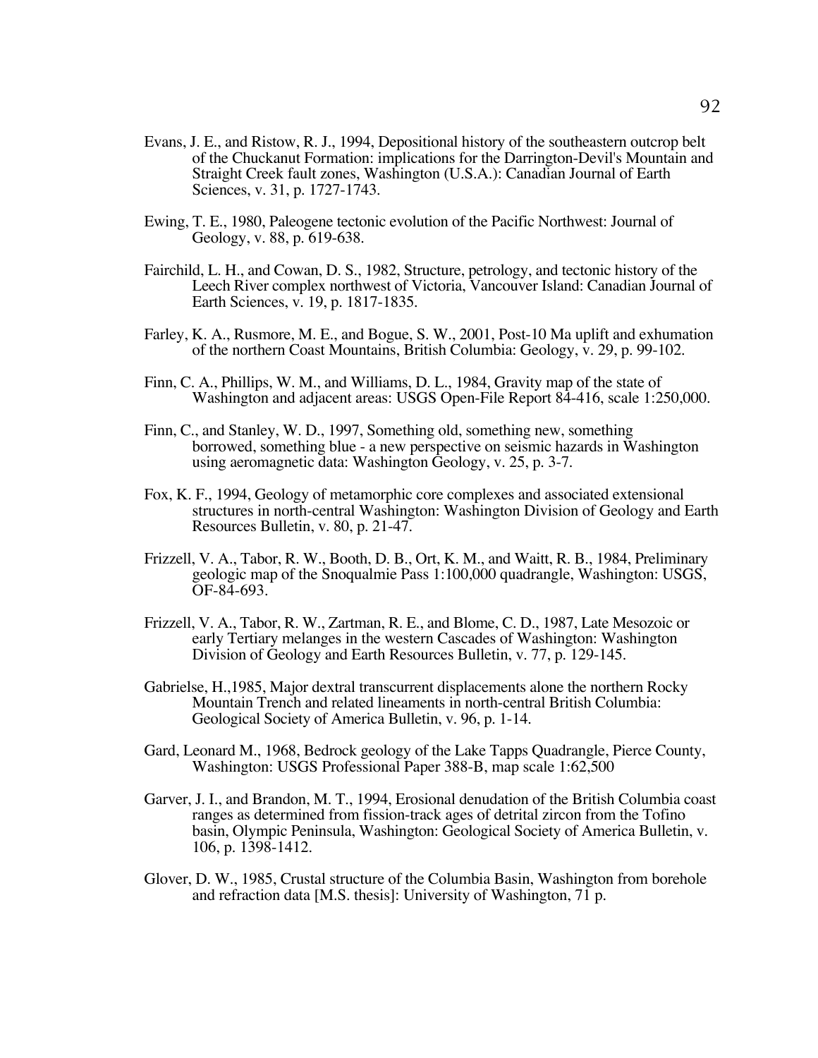Evans, J. E., and Ristow, R. J., 1994, Depositional history of the southeastern outcrop belt of the Chuckanut Formation: implications for the Darrington-Devil's Mountain and Straight Creek fault zones, Washington (U.S.A.): Canadian Journal of Earth Sciences, v. 31, p. 1727-1743.

Ewing, T. E., 1980, Paleogene tectonic evolution of the Pacific Northwest: Journal of Geology, v. 88, p. 619-638.

Fairchild, L. H., and Cowan, D. S., 1982, Structure, petrology, and tectonic history of the Leech River complex northwest of Victoria, Vancouver Island: Canadian Journal of Earth Sciences, v. 19, p. 1817-1835.

Farley, K. A., Rusmore, M. E., and Bogue, S. W., 2001, Post-10 Ma uplift and exhumation of the northern Coast Mountains, British Columbia: Geology, v. 29, p. 99-102.

Finn, C. A., Phillips, W. M., and Williams, D. L., 1984, Gravity map of the state of Washington and adjacent areas: USGS Open-File Report 84-416, scale 1:250,000.

Finn, C., and Stanley, W. D., 1997, Something old, something new, something borrowed, something blue - a new perspective on seismic hazards in Washington using aeromagnetic data: Washington Geology, v. 25, p. 3-7.

Fox, K. F., 1994, Geology of metamorphic core complexes and associated extensional structures in north-central Washington: Washington Division of Geology and Earth Resources Bulletin, v. 80, p. 21-47.

Frizzell, V. A., Tabor, R. W., Booth, D. B., Ort, K. M., and Waitt, R. B., 1984, Preliminary geologic map of the Snoqualmie Pass 1:100,000 quadrangle, Washington: USGS, OF-84-693.

Frizzell, V. A., Tabor, R. W., Zartman, R. E., and Blome, C. D., 1987, Late Mesozoic or early Tertiary melanges in the western Cascades of Washington: Washington Division of Geology and Earth Resources Bulletin, v. 77, p. 129-145.

Gabrielse, H.,1985, Major dextral transcurrent displacements alone the northern Rocky Mountain Trench and related lineaments in north-central British Columbia: Geological Society of America Bulletin, v. 96, p. 1-14.

Gard, Leonard M., 1968, Bedrock geology of the Lake Tapps Quadrangle, Pierce County, Washington: USGS Professional Paper 388-B, map scale 1:62,500

Garver, J. I., and Brandon, M. T., 1994, Erosional denudation of the British Columbia coast ranges as determined from fission-track ages of detrital zircon from the Tofino basin, Olympic Peninsula, Washington: Geological Society of America Bulletin, v. 106, p. 1398-1412.

Glover, D. W., 1985, Crustal structure of the Columbia Basin, Washington from borehole and refraction data [M.S. thesis]: University of Washington, 71 p.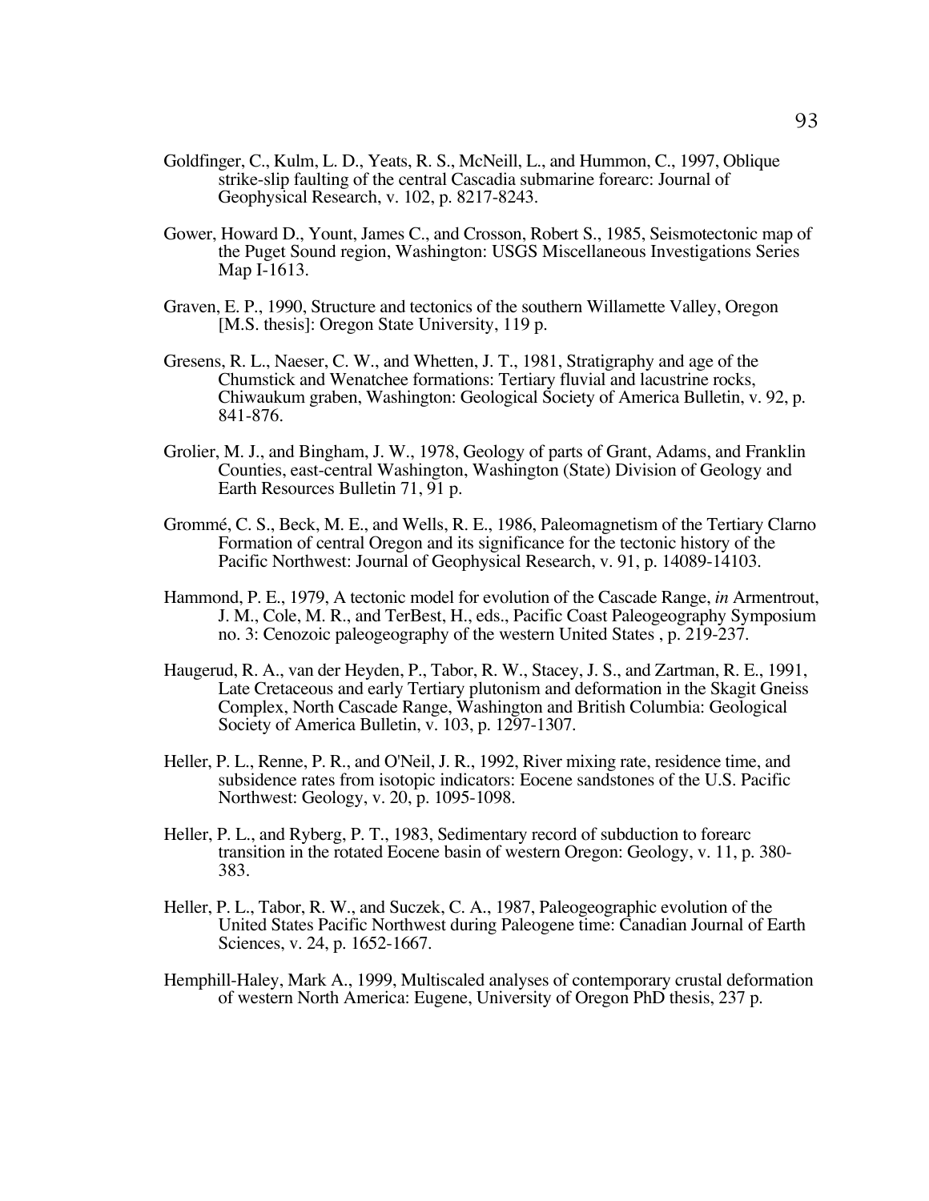Goldfinger, C., Kulm, L. D., Yeats, R. S., McNeill, L., and Hummon, C., 1997, Oblique strike-slip faulting of the central Cascadia submarine forearc: Journal of Geophysical Research, v. 102, p. 8217-8243.

Gower, Howard D., Yount, James C., and Crosson, Robert S., 1985, Seismotectonic map of the Puget Sound region, Washington: USGS Miscellaneous Investigations Series Map I-1613.

Graven, E. P., 1990, Structure and tectonics of the southern Willamette Valley, Oregon [M.S. thesis]: Oregon State University, 119 p.

Gresens, R. L., Naeser, C. W., and Whetten, J. T., 1981, Stratigraphy and age of the Chumstick and Wenatchee formations: Tertiary fluvial and lacustrine rocks, Chiwaukum graben, Washington: Geological Society of America Bulletin, v. 92, p. 841-876.

Grolier, M. J., and Bingham, J. W., 1978, Geology of parts of Grant, Adams, and Franklin Counties, east-central Washington, Washington (State) Division of Geology and Earth Resources Bulletin 71, 91 p.

Grommé, C. S., Beck, M. E., and Wells, R. E., 1986, Paleomagnetism of the Tertiary Clarno Formation of central Oregon and its significance for the tectonic history of the Pacific Northwest: Journal of Geophysical Research, v. 91, p. 14089-14103.

Hammond, P. E., 1979, A tectonic model for evolution of the Cascade Range, *in* Armentrout, J. M., Cole, M. R., and TerBest, H., eds., Pacific Coast Paleogeography Symposium no. 3: Cenozoic paleogeography of the western United States , p. 219-237.

Haugerud, R. A., van der Heyden, P., Tabor, R. W., Stacey, J. S., and Zartman, R. E., 1991, Late Cretaceous and early Tertiary plutonism and deformation in the Skagit Gneiss Complex, North Cascade Range, Washington and British Columbia: Geological Society of America Bulletin, v. 103, p. 1297-1307.

Heller, P. L., Renne, P. R., and O'Neil, J. R., 1992, River mixing rate, residence time, and subsidence rates from isotopic indicators: Eocene sandstones of the U.S. Pacific Northwest: Geology, v. 20, p. 1095-1098.

Heller, P. L., and Ryberg, P. T., 1983, Sedimentary record of subduction to forearc transition in the rotated Eocene basin of western Oregon: Geology, v. 11, p. 380-383.

Heller, P. L., Tabor, R. W., and Suczek, C. A., 1987, Paleogeographic evolution of the United States Pacific Northwest during Paleogene time: Canadian Journal of Earth Sciences, v. 24, p. 1652-1667.

Hemphill-Haley, Mark A., 1999, Multiscaled analyses of contemporary crustal deformation of western North America: Eugene, University of Oregon PhD thesis, 237 p.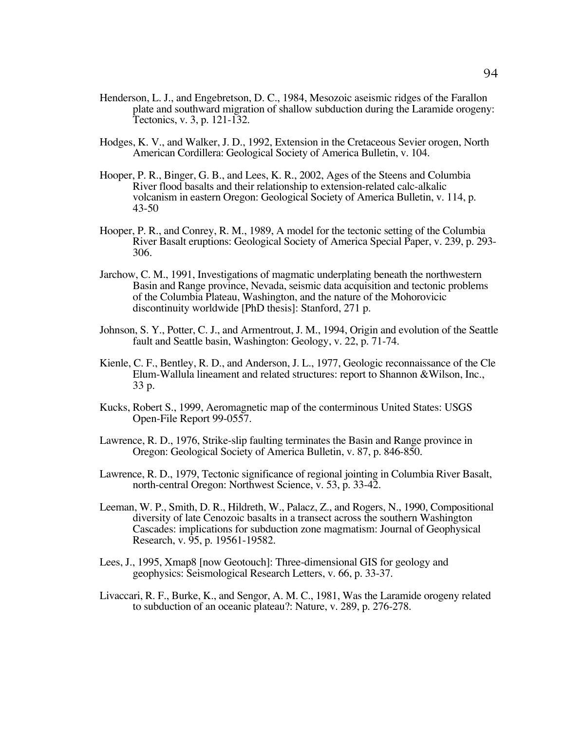Henderson, L. J., and Engebretson, D. C., 1984, Mesozoic aseismic ridges of the Farallon plate and southward migration of shallow subduction during the Laramide orogeny: Tectonics, v. 3, p. 121-132.

Hodges, K. V., and Walker, J. D., 1992, Extension in the Cretaceous Sevier orogen, North American Cordillera: Geological Society of America Bulletin, v. 104.

Hooper, P. R., Binger, G. B., and Lees, K. R., 2002, Ages of the Steens and Columbia River flood basalts and their relationship to extension-related calc-alkalic volcanism in eastern Oregon: Geological Society of America Bulletin, v. 114, p. 43-50

Hooper, P. R., and Conrey, R. M., 1989, A model for the tectonic setting of the Columbia River Basalt eruptions: Geological Society of America Special Paper, v. 239, p. 293-306.

Jarchow, C. M., 1991, Investigations of magmatic underplating beneath the northwestern Basin and Range province, Nevada, seismic data acquisition and tectonic problems of the Columbia Plateau, Washington, and the nature of the Mohorovicic discontinuity worldwide [PhD thesis]: Stanford, 271 p.

Johnson, S. Y., Potter, C. J., and Armentrout, J. M., 1994, Origin and evolution of the Seattle fault and Seattle basin, Washington: Geology, v. 22, p. 71-74.

Kienle, C. F., Bentley, R. D., and Anderson, J. L., 1977, Geologic reconnaissance of the Cle Elum-Wallula lineament and related structures: report to Shannon &Wilson, Inc., 33 p.

Kucks, Robert S., 1999, Aeromagnetic map of the conterminous United States: USGS Open-File Report 99-0557.

Lawrence, R. D., 1976, Strike-slip faulting terminates the Basin and Range province in Oregon: Geological Society of America Bulletin, v. 87, p. 846-850.

Lawrence, R. D., 1979, Tectonic significance of regional jointing in Columbia River Basalt, north-central Oregon: Northwest Science, v. 53, p. 33-42.

Leeman, W. P., Smith, D. R., Hildreth, W., Palacz, Z., and Rogers, N., 1990, Compositional diversity of late Cenozoic basalts in a transect across the southern Washington Cascades: implications for subduction zone magmatism: Journal of Geophysical Research, v. 95, p. 19561-19582.

Lees, J., 1995, Xmap8 [now Geotouch]: Three-dimensional GIS for geology and geophysics: Seismological Research Letters, v. 66, p. 33-37.

Livaccari, R. F., Burke, K., and Sengor, A. M. C., 1981, Was the Laramide orogeny related to subduction of an oceanic plateau?: Nature, v. 289, p. 276-278.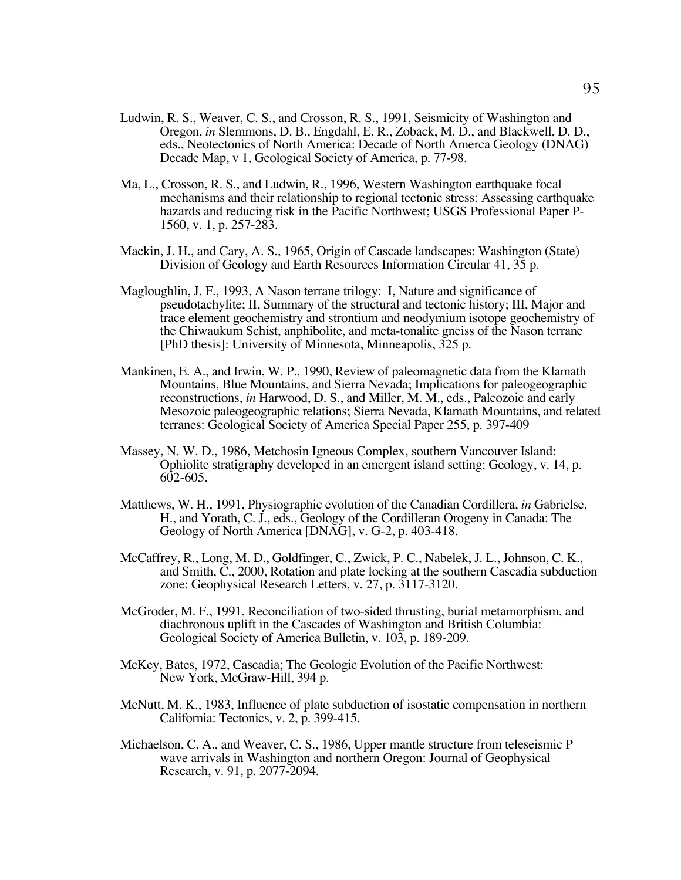Ludwin, R. S., Weaver, C. S., and Crosson, R. S., 1991, Seismicity of Washington and Oregon, *in* Slemmons, D. B., Engdahl, E. R., Zoback, M. D., and Blackwell, D. D., eds., Neotectonics of North America: Decade of North Amerca Geology (DNAG) Decade Map, v 1, Geological Society of America, p. 77-98.

Ma, L., Crosson, R. S., and Ludwin, R., 1996, Western Washington earthquake focal mechanisms and their relationship to regional tectonic stress: Assessing earthquake hazards and reducing risk in the Pacific Northwest; USGS Professional Paper P-1560, v. 1, p. 257-283.

Mackin, J. H., and Cary, A. S., 1965, Origin of Cascade landscapes: Washington (State) Division of Geology and Earth Resources Information Circular 41, 35 p.

Magloughlin, J. F., 1993, A Nason terrane trilogy: I, Nature and significance of pseudotachylite; II, Summary of the structural and tectonic history; III, Major and trace element geochemistry and strontium and neodymium isotope geochemistry of the Chiwaukum Schist, anphibolite, and meta-tonalite gneiss of the Nason terrane [PhD thesis]: University of Minnesota, Minneapolis, 325 p.

Mankinen, E. A., and Irwin, W. P., 1990, Review of paleomagnetic data from the Klamath Mountains, Blue Mountains, and Sierra Nevada; Implications for paleogeographic reconstructions, *in* Harwood, D. S., and Miller, M. M., eds., Paleozoic and early Mesozoic paleogeographic relations; Sierra Nevada, Klamath Mountains, and related terranes: Geological Society of America Special Paper 255, p. 397-409

Massey, N. W. D., 1986, Metchosin Igneous Complex, southern Vancouver Island: Ophiolite stratigraphy developed in an emergent island setting: Geology, v. 14, p. 602-605.

Matthews, W. H., 1991, Physiographic evolution of the Canadian Cordillera, *in* Gabrielse, H., and Yorath, C. J., eds., Geology of the Cordilleran Orogeny in Canada: The Geology of North America [DNAG], v. G-2, p. 403-418.

McCaffrey, R., Long, M. D., Goldfinger, C., Zwick, P. C., Nabelek, J. L., Johnson, C. K., and Smith, C., 2000, Rotation and plate locking at the southern Cascadia subduction zone: Geophysical Research Letters, v. 27, p. 3117-3120.

McGroder, M. F., 1991, Reconciliation of two-sided thrusting, burial metamorphism, and diachronous uplift in the Cascades of Washington and British Columbia: Geological Society of America Bulletin, v. 103, p. 189-209.

McKey, Bates, 1972, Cascadia; The Geologic Evolution of the Pacific Northwest: New York, McGraw-Hill, 394 p.

McNutt, M. K., 1983, Influence of plate subduction of isostatic compensation in northern California: Tectonics, v. 2, p. 399-415.

Michaelson, C. A., and Weaver, C. S., 1986, Upper mantle structure from teleseismic P wave arrivals in Washington and northern Oregon: Journal of Geophysical Research, v. 91, p. 2077-2094.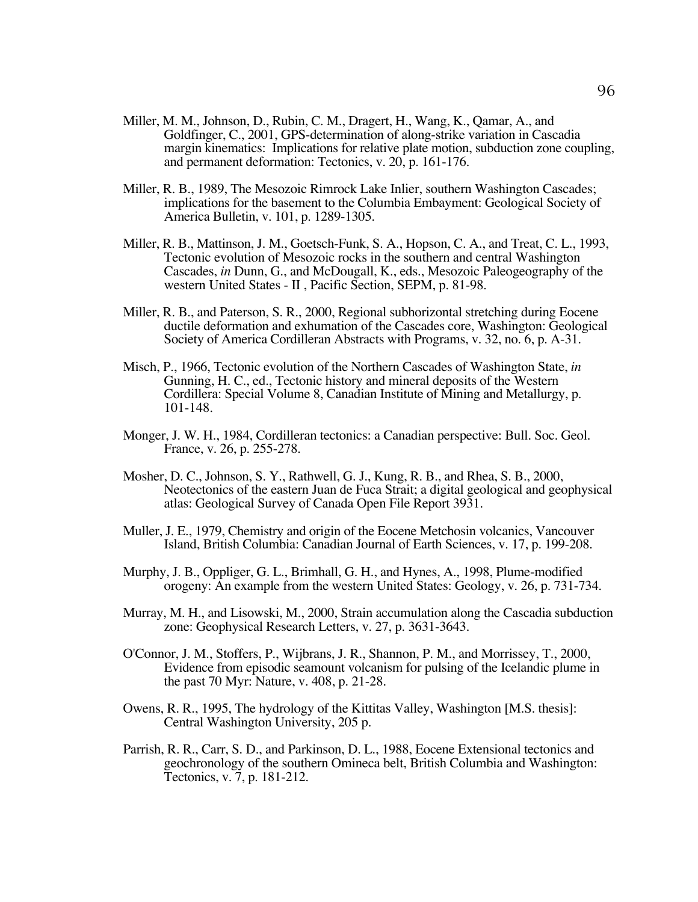Miller, M. M., Johnson, D., Rubin, C. M., Dragert, H., Wang, K., Qamar, A., and Goldfinger, C., 2001, GPS-determination of along-strike variation in Cascadia margin kinematics: Implications for relative plate motion, subduction zone coupling, and permanent deformation: Tectonics, v. 20, p. 161-176.

Miller, R. B., 1989, The Mesozoic Rimrock Lake Inlier, southern Washington Cascades; implications for the basement to the Columbia Embayment: Geological Society of America Bulletin, v. 101, p. 1289-1305.

Miller, R. B., Mattinson, J. M., Goetsch-Funk, S. A., Hopson, C. A., and Treat, C. L., 1993, Tectonic evolution of Mesozoic rocks in the southern and central Washington Cascades, *in* Dunn, G., and McDougall, K., eds., Mesozoic Paleogeography of the western United States - II , Pacific Section, SEPM, p. 81-98.

Miller, R. B., and Paterson, S. R., 2000, Regional subhorizontal stretching during Eocene ductile deformation and exhumation of the Cascades core, Washington: Geological Society of America Cordilleran Abstracts with Programs, v. 32, no. 6, p. A-31.

Misch, P., 1966, Tectonic evolution of the Northern Cascades of Washington State, *in* Gunning, H. C., ed., Tectonic history and mineral deposits of the Western Cordillera: Special Volume 8, Canadian Institute of Mining and Metallurgy, p. 101-148.

Monger, J. W. H., 1984, Cordilleran tectonics: a Canadian perspective: Bull. Soc. Geol. France, v. 26, p. 255-278.

Mosher, D. C., Johnson, S. Y., Rathwell, G. J., Kung, R. B., and Rhea, S. B., 2000, Neotectonics of the eastern Juan de Fuca Strait; a digital geological and geophysical atlas: Geological Survey of Canada Open File Report 3931.

Muller, J. E., 1979, Chemistry and origin of the Eocene Metchosin volcanics, Vancouver Island, British Columbia: Canadian Journal of Earth Sciences, v. 17, p. 199-208.

Murphy, J. B., Oppliger, G. L., Brimhall, G. H., and Hynes, A., 1998, Plume-modified orogeny: An example from the western United States: Geology, v. 26, p. 731-734.

Murray, M. H., and Lisowski, M., 2000, Strain accumulation along the Cascadia subduction zone: Geophysical Research Letters, v. 27, p. 3631-3643.

O'Connor, J. M., Stoffers, P., Wijbrans, J. R., Shannon, P. M., and Morrissey, T., 2000, Evidence from episodic seamount volcanism for pulsing of the Icelandic plume in the past 70 Myr: Nature, v. 408, p. 21-28.

Owens, R. R., 1995, The hydrology of the Kittitas Valley, Washington [M.S. thesis]: Central Washington University, 205 p.

Parrish, R. R., Carr, S. D., and Parkinson, D. L., 1988, Eocene Extensional tectonics and geochronology of the southern Omineca belt, British Columbia and Washington: Tectonics, v. 7, p. 181-212.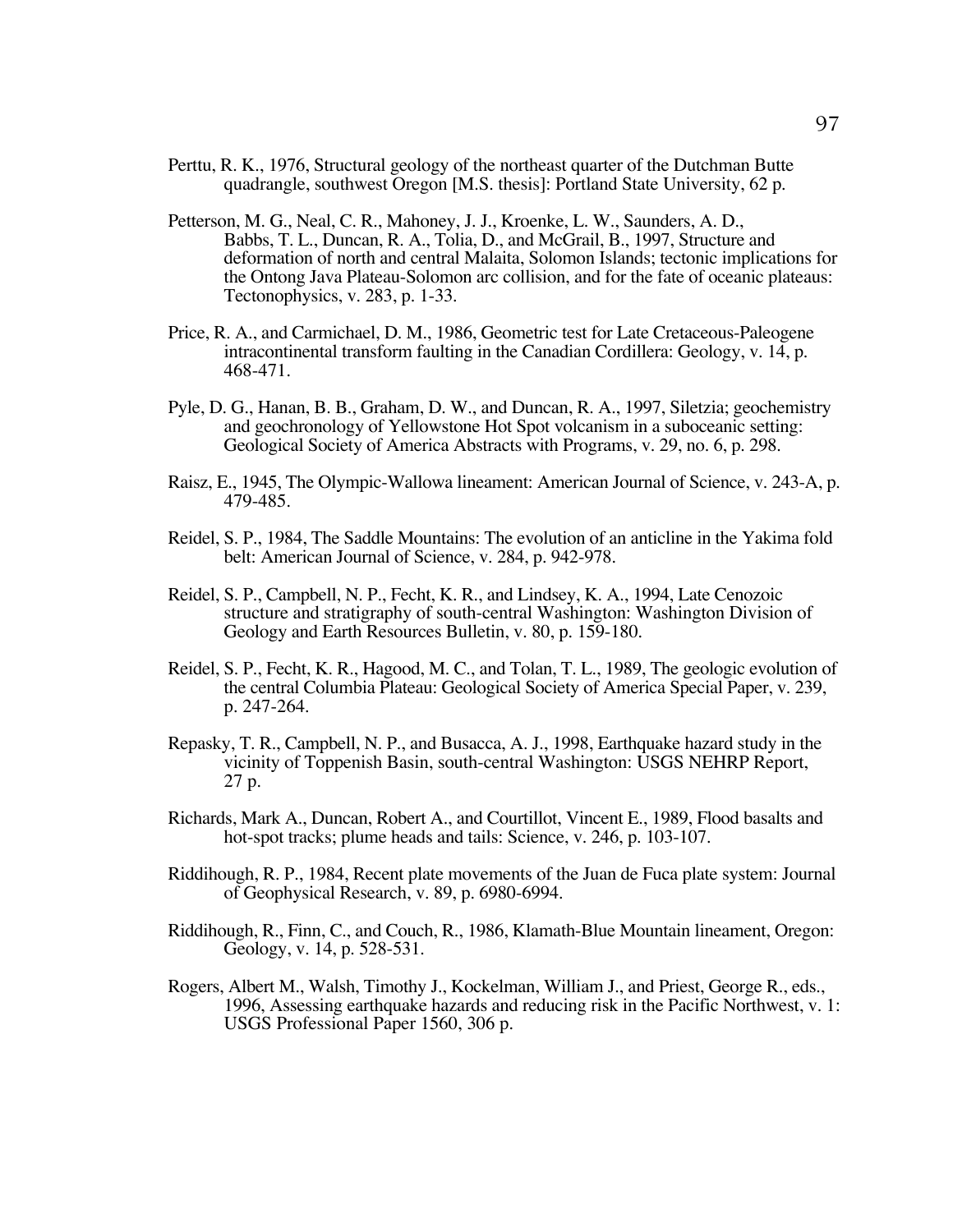Perttu, R. K., 1976, Structural geology of the northeast quarter of the Dutchman Butte quadrangle, southwest Oregon [M.S. thesis]: Portland State University, 62 p.

Petterson, M. G., Neal, C. R., Mahoney, J. J., Kroenke, L. W., Saunders, A. D., Babbs, T. L., Duncan, R. A., Tolia, D., and McGrail, B., 1997, Structure and deformation of north and central Malaita, Solomon Islands; tectonic implications for the Ontong Java Plateau-Solomon arc collision, and for the fate of oceanic plateaus: Tectonophysics, v. 283, p. 1-33.

Price, R. A., and Carmichael, D. M., 1986, Geometric test for Late Cretaceous-Paleogene intracontinental transform faulting in the Canadian Cordillera: Geology, v. 14, p. 468-471.

Pyle, D. G., Hanan, B. B., Graham, D. W., and Duncan, R. A., 1997, Siletzia; geochemistry and geochronology of Yellowstone Hot Spot volcanism in a suboceanic setting: Geological Society of America Abstracts with Programs, v. 29, no. 6, p. 298.

Raisz, E., 1945, The Olympic-Wallowa lineament: American Journal of Science, v. 243-A, p. 479-485.

Reidel, S. P., 1984, The Saddle Mountains: The evolution of an anticline in the Yakima fold belt: American Journal of Science, v. 284, p. 942-978.

Reidel, S. P., Campbell, N. P., Fecht, K. R., and Lindsey, K. A., 1994, Late Cenozoic structure and stratigraphy of south-central Washington: Washington Division of Geology and Earth Resources Bulletin, v. 80, p. 159-180.

Reidel, S. P., Fecht, K. R., Hagood, M. C., and Tolan, T. L., 1989, The geologic evolution of the central Columbia Plateau: Geological Society of America Special Paper, v. 239, p. 247-264.

Repasky, T. R., Campbell, N. P., and Busacca, A. J., 1998, Earthquake hazard study in the vicinity of Toppenish Basin, south-central Washington: USGS NEHRP Report, 27 p.

Richards, Mark A., Duncan, Robert A., and Courtillot, Vincent E., 1989, Flood basalts and hot-spot tracks; plume heads and tails: Science, v. 246, p. 103-107.

Riddihough, R. P., 1984, Recent plate movements of the Juan de Fuca plate system: Journal of Geophysical Research, v. 89, p. 6980-6994.

Riddihough, R., Finn, C., and Couch, R., 1986, Klamath-Blue Mountain lineament, Oregon: Geology, v. 14, p. 528-531.

Rogers, Albert M., Walsh, Timothy J., Kockelman, William J., and Priest, George R., eds., 1996, Assessing earthquake hazards and reducing risk in the Pacific Northwest, v. 1: USGS Professional Paper 1560, 306 p.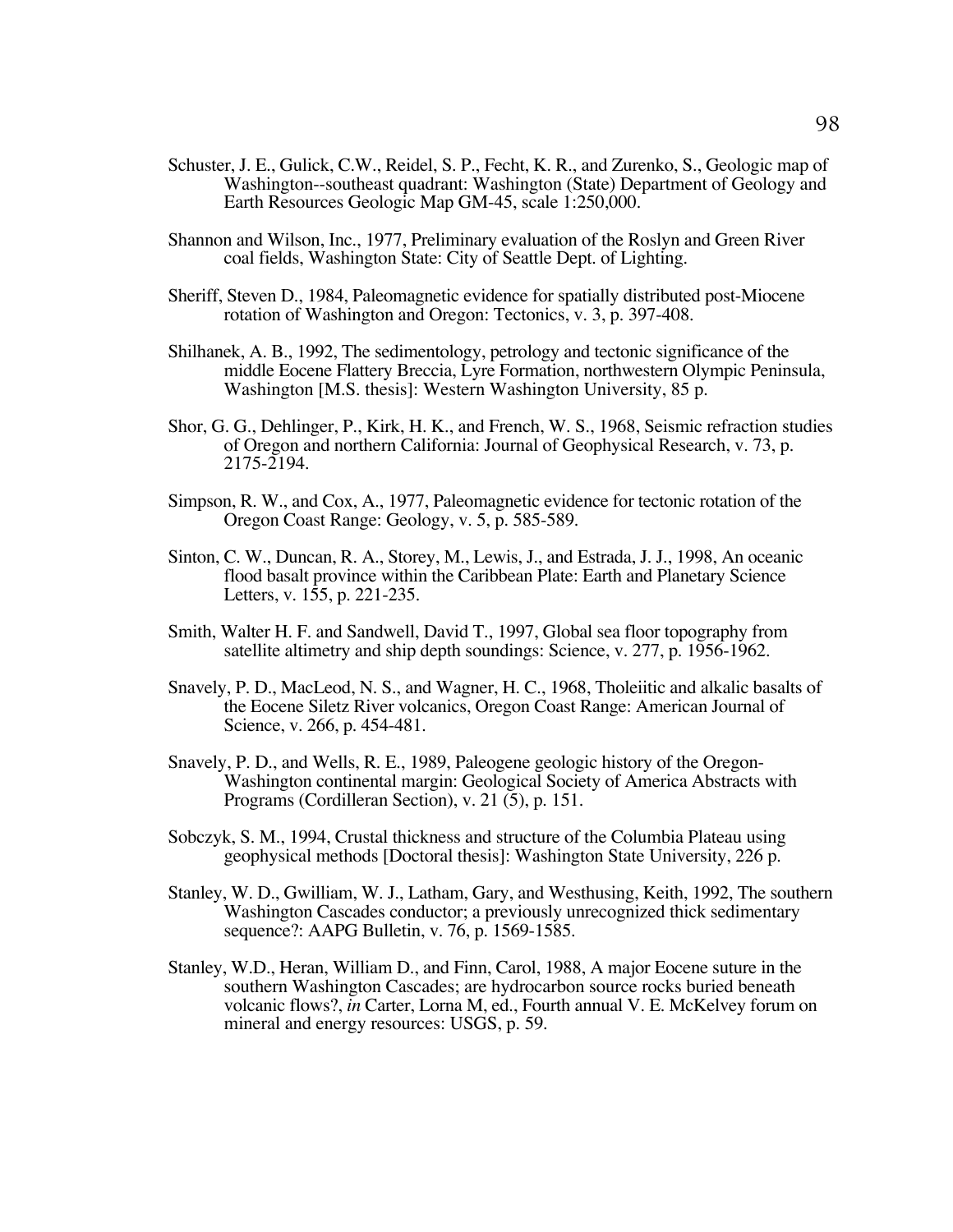Schuster, J. E., Gulick, C.W., Reidel, S. P., Fecht, K. R., and Zurenko, S., Geologic map of Washington--southeast quadrant: Washington (State) Department of Geology and Earth Resources Geologic Map GM-45, scale 1:250,000.

Shannon and Wilson, Inc., 1977, Preliminary evaluation of the Roslyn and Green River coal fields, Washington State: City of Seattle Dept. of Lighting.

Sheriff, Steven D., 1984, Paleomagnetic evidence for spatially distributed post-Miocene rotation of Washington and Oregon: Tectonics, v. 3, p. 397-408.

Shilhanek, A. B., 1992, The sedimentology, petrology and tectonic significance of the middle Eocene Flattery Breccia, Lyre Formation, northwestern Olympic Peninsula, Washington [M.S. thesis]: Western Washington University, 85 p.

Shor, G. G., Dehlinger, P., Kirk, H. K., and French, W. S., 1968, Seismic refraction studies of Oregon and northern California: Journal of Geophysical Research, v. 73, p. 2175-2194.

Simpson, R. W., and Cox, A., 1977, Paleomagnetic evidence for tectonic rotation of the Oregon Coast Range: Geology, v. 5, p. 585-589.

Sinton, C. W., Duncan, R. A., Storey, M., Lewis, J., and Estrada, J. J., 1998, An oceanic flood basalt province within the Caribbean Plate: Earth and Planetary Science Letters, v. 155, p. 221-235.

Smith, Walter H. F. and Sandwell, David T., 1997, Global sea floor topography from satellite altimetry and ship depth soundings: Science, v. 277, p. 1956-1962.

Snavely, P. D., MacLeod, N. S., and Wagner, H. C., 1968, Tholeiitic and alkalic basalts of the Eocene Siletz River volcanics, Oregon Coast Range: American Journal of Science, v. 266, p. 454-481.

Snavely, P. D., and Wells, R. E., 1989, Paleogene geologic history of the Oregon-Washington continental margin: Geological Society of America Abstracts with Programs (Cordilleran Section), v. 21 (5), p. 151.

Sobczyk, S. M., 1994, Crustal thickness and structure of the Columbia Plateau using geophysical methods [Doctoral thesis]: Washington State University, 226 p.

Stanley, W. D., Gwilliam, W. J., Latham, Gary, and Westhusing, Keith, 1992, The southern Washington Cascades conductor; a previously unrecognized thick sedimentary sequence?: AAPG Bulletin, v. 76, p. 1569-1585.

Stanley, W.D., Heran, William D., and Finn, Carol, 1988, A major Eocene suture in the southern Washington Cascades; are hydrocarbon source rocks buried beneath volcanic flows?, *in* Carter, Lorna M, ed., Fourth annual V. E. McKelvey forum on mineral and energy resources: USGS, p. 59.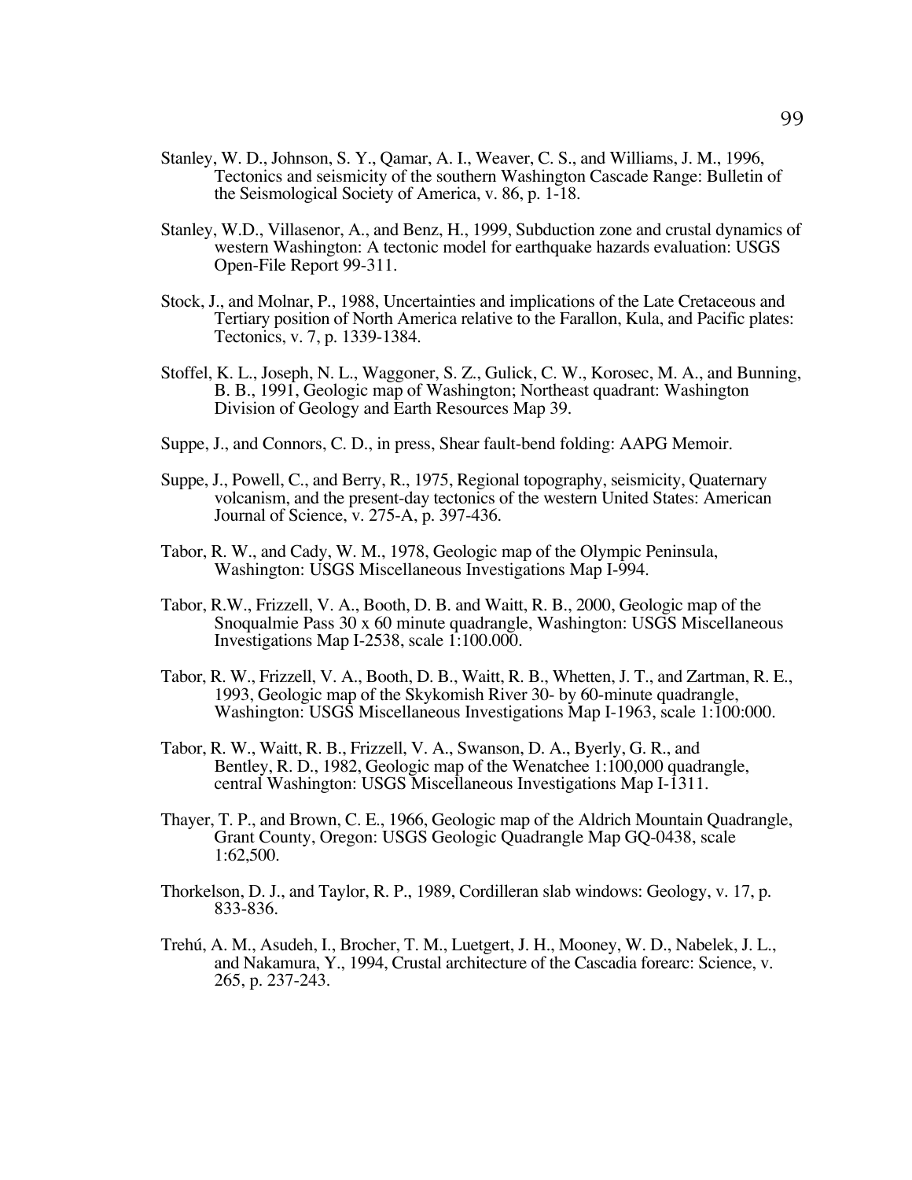Stanley, W. D., Johnson, S. Y., Qamar, A. I., Weaver, C. S., and Williams, J. M., 1996, Tectonics and seismicity of the southern Washington Cascade Range: Bulletin of the Seismological Society of America, v. 86, p. 1-18.

Stanley, W.D., Villasenor, A., and Benz, H., 1999, Subduction zone and crustal dynamics of western Washington: A tectonic model for earthquake hazards evaluation: USGS Open-File Report 99-311.

Stock, J., and Molnar, P., 1988, Uncertainties and implications of the Late Cretaceous and Tertiary position of North America relative to the Farallon, Kula, and Pacific plates: Tectonics, v. 7, p. 1339-1384.

Stoffel, K. L., Joseph, N. L., Waggoner, S. Z., Gulick, C. W., Korosec, M. A., and Bunning, B. B., 1991, Geologic map of Washington; Northeast quadrant: Washington Division of Geology and Earth Resources Map 39.

Suppe, J., and Connors, C. D., in press, Shear fault-bend folding: AAPG Memoir.

Suppe, J., Powell, C., and Berry, R., 1975, Regional topography, seismicity, Quaternary volcanism, and the present-day tectonics of the western United States: American Journal of Science, v. 275-A, p. 397-436.

Tabor, R. W., and Cady, W. M., 1978, Geologic map of the Olympic Peninsula, Washington: USGS Miscellaneous Investigations Map I-994.

Tabor, R.W., Frizzell, V. A., Booth, D. B. and Waitt, R. B., 2000, Geologic map of the Snoqualmie Pass 30 x 60 minute quadrangle, Washington: USGS Miscellaneous Investigations Map I-2538, scale 1:100.000.

Tabor, R. W., Frizzell, V. A., Booth, D. B., Waitt, R. B., Whetten, J. T., and Zartman, R. E., 1993, Geologic map of the Skykomish River 30- by 60-minute quadrangle, Washington: USGS Miscellaneous Investigations Map I-1963, scale 1:100:000.

Tabor, R. W., Waitt, R. B., Frizzell, V. A., Swanson, D. A., Byerly, G. R., and Bentley, R. D., 1982, Geologic map of the Wenatchee 1:100,000 quadrangle, central Washington: USGS Miscellaneous Investigations Map I-1311.

Thayer, T. P., and Brown, C. E., 1966, Geologic map of the Aldrich Mountain Quadrangle, Grant County, Oregon: USGS Geologic Quadrangle Map GQ-0438, scale 1:62,500.

Thorkelson, D. J., and Taylor, R. P., 1989, Cordilleran slab windows: Geology, v. 17, p. 833-836.

Trehú, A. M., Asudeh, I., Brocher, T. M., Luetgert, J. H., Mooney, W. D., Nabelek, J. L., and Nakamura, Y., 1994, Crustal architecture of the Cascadia forearc: Science, v. 265, p. 237-243.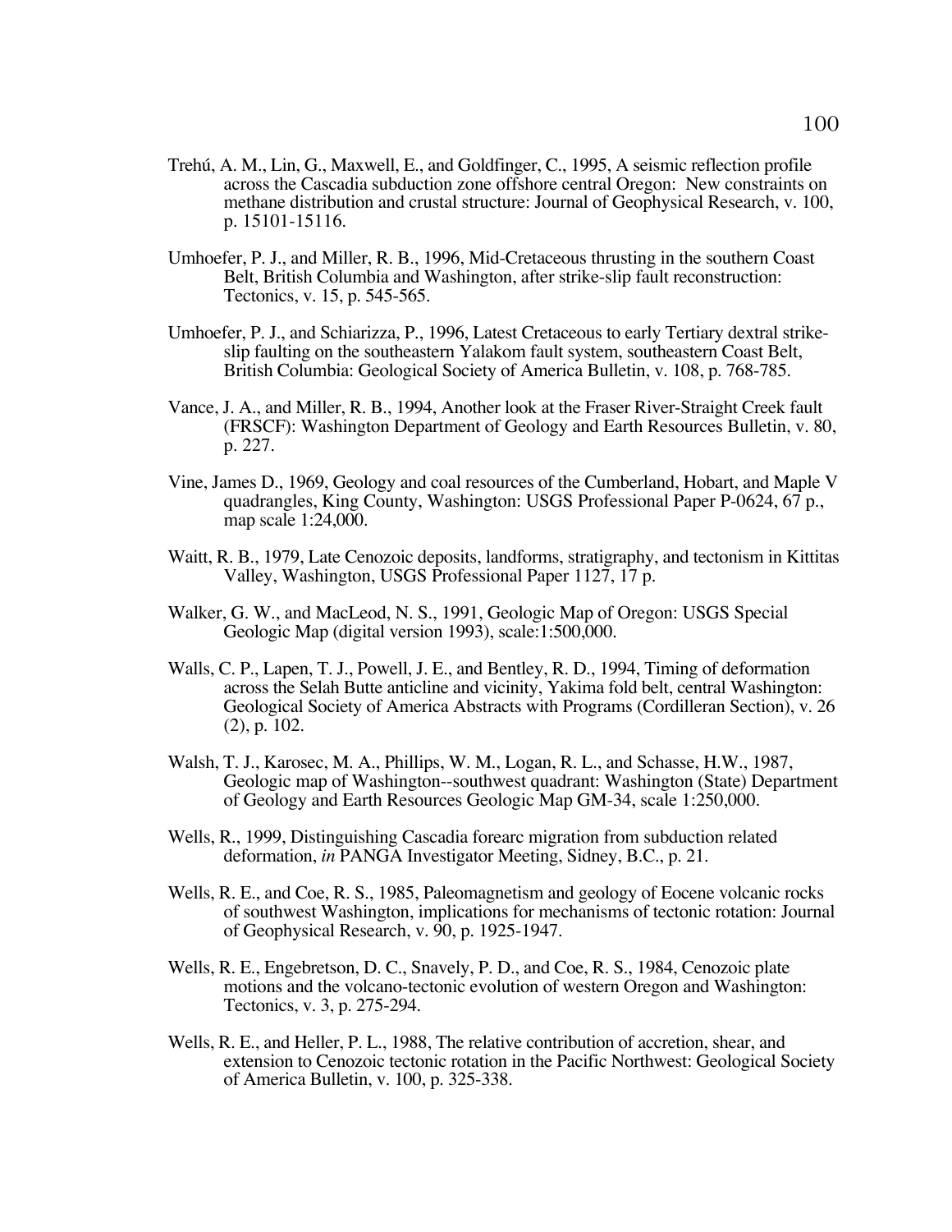Trehú, A. M., Lin, G., Maxwell, E., and Goldfinger, C., 1995, A seismic reflection profile across the Cascadia subduction zone offshore central Oregon: New constraints on methane distribution and crustal structure: Journal of Geophysical Research, v. 100, p. 15101-15116.

Umhoefer, P. J., and Miller, R. B., 1996, Mid-Cretaceous thrusting in the southern Coast Belt, British Columbia and Washington, after strike-slip fault reconstruction: Tectonics, v. 15, p. 545-565.

Umhoefer, P. J., and Schiarizza, P., 1996, Latest Cretaceous to early Tertiary dextral strike-slip faulting on the southeastern Yalakom fault system, southeastern Coast Belt, British Columbia: Geological Society of America Bulletin, v. 108, p. 768-785.

Vance, J. A., and Miller, R. B., 1994, Another look at the Fraser River-Straight Creek fault (FRSCF): Washington Department of Geology and Earth Resources Bulletin, v. 80, p. 227.

Vine, James D., 1969, Geology and coal resources of the Cumberland, Hobart, and Maple V quadrangles, King County, Washington: USGS Professional Paper P-0624, 67 p., map scale 1:24,000.

Waitt, R. B., 1979, Late Cenozoic deposits, landforms, stratigraphy, and tectonism in Kittitas Valley, Washington, USGS Professional Paper 1127, 17 p.

Walker, G. W., and MacLeod, N. S., 1991, Geologic Map of Oregon: USGS Special Geologic Map (digital version 1993), scale:1:500,000.

Walls, C. P., Lapen, T. J., Powell, J. E., and Bentley, R. D., 1994, Timing of deformation across the Selah Butte anticline and vicinity, Yakima fold belt, central Washington: Geological Society of America Abstracts with Programs (Cordilleran Section), v. 26 (2), p. 102.

Walsh, T. J., Karosec, M. A., Phillips, W. M., Logan, R. L., and Schasse, H.W., 1987, Geologic map of Washington--southwest quadrant: Washington (State) Department of Geology and Earth Resources Geologic Map GM-34, scale 1:250,000.

Wells, R., 1999, Distinguishing Cascadia forearc migration from subduction related deformation, *in* PANGA Investigator Meeting, Sidney, B.C., p. 21.

Wells, R. E., and Coe, R. S., 1985, Paleomagnetism and geology of Eocene volcanic rocks of southwest Washington, implications for mechanisms of tectonic rotation: Journal of Geophysical Research, v. 90, p. 1925-1947.

Wells, R. E., Engebretson, D. C., Snavely, P. D., and Coe, R. S., 1984, Cenozoic plate motions and the volcano-tectonic evolution of western Oregon and Washington: Tectonics, v. 3, p. 275-294.

Wells, R. E., and Heller, P. L., 1988, The relative contribution of accretion, shear, and extension to Cenozoic tectonic rotation in the Pacific Northwest: Geological Society of America Bulletin, v. 100, p. 325-338.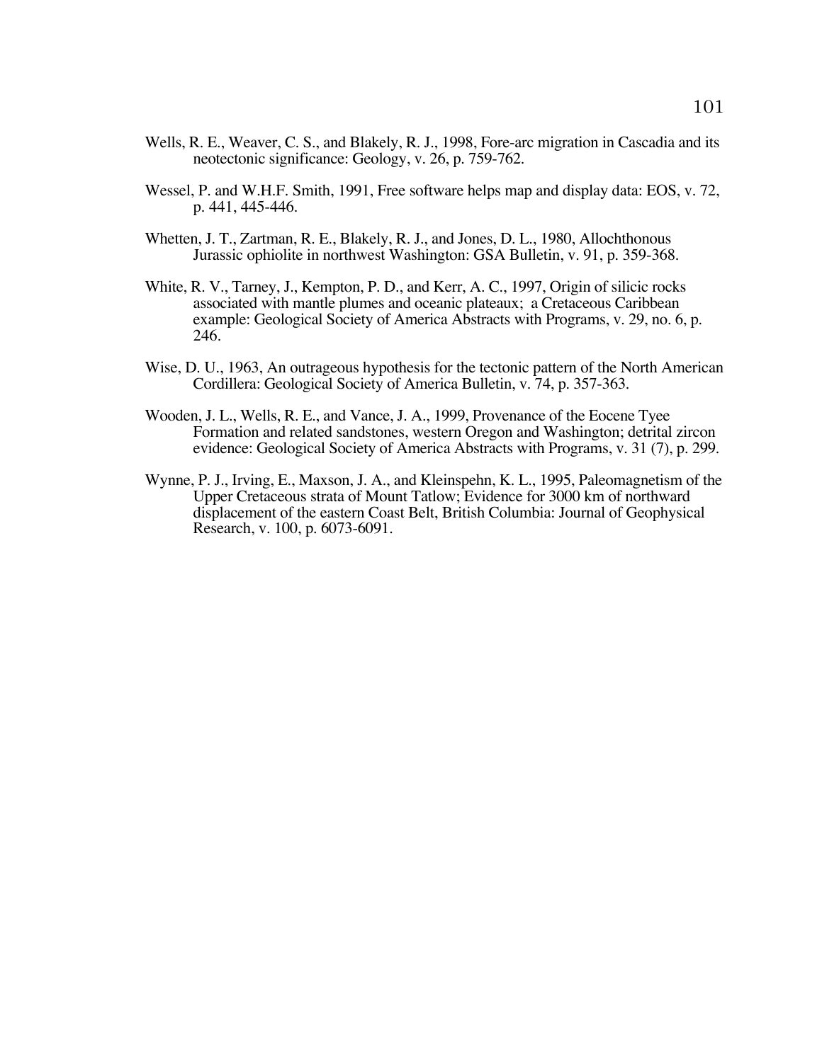Wells, R. E., Weaver, C. S., and Blakely, R. J., 1998, Fore-arc migration in Cascadia and its neotectonic significance: Geology, v. 26, p. 759-762.

Wessel, P. and W.H.F. Smith, 1991, Free software helps map and display data: EOS, v. 72, p. 441, 445-446.

Whetten, J. T., Zartman, R. E., Blakely, R. J., and Jones, D. L., 1980, Allochthonous Jurassic ophiolite in northwest Washington: GSA Bulletin, v. 91, p. 359-368.

White, R. V., Tarney, J., Kempton, P. D., and Kerr, A. C., 1997, Origin of silicic rocks associated with mantle plumes and oceanic plateaux; a Cretaceous Caribbean example: Geological Society of America Abstracts with Programs, v. 29, no. 6, p. 246.

Wise, D. U., 1963, An outrageous hypothesis for the tectonic pattern of the North American Cordillera: Geological Society of America Bulletin, v. 74, p. 357-363.

Wooden, J. L., Wells, R. E., and Vance, J. A., 1999, Provenance of the Eocene Tyee Formation and related sandstones, western Oregon and Washington; detrital zircon evidence: Geological Society of America Abstracts with Programs, v. 31 (7), p. 299.

Wynne, P. J., Irving, E., Maxson, J. A., and Kleinspehn, K. L., 1995, Paleomagnetism of the Upper Cretaceous strata of Mount Tatlow; Evidence for 3000 km of northward displacement of the eastern Coast Belt, British Columbia: Journal of Geophysical Research, v. 100, p. 6073-6091.